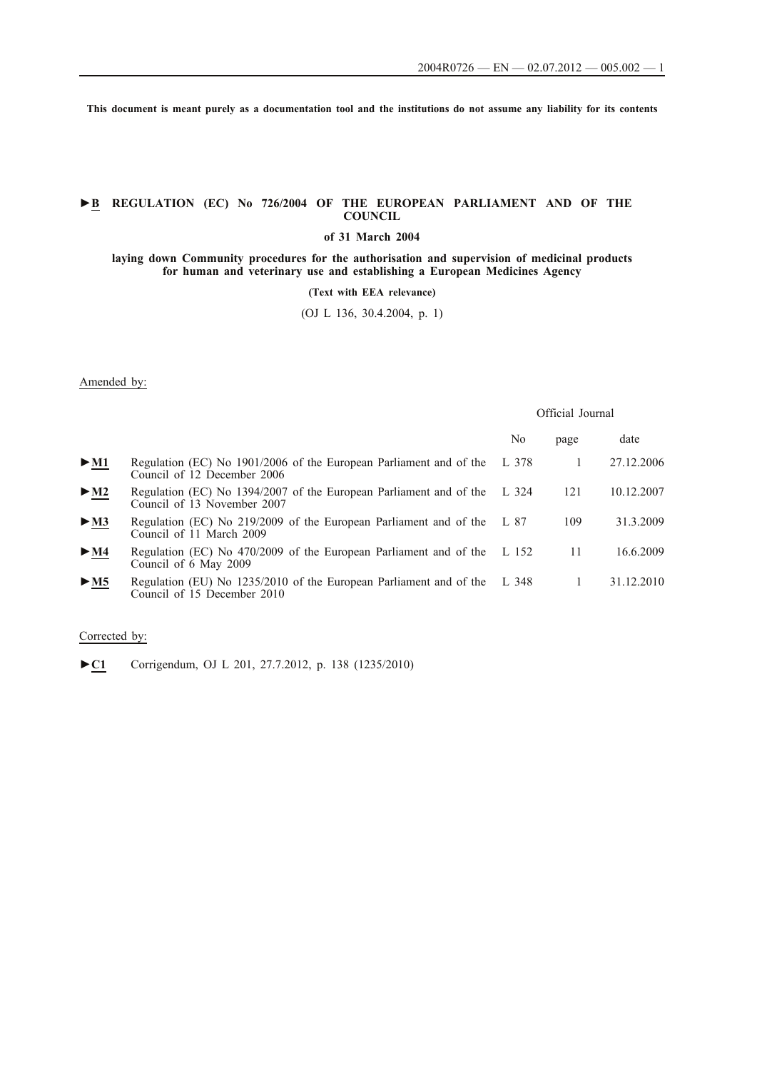**This document is meant purely as a documentation tool and the institutions do not assume any liability for its contents**

# ►B REGULATION (EC) No 726/2004 OF THE EUROPEAN PARLIAMENT AND OF THE COUNCIL

**of 31 March 2004**

**laying down Community procedures for the authorisation and supervision of medicinal products for human and veterinary use and establishing a European Medicines Agency**

**(Text with EEA relevance)**

(OJ L 136, 30.4.2004, p. 1)

Amended by:

| | | Official Journal | | |
|---|---|---|---|---|
| | | No | page | date |
| ►M1 | Regulation (EC) No 1901/2006 of the European Parliament and of the Council of 12 December 2006 | L 378 | 1 | 27.12.2006 |
| ►M2 | Regulation (EC) No 1394/2007 of the European Parliament and of the Council of 13 November 2007 | L 324 | 121 | 10.12.2007 |
| ►M3 | Regulation (EC) No 219/2009 of the European Parliament and of the Council of 11 March 2009 | L 87 | 109 | 31.3.2009 |
| ►M4 | Regulation (EC) No 470/2009 of the European Parliament and of the Council of 6 May 2009 | L 152 | 11 | 16.6.2009 |
| ►M5 | Regulation (EU) No 1235/2010 of the European Parliament and of the Council of 15 December 2010 | L 348 | 1 | 31.12.2010 |

Corrected by:

►C1 Corrigendum, OJ L 201, 27.7.2012, p. 138 (1235/2010)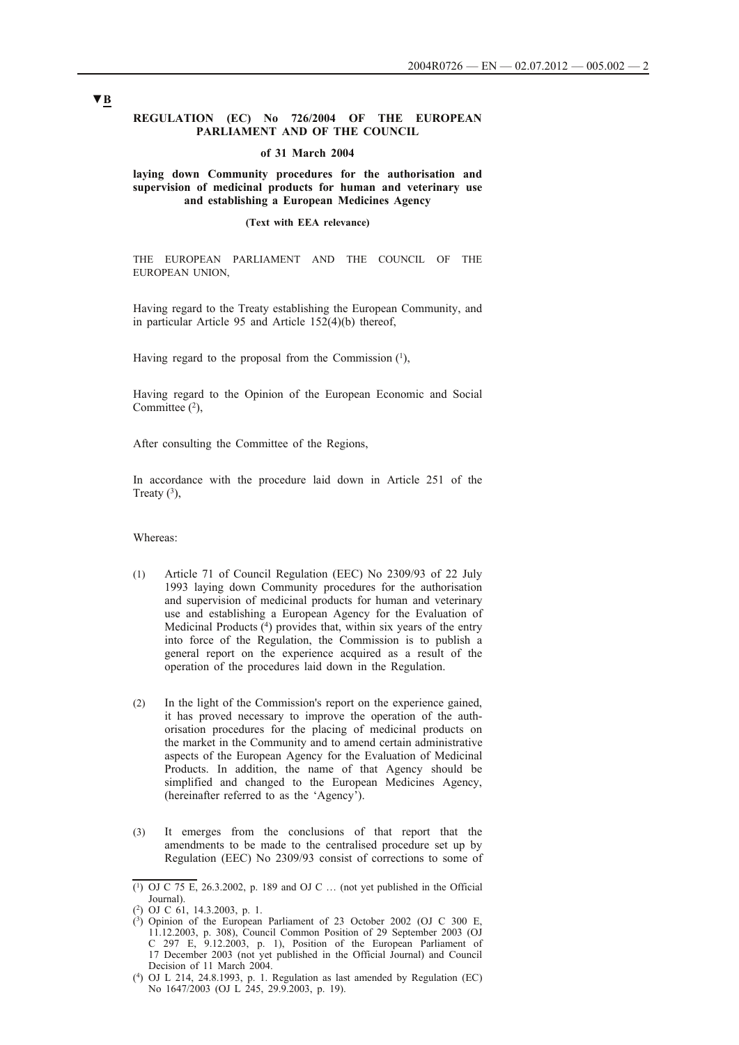▼B

**REGULATION (EC) No 726/2004 OF THE EUROPEAN PARLIAMENT AND OF THE COUNCIL**

**of 31 March 2004**

**laying down Community procedures for the authorisation and supervision of medicinal products for human and veterinary use and establishing a European Medicines Agency**

**(Text with EEA relevance)**

THE EUROPEAN PARLIAMENT AND THE COUNCIL OF THE EUROPEAN UNION,

Having regard to the Treaty establishing the European Community, and in particular Article 95 and Article 152(4)(b) thereof,

Having regard to the proposal from the Commission [1],

Having regard to the Opinion of the European Economic and Social Committee [2],

After consulting the Committee of the Regions,

In accordance with the procedure laid down in Article 251 of the Treaty [3],

Whereas:

(1) Article 71 of Council Regulation (EEC) No 2309/93 of 22 July 1993 laying down Community procedures for the authorisation and supervision of medicinal products for human and veterinary use and establishing a European Agency for the Evaluation of Medicinal Products [4] provides that, within six years of the entry into force of the Regulation, the Commission is to publish a general report on the experience acquired as a result of the operation of the procedures laid down in the Regulation.

(2) In the light of the Commission's report on the experience gained, it has proved necessary to improve the operation of the authorisation procedures for the placing of medicinal products on the market in the Community and to amend certain administrative aspects of the European Agency for the Evaluation of Medicinal Products. In addition, the name of that Agency should be simplified and changed to the European Medicines Agency, (hereinafter referred to as the 'Agency').

(3) It emerges from the conclusions of that report that the amendments to be made to the centralised procedure set up by Regulation (EEC) No 2309/93 consist of corrections to some of

---

[1] OJ C 75 E, 26.3.2002, p. 189 and OJ C … (not yet published in the Official Journal).

[2] OJ C 61, 14.3.2003, p. 1.

[3] Opinion of the European Parliament of 23 October 2002 (OJ C 300 E, 11.12.2003, p. 308), Council Common Position of 29 September 2003 (OJ C 297 E, 9.12.2003, p. 1), Position of the European Parliament of 17 December 2003 (not yet published in the Official Journal) and Council Decision of 11 March 2004.

[4] OJ L 214, 24.8.1993, p. 1. Regulation as last amended by Regulation (EC) No 1647/2003 (OJ L 245, 29.9.2003, p. 19).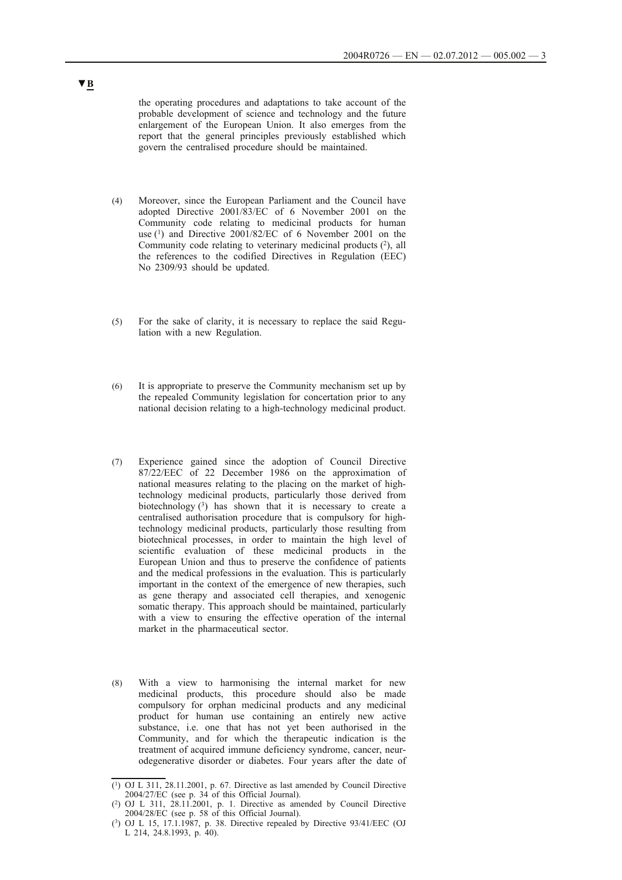▼B

the operating procedures and adaptations to take account of the probable development of science and technology and the future enlargement of the European Union. It also emerges from the report that the general principles previously established which govern the centralised procedure should be maintained.

(4) Moreover, since the European Parliament and the Council have adopted Directive 2001/83/EC of 6 November 2001 on the Community code relating to medicinal products for human use [1] and Directive 2001/82/EC of 6 November 2001 on the Community code relating to veterinary medicinal products [2], all the references to the codified Directives in Regulation (EEC) No 2309/93 should be updated.

(5) For the sake of clarity, it is necessary to replace the said Regulation with a new Regulation.

(6) It is appropriate to preserve the Community mechanism set up by the repealed Community legislation for concertation prior to any national decision relating to a high-technology medicinal product.

(7) Experience gained since the adoption of Council Directive 87/22/EEC of 22 December 1986 on the approximation of national measures relating to the placing on the market of high-technology medicinal products, particularly those derived from biotechnology [3] has shown that it is necessary to create a centralised authorisation procedure that is compulsory for high-technology medicinal products, particularly those resulting from biotechnical processes, in order to maintain the high level of scientific evaluation of these medicinal products in the European Union and thus to preserve the confidence of patients and the medical professions in the evaluation. This is particularly important in the context of the emergence of new therapies, such as gene therapy and associated cell therapies, and xenogenic somatic therapy. This approach should be maintained, particularly with a view to ensuring the effective operation of the internal market in the pharmaceutical sector.

(8) With a view to harmonising the internal market for new medicinal products, this procedure should also be made compulsory for orphan medicinal products and any medicinal product for human use containing an entirely new active substance, i.e. one that has not yet been authorised in the Community, and for which the therapeutic indication is the treatment of acquired immune deficiency syndrome, cancer, neurodegenerative disorder or diabetes. Four years after the date of

---

(1) OJ L 311, 28.11.2001, p. 67. Directive as last amended by Council Directive 2004/27/EC (see p. 34 of this Official Journal).

(2) OJ L 311, 28.11.2001, p. 1. Directive as amended by Council Directive 2004/28/EC (see p. 58 of this Official Journal).

(3) OJ L 15, 17.1.1987, p. 38. Directive repealed by Directive 93/41/EEC (OJ L 214, 24.8.1993, p. 40).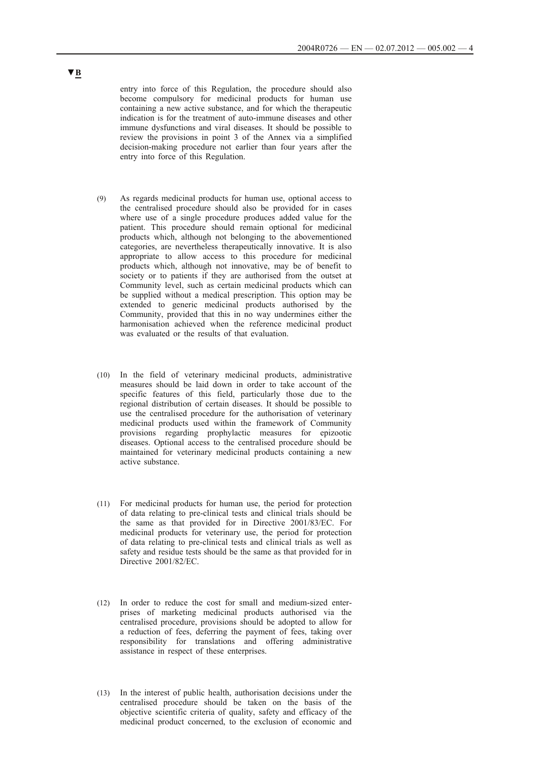**▼B**

entry into force of this Regulation, the procedure should also become compulsory for medicinal products for human use containing a new active substance, and for which the therapeutic indication is for the treatment of auto-immune diseases and other immune dysfunctions and viral diseases. It should be possible to review the provisions in point 3 of the Annex via a simplified decision-making procedure not earlier than four years after the entry into force of this Regulation.

(9) As regards medicinal products for human use, optional access to the centralised procedure should also be provided for in cases where use of a single procedure produces added value for the patient. This procedure should remain optional for medicinal products which, although not belonging to the abovementioned categories, are nevertheless therapeutically innovative. It is also appropriate to allow access to this procedure for medicinal products which, although not innovative, may be of benefit to society or to patients if they are authorised from the outset at Community level, such as certain medicinal products which can be supplied without a medical prescription. This option may be extended to generic medicinal products authorised by the Community, provided that this in no way undermines either the harmonisation achieved when the reference medicinal product was evaluated or the results of that evaluation.

(10) In the field of veterinary medicinal products, administrative measures should be laid down in order to take account of the specific features of this field, particularly those due to the regional distribution of certain diseases. It should be possible to use the centralised procedure for the authorisation of veterinary medicinal products used within the framework of Community provisions regarding prophylactic measures for epizootic diseases. Optional access to the centralised procedure should be maintained for veterinary medicinal products containing a new active substance.

(11) For medicinal products for human use, the period for protection of data relating to pre-clinical tests and clinical trials should be the same as that provided for in Directive 2001/83/EC. For medicinal products for veterinary use, the period for protection of data relating to pre-clinical tests and clinical trials as well as safety and residue tests should be the same as that provided for in Directive 2001/82/EC.

(12) In order to reduce the cost for small and medium-sized enterprises of marketing medicinal products authorised via the centralised procedure, provisions should be adopted to allow for a reduction of fees, deferring the payment of fees, taking over responsibility for translations and offering administrative assistance in respect of these enterprises.

(13) In the interest of public health, authorisation decisions under the centralised procedure should be taken on the basis of the objective scientific criteria of quality, safety and efficacy of the medicinal product concerned, to the exclusion of economic and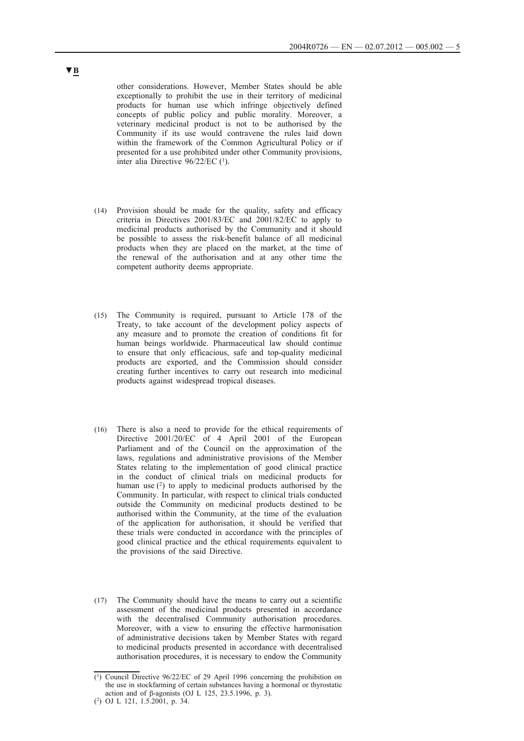▼B

other considerations. However, Member States should be able exceptionally to prohibit the use in their territory of medicinal products for human use which infringe objectively defined concepts of public policy and public morality. Moreover, a veterinary medicinal product is not to be authorised by the Community if its use would contravene the rules laid down within the framework of the Common Agricultural Policy or if presented for a use prohibited under other Community provisions, inter alia Directive 96/22/EC [1].

(14) Provision should be made for the quality, safety and efficacy criteria in Directives 2001/83/EC and 2001/82/EC to apply to medicinal products authorised by the Community and it should be possible to assess the risk-benefit balance of all medicinal products when they are placed on the market, at the time of the renewal of the authorisation and at any other time the competent authority deems appropriate.

(15) The Community is required, pursuant to Article 178 of the Treaty, to take account of the development policy aspects of any measure and to promote the creation of conditions fit for human beings worldwide. Pharmaceutical law should continue to ensure that only efficacious, safe and top-quality medicinal products are exported, and the Commission should consider creating further incentives to carry out research into medicinal products against widespread tropical diseases.

(16) There is also a need to provide for the ethical requirements of Directive 2001/20/EC of 4 April 2001 of the European Parliament and of the Council on the approximation of the laws, regulations and administrative provisions of the Member States relating to the implementation of good clinical practice in the conduct of clinical trials on medicinal products for human use [2] to apply to medicinal products authorised by the Community. In particular, with respect to clinical trials conducted outside the Community on medicinal products destined to be authorised within the Community, at the time of the evaluation of the application for authorisation, it should be verified that these trials were conducted in accordance with the principles of good clinical practice and the ethical requirements equivalent to the provisions of the said Directive.

(17) The Community should have the means to carry out a scientific assessment of the medicinal products presented in accordance with the decentralised Community authorisation procedures. Moreover, with a view to ensuring the effective harmonisation of administrative decisions taken by Member States with regard to medicinal products presented in accordance with decentralised authorisation procedures, it is necessary to endow the Community

---

[1] Council Directive 96/22/EC of 29 April 1996 concerning the prohibition on the use in stockfarming of certain substances having a hormonal or thyrostatic action and of β-agonists (OJ L 125, 23.5.1996, p. 3).

[2] OJ L 121, 1.5.2001, p. 34.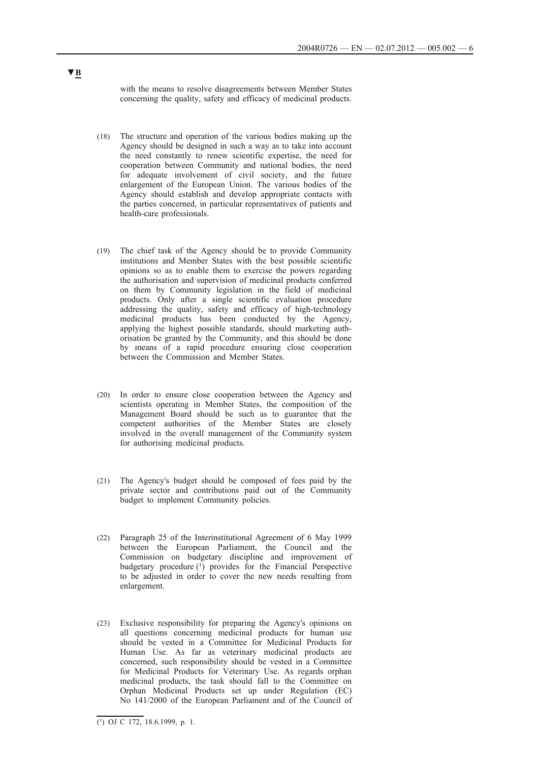▼B

with the means to resolve disagreements between Member States concerning the quality, safety and efficacy of medicinal products.

(18) The structure and operation of the various bodies making up the Agency should be designed in such a way as to take into account the need constantly to renew scientific expertise, the need for cooperation between Community and national bodies, the need for adequate involvement of civil society, and the future enlargement of the European Union. The various bodies of the Agency should establish and develop appropriate contacts with the parties concerned, in particular representatives of patients and health-care professionals.

(19) The chief task of the Agency should be to provide Community institutions and Member States with the best possible scientific opinions so as to enable them to exercise the powers regarding the authorisation and supervision of medicinal products conferred on them by Community legislation in the field of medicinal products. Only after a single scientific evaluation procedure addressing the quality, safety and efficacy of high-technology medicinal products has been conducted by the Agency, applying the highest possible standards, should marketing authorisation be granted by the Community, and this should be done by means of a rapid procedure ensuring close cooperation between the Commission and Member States.

(20) In order to ensure close cooperation between the Agency and scientists operating in Member States, the composition of the Management Board should be such as to guarantee that the competent authorities of the Member States are closely involved in the overall management of the Community system for authorising medicinal products.

(21) The Agency's budget should be composed of fees paid by the private sector and contributions paid out of the Community budget to implement Community policies.

(22) Paragraph 25 of the Interinstitutional Agreement of 6 May 1999 between the European Parliament, the Council and the Commission on budgetary discipline and improvement of budgetary procedure [1] provides for the Financial Perspective to be adjusted in order to cover the new needs resulting from enlargement.

(23) Exclusive responsibility for preparing the Agency's opinions on all questions concerning medicinal products for human use should be vested in a Committee for Medicinal Products for Human Use. As far as veterinary medicinal products are concerned, such responsibility should be vested in a Committee for Medicinal Products for Veterinary Use. As regards orphan medicinal products, the task should fall to the Committee on Orphan Medicinal Products set up under Regulation (EC) No 141/2000 of the European Parliament and of the Council of

---

[1] OJ C 172, 18.6.1999, p. 1.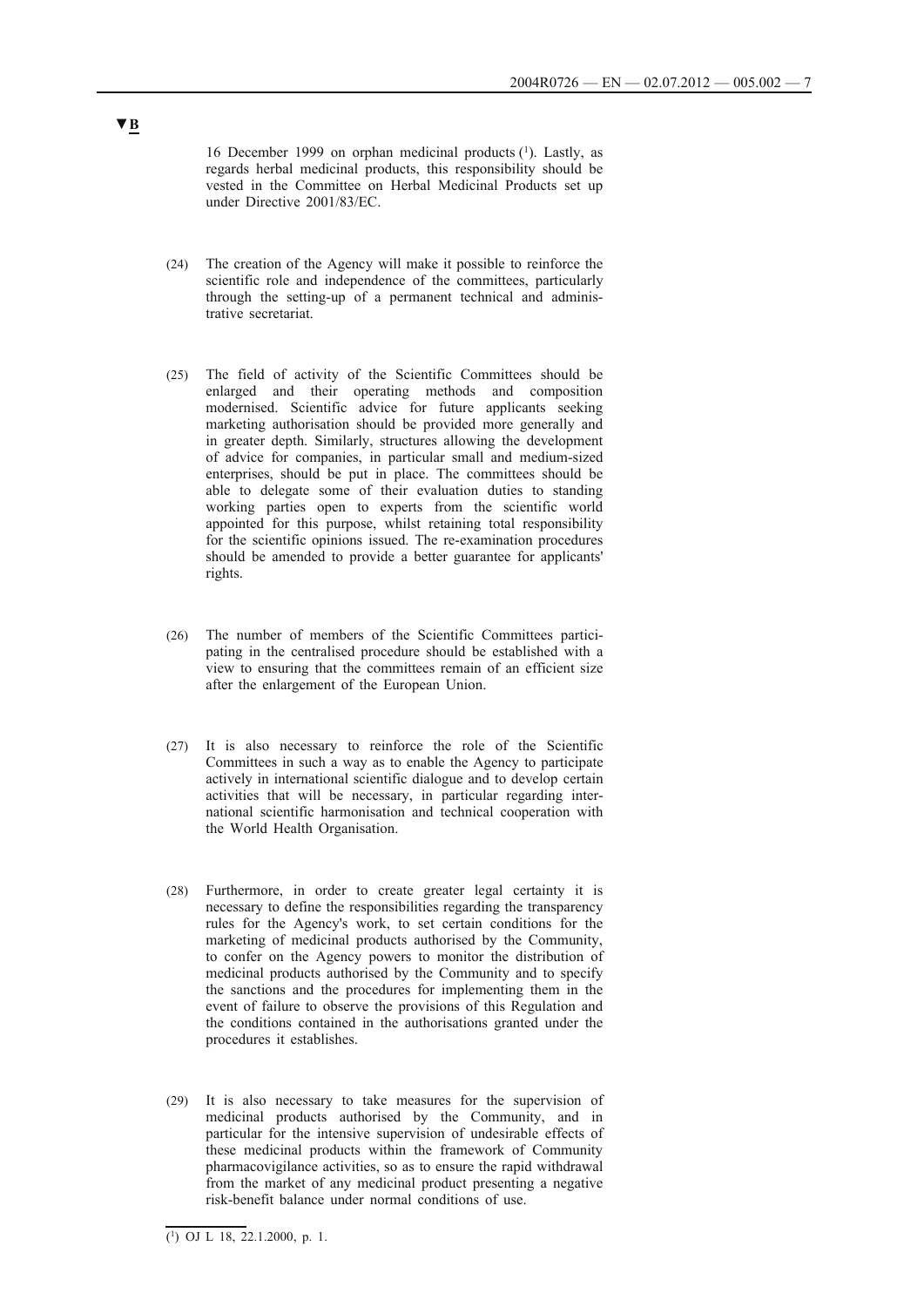▼B

16 December 1999 on orphan medicinal products [1]. Lastly, as regards herbal medicinal products, this responsibility should be vested in the Committee on Herbal Medicinal Products set up under Directive 2001/83/EC.

(24) The creation of the Agency will make it possible to reinforce the scientific role and independence of the committees, particularly through the setting-up of a permanent technical and administrative secretariat.

(25) The field of activity of the Scientific Committees should be enlarged and their operating methods and composition modernised. Scientific advice for future applicants seeking marketing authorisation should be provided more generally and in greater depth. Similarly, structures allowing the development of advice for companies, in particular small and medium-sized enterprises, should be put in place. The committees should be able to delegate some of their evaluation duties to standing working parties open to experts from the scientific world appointed for this purpose, whilst retaining total responsibility for the scientific opinions issued. The re-examination procedures should be amended to provide a better guarantee for applicants' rights.

(26) The number of members of the Scientific Committees participating in the centralised procedure should be established with a view to ensuring that the committees remain of an efficient size after the enlargement of the European Union.

(27) It is also necessary to reinforce the role of the Scientific Committees in such a way as to enable the Agency to participate actively in international scientific dialogue and to develop certain activities that will be necessary, in particular regarding international scientific harmonisation and technical cooperation with the World Health Organisation.

(28) Furthermore, in order to create greater legal certainty it is necessary to define the responsibilities regarding the transparency rules for the Agency's work, to set certain conditions for the marketing of medicinal products authorised by the Community, to confer on the Agency powers to monitor the distribution of medicinal products authorised by the Community and to specify the sanctions and the procedures for implementing them in the event of failure to observe the provisions of this Regulation and the conditions contained in the authorisations granted under the procedures it establishes.

(29) It is also necessary to take measures for the supervision of medicinal products authorised by the Community, and in particular for the intensive supervision of undesirable effects of these medicinal products within the framework of Community pharmacovigilance activities, so as to ensure the rapid withdrawal from the market of any medicinal product presenting a negative risk-benefit balance under normal conditions of use.

[1] OJ L 18, 22.1.2000, p. 1.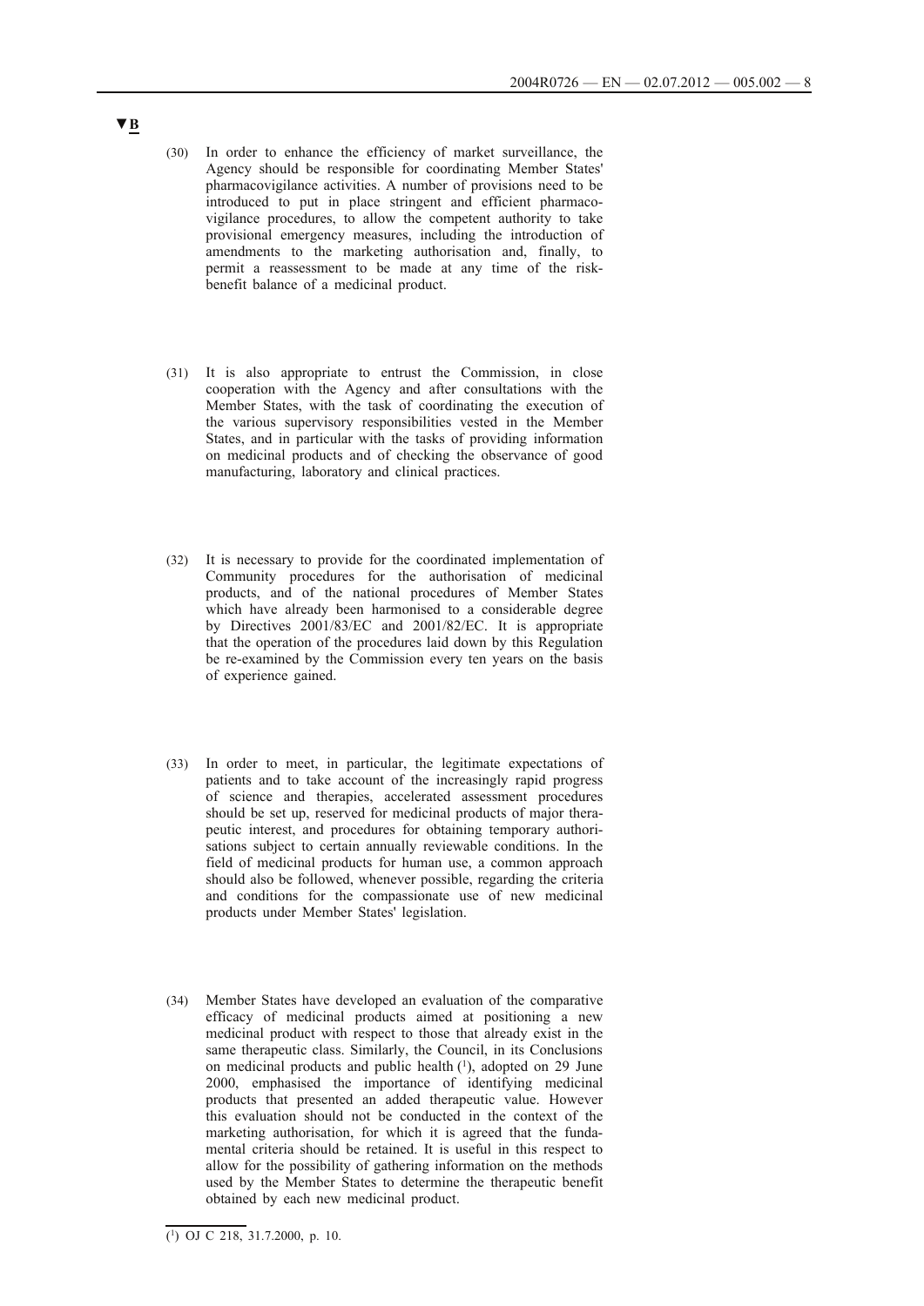▼B

(30) In order to enhance the efficiency of market surveillance, the Agency should be responsible for coordinating Member States' pharmacovigilance activities. A number of provisions need to be introduced to put in place stringent and efficient pharmacovigilance procedures, to allow the competent authority to take provisional emergency measures, including the introduction of amendments to the marketing authorisation and, finally, to permit a reassessment to be made at any time of the risk-benefit balance of a medicinal product.

(31) It is also appropriate to entrust the Commission, in close cooperation with the Agency and after consultations with the Member States, with the task of coordinating the execution of the various supervisory responsibilities vested in the Member States, and in particular with the tasks of providing information on medicinal products and of checking the observance of good manufacturing, laboratory and clinical practices.

(32) It is necessary to provide for the coordinated implementation of Community procedures for the authorisation of medicinal products, and of the national procedures of Member States which have already been harmonised to a considerable degree by Directives 2001/83/EC and 2001/82/EC. It is appropriate that the operation of the procedures laid down by this Regulation be re-examined by the Commission every ten years on the basis of experience gained.

(33) In order to meet, in particular, the legitimate expectations of patients and to take account of the increasingly rapid progress of science and therapies, accelerated assessment procedures should be set up, reserved for medicinal products of major therapeutic interest, and procedures for obtaining temporary authorisations subject to certain annually reviewable conditions. In the field of medicinal products for human use, a common approach should also be followed, whenever possible, regarding the criteria and conditions for the compassionate use of new medicinal products under Member States' legislation.

(34) Member States have developed an evaluation of the comparative efficacy of medicinal products aimed at positioning a new medicinal product with respect to those that already exist in the same therapeutic class. Similarly, the Council, in its Conclusions on medicinal products and public health [1], adopted on 29 June 2000, emphasised the importance of identifying medicinal products that presented an added therapeutic value. However this evaluation should not be conducted in the context of the marketing authorisation, for which it is agreed that the fundamental criteria should be retained. It is useful in this respect to allow for the possibility of gathering information on the methods used by the Member States to determine the therapeutic benefit obtained by each new medicinal product.

---

[1] OJ C 218, 31.7.2000, p. 10.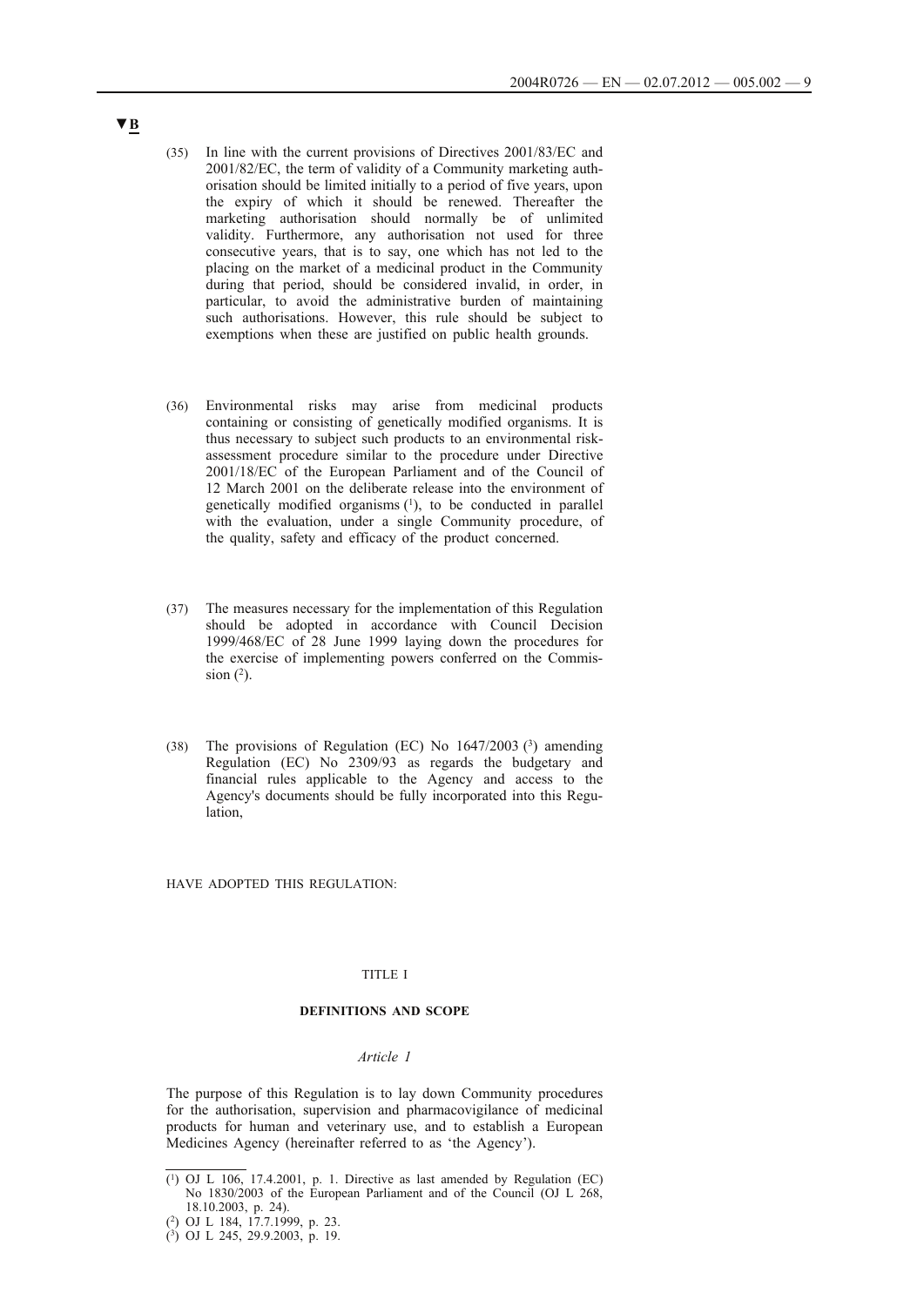▼B

(35) In line with the current provisions of Directives 2001/83/EC and 2001/82/EC, the term of validity of a Community marketing authorisation should be limited initially to a period of five years, upon the expiry of which it should be renewed. Thereafter the marketing authorisation should normally be of unlimited validity. Furthermore, any authorisation not used for three consecutive years, that is to say, one which has not led to the placing on the market of a medicinal product in the Community during that period, should be considered invalid, in order, in particular, to avoid the administrative burden of maintaining such authorisations. However, this rule should be subject to exemptions when these are justified on public health grounds.

(36) Environmental risks may arise from medicinal products containing or consisting of genetically modified organisms. It is thus necessary to subject such products to an environmental risk-assessment procedure similar to the procedure under Directive 2001/18/EC of the European Parliament and of the Council of 12 March 2001 on the deliberate release into the environment of genetically modified organisms [1], to be conducted in parallel with the evaluation, under a single Community procedure, of the quality, safety and efficacy of the product concerned.

(37) The measures necessary for the implementation of this Regulation should be adopted in accordance with Council Decision 1999/468/EC of 28 June 1999 laying down the procedures for the exercise of implementing powers conferred on the Commission [2].

(38) The provisions of Regulation (EC) No 1647/2003 [3] amending Regulation (EC) No 2309/93 as regards the budgetary and financial rules applicable to the Agency and access to the Agency's documents should be fully incorporated into this Regulation,

HAVE ADOPTED THIS REGULATION:

TITLE I

**DEFINITIONS AND SCOPE**

*Article 1*

The purpose of this Regulation is to lay down Community procedures for the authorisation, supervision and pharmacovigilance of medicinal products for human and veterinary use, and to establish a European Medicines Agency (hereinafter referred to as 'the Agency').

---

(1) OJ L 106, 17.4.2001, p. 1. Directive as last amended by Regulation (EC) No 1830/2003 of the European Parliament and of the Council (OJ L 268, 18.10.2003, p. 24).

(2) OJ L 184, 17.7.1999, p. 23.

(3) OJ L 245, 29.9.2003, p. 19.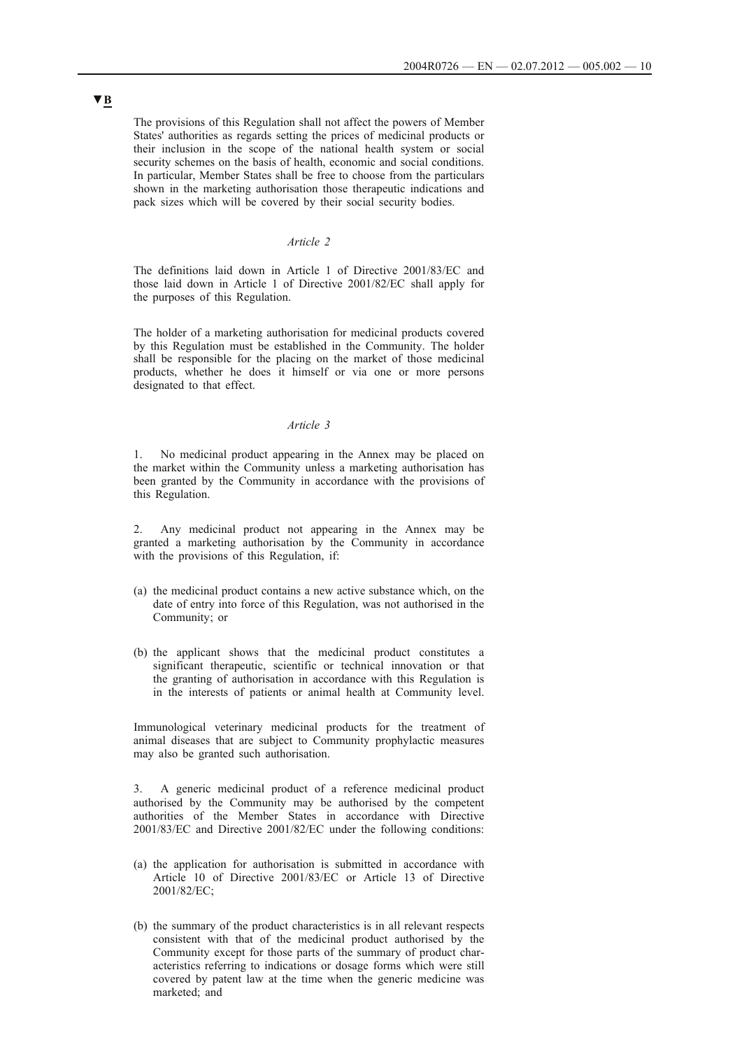**▼B**

The provisions of this Regulation shall not affect the powers of Member States' authorities as regards setting the prices of medicinal products or their inclusion in the scope of the national health system or social security schemes on the basis of health, economic and social conditions. In particular, Member States shall be free to choose from the particulars shown in the marketing authorisation those therapeutic indications and pack sizes which will be covered by their social security bodies.

*Article 2*

The definitions laid down in Article 1 of Directive 2001/83/EC and those laid down in Article 1 of Directive 2001/82/EC shall apply for the purposes of this Regulation.

The holder of a marketing authorisation for medicinal products covered by this Regulation must be established in the Community. The holder shall be responsible for the placing on the market of those medicinal products, whether he does it himself or via one or more persons designated to that effect.

*Article 3*

1. No medicinal product appearing in the Annex may be placed on the market within the Community unless a marketing authorisation has been granted by the Community in accordance with the provisions of this Regulation.

2. Any medicinal product not appearing in the Annex may be granted a marketing authorisation by the Community in accordance with the provisions of this Regulation, if:

(a) the medicinal product contains a new active substance which, on the date of entry into force of this Regulation, was not authorised in the Community; or

(b) the applicant shows that the medicinal product constitutes a significant therapeutic, scientific or technical innovation or that the granting of authorisation in accordance with this Regulation is in the interests of patients or animal health at Community level.

Immunological veterinary medicinal products for the treatment of animal diseases that are subject to Community prophylactic measures may also be granted such authorisation.

3. A generic medicinal product of a reference medicinal product authorised by the Community may be authorised by the competent authorities of the Member States in accordance with Directive 2001/83/EC and Directive 2001/82/EC under the following conditions:

(a) the application for authorisation is submitted in accordance with Article 10 of Directive 2001/83/EC or Article 13 of Directive 2001/82/EC;

(b) the summary of the product characteristics is in all relevant respects consistent with that of the medicinal product authorised by the Community except for those parts of the summary of product characteristics referring to indications or dosage forms which were still covered by patent law at the time when the generic medicine was marketed; and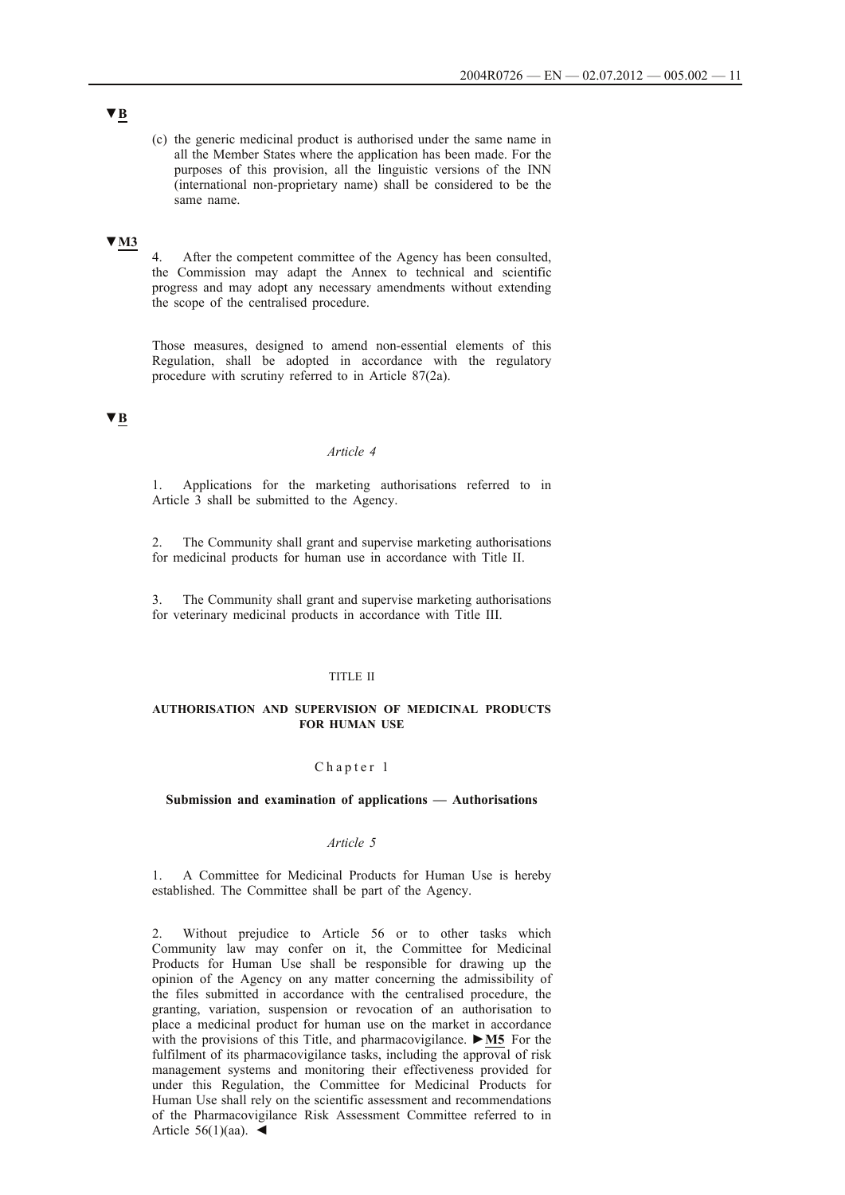▼B

(c) the generic medicinal product is authorised under the same name in all the Member States where the application has been made. For the purposes of this provision, all the linguistic versions of the INN (international non-proprietary name) shall be considered to be the same name.

▼M3

4. After the competent committee of the Agency has been consulted, the Commission may adapt the Annex to technical and scientific progress and may adopt any necessary amendments without extending the scope of the centralised procedure.

Those measures, designed to amend non-essential elements of this Regulation, shall be adopted in accordance with the regulatory procedure with scrutiny referred to in Article 87(2a).

▼B

*Article 4*

1. Applications for the marketing authorisations referred to in Article 3 shall be submitted to the Agency.

2. The Community shall grant and supervise marketing authorisations for medicinal products for human use in accordance with Title II.

3. The Community shall grant and supervise marketing authorisations for veterinary medicinal products in accordance with Title III.

TITLE II

**AUTHORISATION AND SUPERVISION OF MEDICINAL PRODUCTS FOR HUMAN USE**

Chapter 1

**Submission and examination of applications — Authorisations**

*Article 5*

1. A Committee for Medicinal Products for Human Use is hereby established. The Committee shall be part of the Agency.

2. Without prejudice to Article 56 or to other tasks which Community law may confer on it, the Committee for Medicinal Products for Human Use shall be responsible for drawing up the opinion of the Agency on any matter concerning the admissibility of the files submitted in accordance with the centralised procedure, the granting, variation, suspension or revocation of an authorisation to place a medicinal product for human use on the market in accordance with the provisions of this Title, and pharmacovigilance. ►M5 For the fulfilment of its pharmacovigilance tasks, including the approval of risk management systems and monitoring their effectiveness provided for under this Regulation, the Committee for Medicinal Products for Human Use shall rely on the scientific assessment and recommendations of the Pharmacovigilance Risk Assessment Committee referred to in Article 56(1)(aa). ◄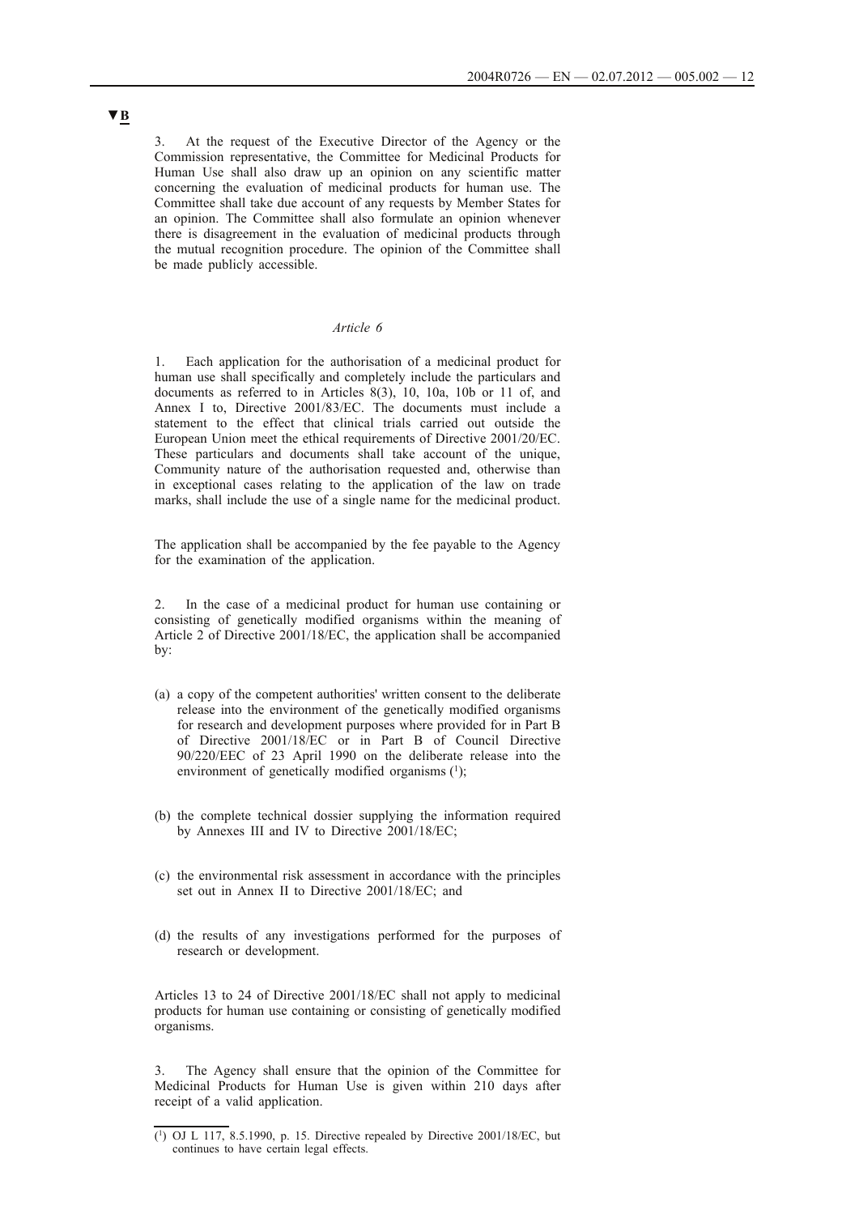**▼B**

3. At the request of the Executive Director of the Agency or the Commission representative, the Committee for Medicinal Products for Human Use shall also draw up an opinion on any scientific matter concerning the evaluation of medicinal products for human use. The Committee shall take due account of any requests by Member States for an opinion. The Committee shall also formulate an opinion whenever there is disagreement in the evaluation of medicinal products through the mutual recognition procedure. The opinion of the Committee shall be made publicly accessible.

*Article 6*

1. Each application for the authorisation of a medicinal product for human use shall specifically and completely include the particulars and documents as referred to in Articles 8(3), 10, 10a, 10b or 11 of, and Annex I to, Directive 2001/83/EC. The documents must include a statement to the effect that clinical trials carried out outside the European Union meet the ethical requirements of Directive 2001/20/EC. These particulars and documents shall take account of the unique, Community nature of the authorisation requested and, otherwise than in exceptional cases relating to the application of the law on trade marks, shall include the use of a single name for the medicinal product.

The application shall be accompanied by the fee payable to the Agency for the examination of the application.

2. In the case of a medicinal product for human use containing or consisting of genetically modified organisms within the meaning of Article 2 of Directive 2001/18/EC, the application shall be accompanied by:

(a) a copy of the competent authorities' written consent to the deliberate release into the environment of the genetically modified organisms for research and development purposes where provided for in Part B of Directive 2001/18/EC or in Part B of Council Directive 90/220/EEC of 23 April 1990 on the deliberate release into the environment of genetically modified organisms [1];

(b) the complete technical dossier supplying the information required by Annexes III and IV to Directive 2001/18/EC;

(c) the environmental risk assessment in accordance with the principles set out in Annex II to Directive 2001/18/EC; and

(d) the results of any investigations performed for the purposes of research or development.

Articles 13 to 24 of Directive 2001/18/EC shall not apply to medicinal products for human use containing or consisting of genetically modified organisms.

3. The Agency shall ensure that the opinion of the Committee for Medicinal Products for Human Use is given within 210 days after receipt of a valid application.

---

[1] OJ L 117, 8.5.1990, p. 15. Directive repealed by Directive 2001/18/EC, but continues to have certain legal effects.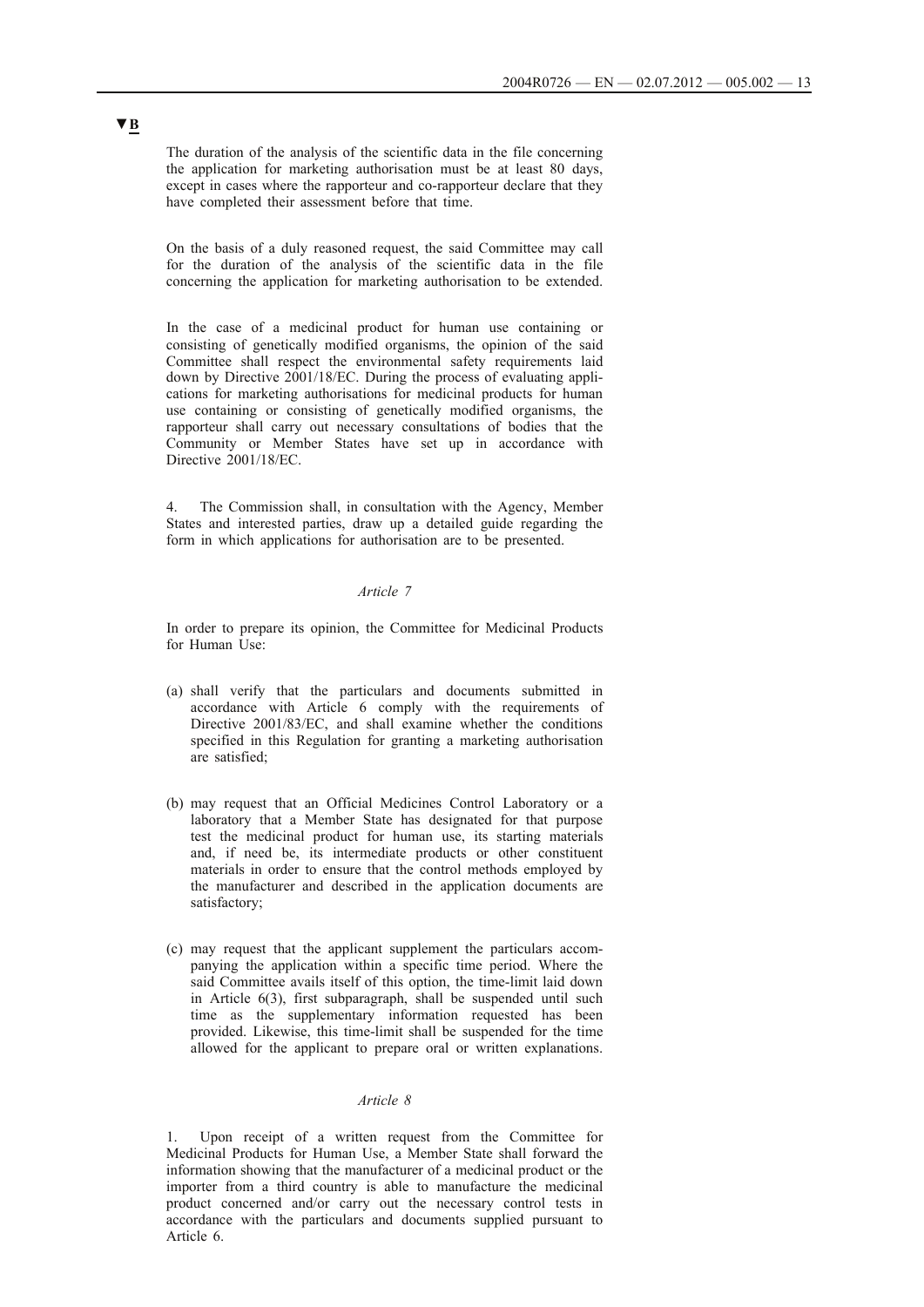▼B

The duration of the analysis of the scientific data in the file concerning the application for marketing authorisation must be at least 80 days, except in cases where the rapporteur and co-rapporteur declare that they have completed their assessment before that time.

On the basis of a duly reasoned request, the said Committee may call for the duration of the analysis of the scientific data in the file concerning the application for marketing authorisation to be extended.

In the case of a medicinal product for human use containing or consisting of genetically modified organisms, the opinion of the said Committee shall respect the environmental safety requirements laid down by Directive 2001/18/EC. During the process of evaluating applications for marketing authorisations for medicinal products for human use containing or consisting of genetically modified organisms, the rapporteur shall carry out necessary consultations of bodies that the Community or Member States have set up in accordance with Directive 2001/18/EC.

4. The Commission shall, in consultation with the Agency, Member States and interested parties, draw up a detailed guide regarding the form in which applications for authorisation are to be presented.

*Article 7*

In order to prepare its opinion, the Committee for Medicinal Products for Human Use:

(a) shall verify that the particulars and documents submitted in accordance with Article 6 comply with the requirements of Directive 2001/83/EC, and shall examine whether the conditions specified in this Regulation for granting a marketing authorisation are satisfied;

(b) may request that an Official Medicines Control Laboratory or a laboratory that a Member State has designated for that purpose test the medicinal product for human use, its starting materials and, if need be, its intermediate products or other constituent materials in order to ensure that the control methods employed by the manufacturer and described in the application documents are satisfactory;

(c) may request that the applicant supplement the particulars accompanying the application within a specific time period. Where the said Committee avails itself of this option, the time-limit laid down in Article 6(3), first subparagraph, shall be suspended until such time as the supplementary information requested has been provided. Likewise, this time-limit shall be suspended for the time allowed for the applicant to prepare oral or written explanations.

*Article 8*

1. Upon receipt of a written request from the Committee for Medicinal Products for Human Use, a Member State shall forward the information showing that the manufacturer of a medicinal product or the importer from a third country is able to manufacture the medicinal product concerned and/or carry out the necessary control tests in accordance with the particulars and documents supplied pursuant to Article 6.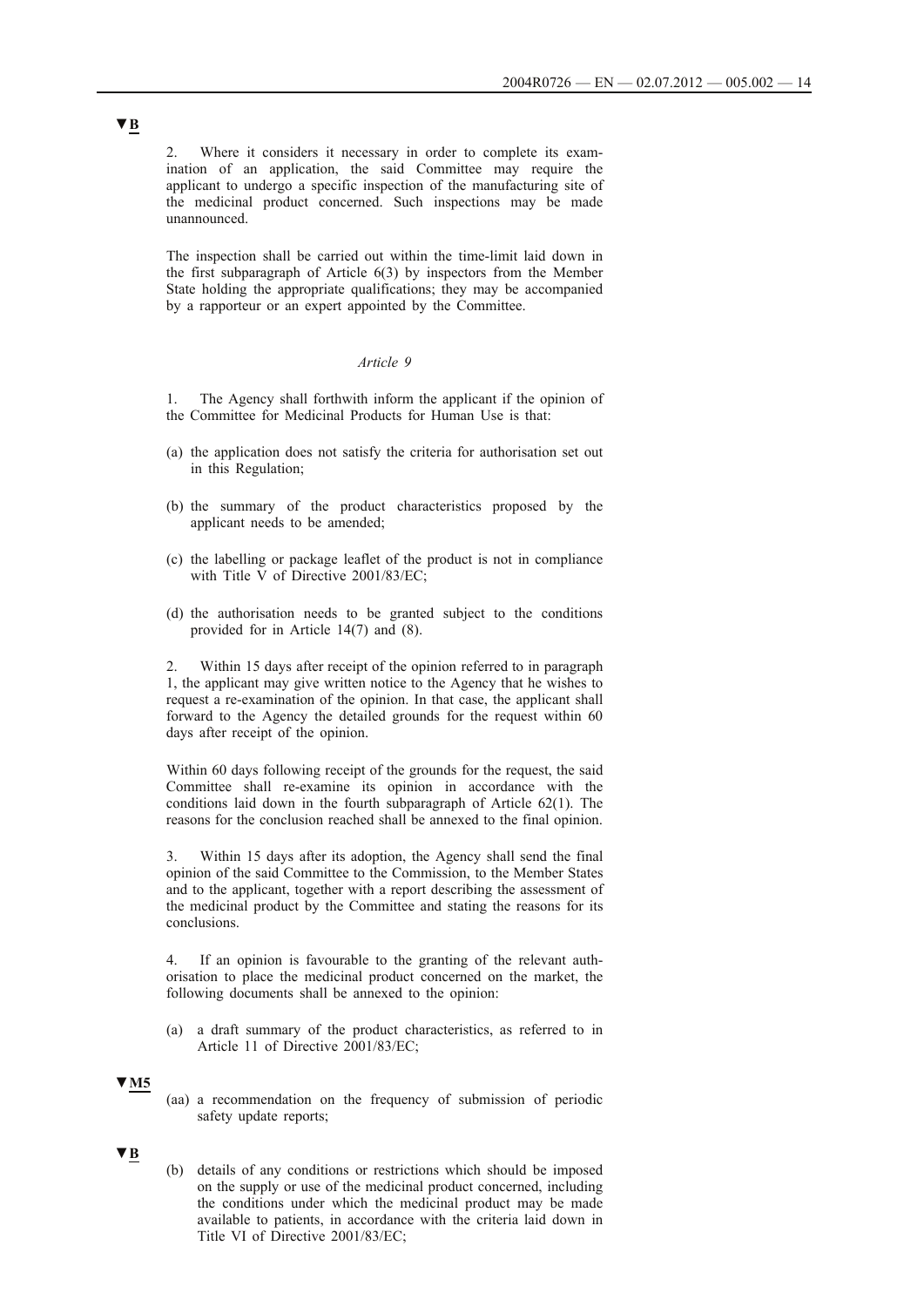▼B

2. Where it considers it necessary in order to complete its examination of an application, the said Committee may require the applicant to undergo a specific inspection of the manufacturing site of the medicinal product concerned. Such inspections may be made unannounced.

The inspection shall be carried out within the time-limit laid down in the first subparagraph of Article 6(3) by inspectors from the Member State holding the appropriate qualifications; they may be accompanied by a rapporteur or an expert appointed by the Committee.

*Article 9*

1. The Agency shall forthwith inform the applicant if the opinion of the Committee for Medicinal Products for Human Use is that:

(a) the application does not satisfy the criteria for authorisation set out in this Regulation;

(b) the summary of the product characteristics proposed by the applicant needs to be amended;

(c) the labelling or package leaflet of the product is not in compliance with Title V of Directive 2001/83/EC;

(d) the authorisation needs to be granted subject to the conditions provided for in Article 14(7) and (8).

2. Within 15 days after receipt of the opinion referred to in paragraph 1, the applicant may give written notice to the Agency that he wishes to request a re-examination of the opinion. In that case, the applicant shall forward to the Agency the detailed grounds for the request within 60 days after receipt of the opinion.

Within 60 days following receipt of the grounds for the request, the said Committee shall re-examine its opinion in accordance with the conditions laid down in the fourth subparagraph of Article 62(1). The reasons for the conclusion reached shall be annexed to the final opinion.

3. Within 15 days after its adoption, the Agency shall send the final opinion of the said Committee to the Commission, to the Member States and to the applicant, together with a report describing the assessment of the medicinal product by the Committee and stating the reasons for its conclusions.

4. If an opinion is favourable to the granting of the relevant authorisation to place the medicinal product concerned on the market, the following documents shall be annexed to the opinion:

(a) a draft summary of the product characteristics, as referred to in Article 11 of Directive 2001/83/EC;

▼M5

(aa) a recommendation on the frequency of submission of periodic safety update reports;

▼B

(b) details of any conditions or restrictions which should be imposed on the supply or use of the medicinal product concerned, including the conditions under which the medicinal product may be made available to patients, in accordance with the criteria laid down in Title VI of Directive 2001/83/EC;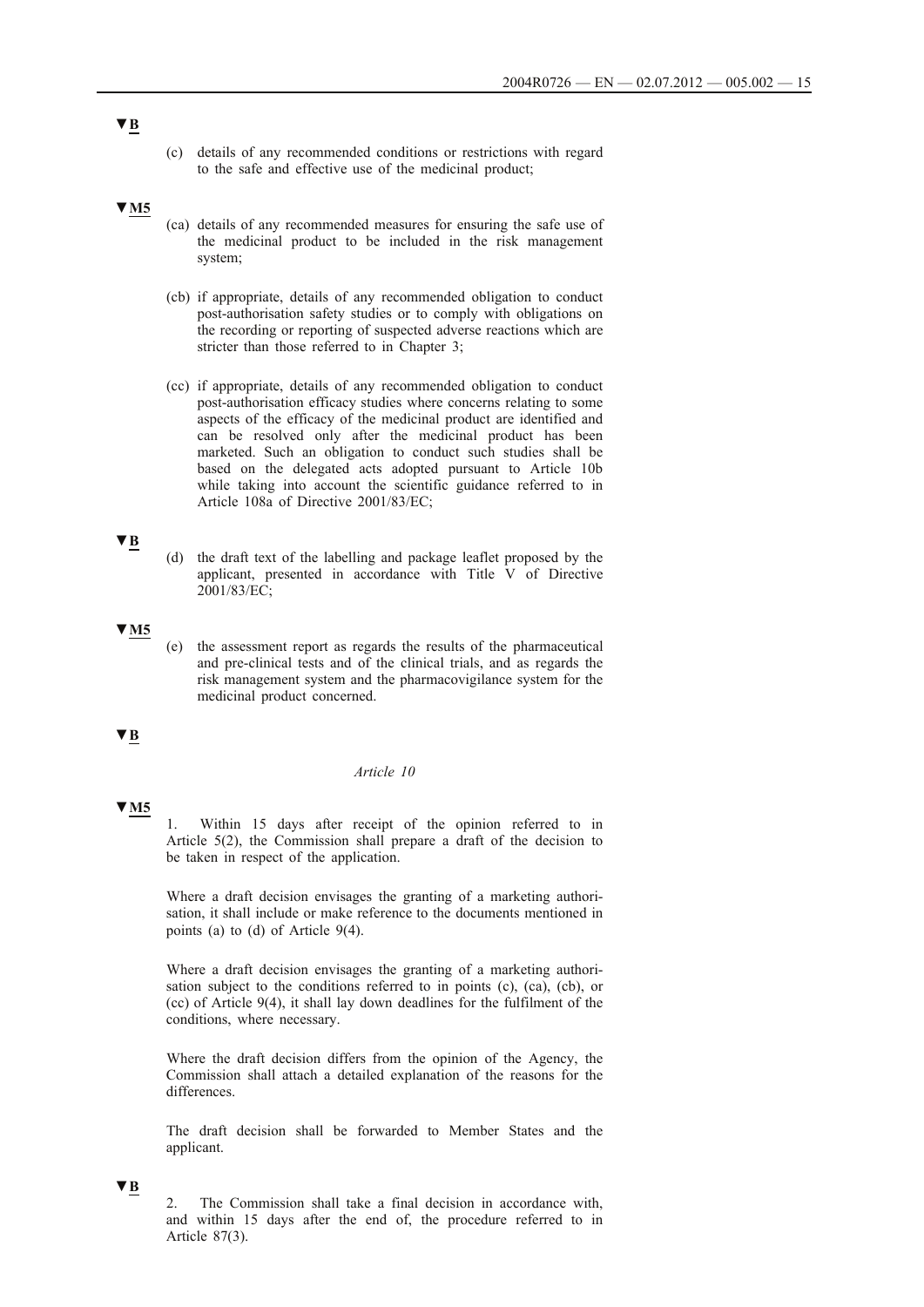▼B

(c) details of any recommended conditions or restrictions with regard to the safe and effective use of the medicinal product;

▼M5

(ca) details of any recommended measures for ensuring the safe use of the medicinal product to be included in the risk management system;

(cb) if appropriate, details of any recommended obligation to conduct post-authorisation safety studies or to comply with obligations on the recording or reporting of suspected adverse reactions which are stricter than those referred to in Chapter 3;

(cc) if appropriate, details of any recommended obligation to conduct post-authorisation efficacy studies where concerns relating to some aspects of the efficacy of the medicinal product are identified and can be resolved only after the medicinal product has been marketed. Such an obligation to conduct such studies shall be based on the delegated acts adopted pursuant to Article 10b while taking into account the scientific guidance referred to in Article 108a of Directive 2001/83/EC;

▼B

(d) the draft text of the labelling and package leaflet proposed by the applicant, presented in accordance with Title V of Directive 2001/83/EC;

▼M5

(e) the assessment report as regards the results of the pharmaceutical and pre-clinical tests and of the clinical trials, and as regards the risk management system and the pharmacovigilance system for the medicinal product concerned.

▼B

*Article 10*

▼M5

1. Within 15 days after receipt of the opinion referred to in Article 5(2), the Commission shall prepare a draft of the decision to be taken in respect of the application.

Where a draft decision envisages the granting of a marketing authorisation, it shall include or make reference to the documents mentioned in points (a) to (d) of Article 9(4).

Where a draft decision envisages the granting of a marketing authorisation subject to the conditions referred to in points (c), (ca), (cb), or (cc) of Article 9(4), it shall lay down deadlines for the fulfilment of the conditions, where necessary.

Where the draft decision differs from the opinion of the Agency, the Commission shall attach a detailed explanation of the reasons for the differences.

The draft decision shall be forwarded to Member States and the applicant.

▼B

2. The Commission shall take a final decision in accordance with, and within 15 days after the end of, the procedure referred to in Article 87(3).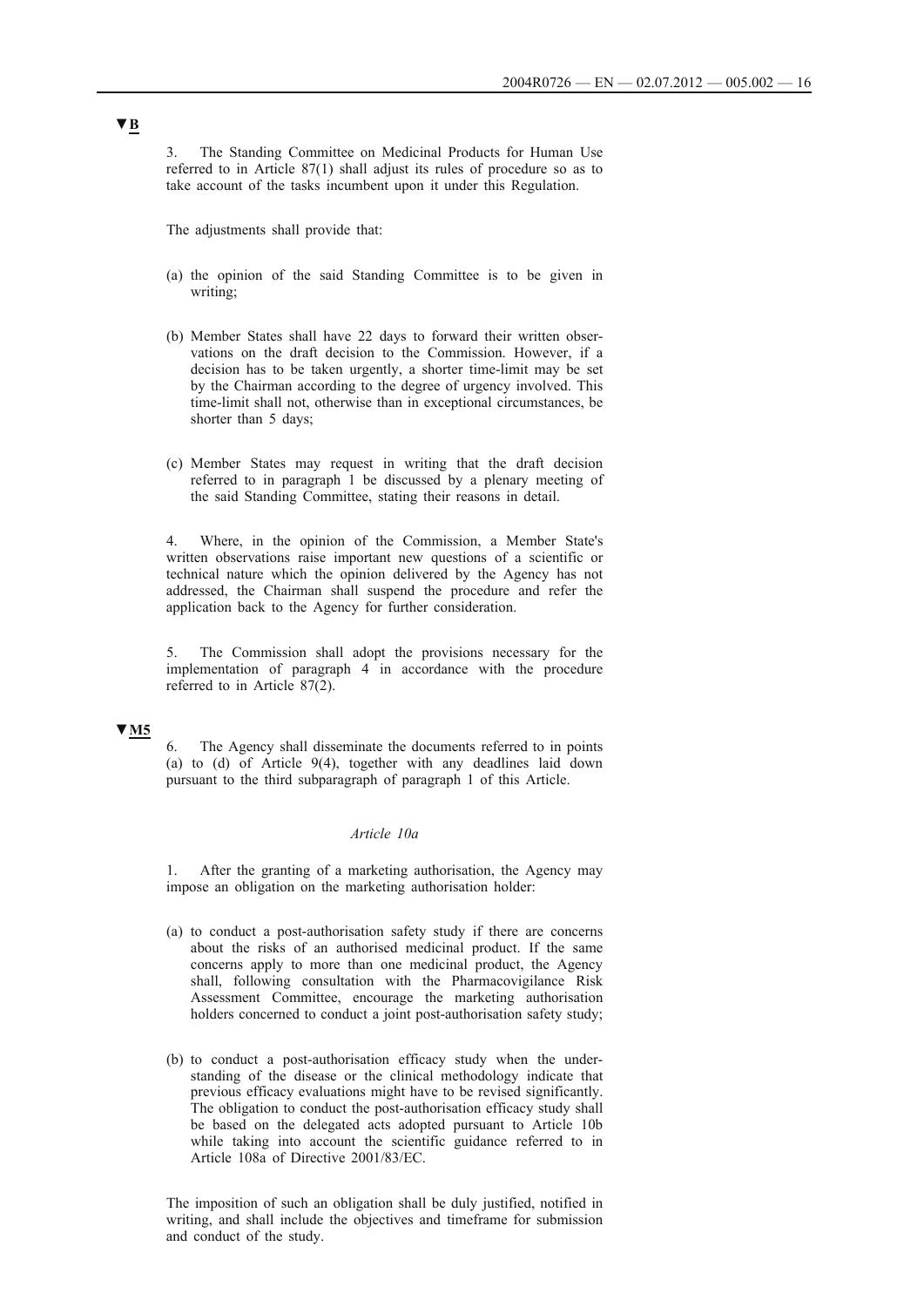▼B

3. The Standing Committee on Medicinal Products for Human Use referred to in Article 87(1) shall adjust its rules of procedure so as to take account of the tasks incumbent upon it under this Regulation.

The adjustments shall provide that:

(a) the opinion of the said Standing Committee is to be given in writing;

(b) Member States shall have 22 days to forward their written observations on the draft decision to the Commission. However, if a decision has to be taken urgently, a shorter time-limit may be set by the Chairman according to the degree of urgency involved. This time-limit shall not, otherwise than in exceptional circumstances, be shorter than 5 days;

(c) Member States may request in writing that the draft decision referred to in paragraph 1 be discussed by a plenary meeting of the said Standing Committee, stating their reasons in detail.

4. Where, in the opinion of the Commission, a Member State's written observations raise important new questions of a scientific or technical nature which the opinion delivered by the Agency has not addressed, the Chairman shall suspend the procedure and refer the application back to the Agency for further consideration.

5. The Commission shall adopt the provisions necessary for the implementation of paragraph 4 in accordance with the procedure referred to in Article 87(2).

▼M5

6. The Agency shall disseminate the documents referred to in points (a) to (d) of Article 9(4), together with any deadlines laid down pursuant to the third subparagraph of paragraph 1 of this Article.

*Article 10a*

1. After the granting of a marketing authorisation, the Agency may impose an obligation on the marketing authorisation holder:

(a) to conduct a post-authorisation safety study if there are concerns about the risks of an authorised medicinal product. If the same concerns apply to more than one medicinal product, the Agency shall, following consultation with the Pharmacovigilance Risk Assessment Committee, encourage the marketing authorisation holders concerned to conduct a joint post-authorisation safety study;

(b) to conduct a post-authorisation efficacy study when the understanding of the disease or the clinical methodology indicate that previous efficacy evaluations might have to be revised significantly. The obligation to conduct the post-authorisation efficacy study shall be based on the delegated acts adopted pursuant to Article 10b while taking into account the scientific guidance referred to in Article 108a of Directive 2001/83/EC.

The imposition of such an obligation shall be duly justified, notified in writing, and shall include the objectives and timeframe for submission and conduct of the study.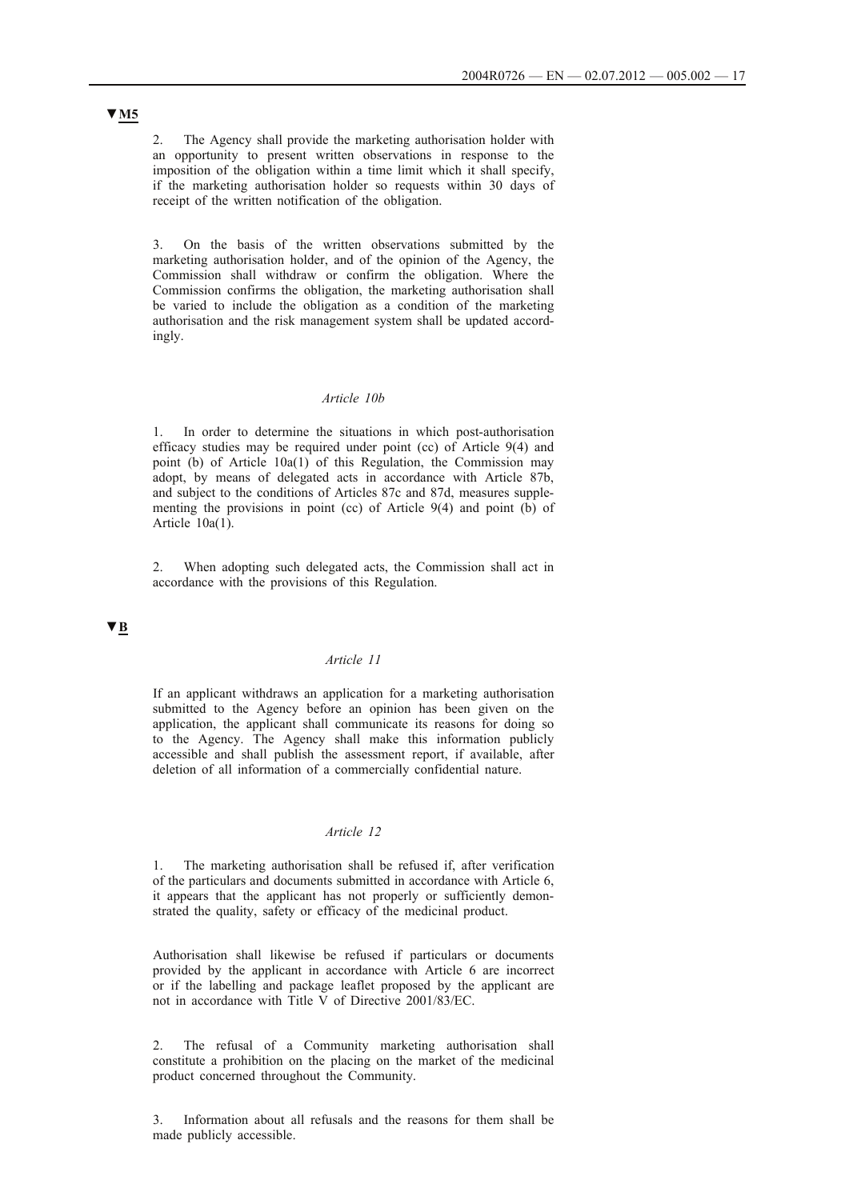▼M5

2. The Agency shall provide the marketing authorisation holder with an opportunity to present written observations in response to the imposition of the obligation within a time limit which it shall specify, if the marketing authorisation holder so requests within 30 days of receipt of the written notification of the obligation.

3. On the basis of the written observations submitted by the marketing authorisation holder, and of the opinion of the Agency, the Commission shall withdraw or confirm the obligation. Where the Commission confirms the obligation, the marketing authorisation shall be varied to include the obligation as a condition of the marketing authorisation and the risk management system shall be updated accordingly.

*Article 10b*

1. In order to determine the situations in which post-authorisation efficacy studies may be required under point (cc) of Article 9(4) and point (b) of Article 10a(1) of this Regulation, the Commission may adopt, by means of delegated acts in accordance with Article 87b, and subject to the conditions of Articles 87c and 87d, measures supplementing the provisions in point (cc) of Article 9(4) and point (b) of Article 10a(1).

2. When adopting such delegated acts, the Commission shall act in accordance with the provisions of this Regulation.

▼B

*Article 11*

If an applicant withdraws an application for a marketing authorisation submitted to the Agency before an opinion has been given on the application, the applicant shall communicate its reasons for doing so to the Agency. The Agency shall make this information publicly accessible and shall publish the assessment report, if available, after deletion of all information of a commercially confidential nature.

*Article 12*

1. The marketing authorisation shall be refused if, after verification of the particulars and documents submitted in accordance with Article 6, it appears that the applicant has not properly or sufficiently demonstrated the quality, safety or efficacy of the medicinal product.

Authorisation shall likewise be refused if particulars or documents provided by the applicant in accordance with Article 6 are incorrect or if the labelling and package leaflet proposed by the applicant are not in accordance with Title V of Directive 2001/83/EC.

2. The refusal of a Community marketing authorisation shall constitute a prohibition on the placing on the market of the medicinal product concerned throughout the Community.

3. Information about all refusals and the reasons for them shall be made publicly accessible.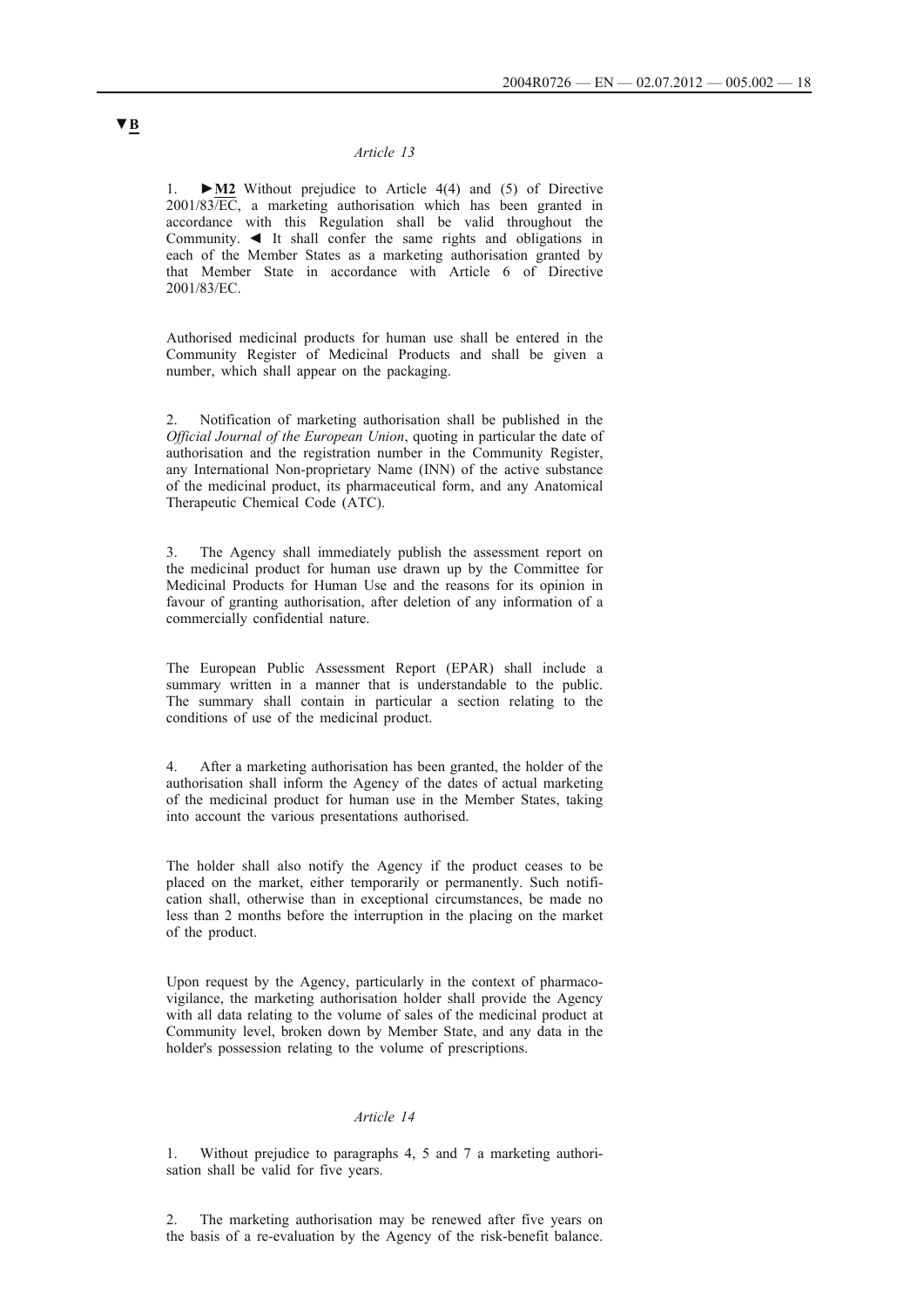▼B

*Article 13*

1. ►M2 Without prejudice to Article 4(4) and (5) of Directive 2001/83/EC, a marketing authorisation which has been granted in accordance with this Regulation shall be valid throughout the Community. ◄ It shall confer the same rights and obligations in each of the Member States as a marketing authorisation granted by that Member State in accordance with Article 6 of Directive 2001/83/EC.

Authorised medicinal products for human use shall be entered in the Community Register of Medicinal Products and shall be given a number, which shall appear on the packaging.

2. Notification of marketing authorisation shall be published in the *Official Journal of the European Union*, quoting in particular the date of authorisation and the registration number in the Community Register, any International Non-proprietary Name (INN) of the active substance of the medicinal product, its pharmaceutical form, and any Anatomical Therapeutic Chemical Code (ATC).

3. The Agency shall immediately publish the assessment report on the medicinal product for human use drawn up by the Committee for Medicinal Products for Human Use and the reasons for its opinion in favour of granting authorisation, after deletion of any information of a commercially confidential nature.

The European Public Assessment Report (EPAR) shall include a summary written in a manner that is understandable to the public. The summary shall contain in particular a section relating to the conditions of use of the medicinal product.

4. After a marketing authorisation has been granted, the holder of the authorisation shall inform the Agency of the dates of actual marketing of the medicinal product for human use in the Member States, taking into account the various presentations authorised.

The holder shall also notify the Agency if the product ceases to be placed on the market, either temporarily or permanently. Such notification shall, otherwise than in exceptional circumstances, be made no less than 2 months before the interruption in the placing on the market of the product.

Upon request by the Agency, particularly in the context of pharmacovigilance, the marketing authorisation holder shall provide the Agency with all data relating to the volume of sales of the medicinal product at Community level, broken down by Member State, and any data in the holder's possession relating to the volume of prescriptions.

*Article 14*

1. Without prejudice to paragraphs 4, 5 and 7 a marketing authorisation shall be valid for five years.

2. The marketing authorisation may be renewed after five years on the basis of a re-evaluation by the Agency of the risk-benefit balance.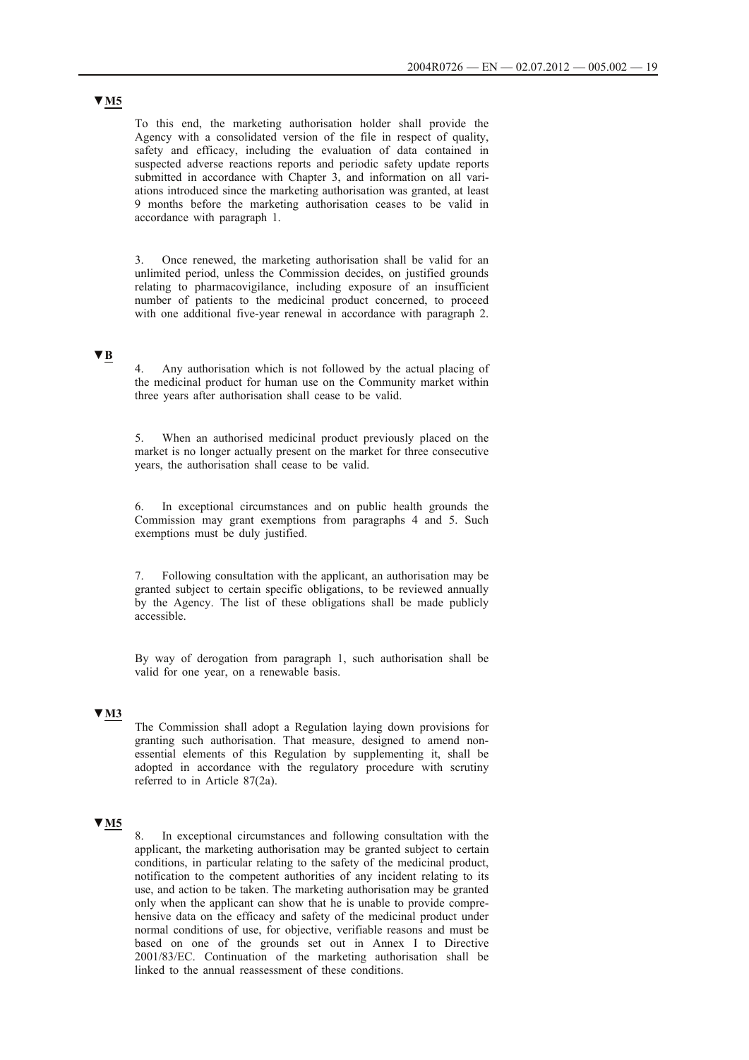▼M5

To this end, the marketing authorisation holder shall provide the Agency with a consolidated version of the file in respect of quality, safety and efficacy, including the evaluation of data contained in suspected adverse reactions reports and periodic safety update reports submitted in accordance with Chapter 3, and information on all variations introduced since the marketing authorisation was granted, at least 9 months before the marketing authorisation ceases to be valid in accordance with paragraph 1.

3. Once renewed, the marketing authorisation shall be valid for an unlimited period, unless the Commission decides, on justified grounds relating to pharmacovigilance, including exposure of an insufficient number of patients to the medicinal product concerned, to proceed with one additional five-year renewal in accordance with paragraph 2.

▼B

4. Any authorisation which is not followed by the actual placing of the medicinal product for human use on the Community market within three years after authorisation shall cease to be valid.

5. When an authorised medicinal product previously placed on the market is no longer actually present on the market for three consecutive years, the authorisation shall cease to be valid.

6. In exceptional circumstances and on public health grounds the Commission may grant exemptions from paragraphs 4 and 5. Such exemptions must be duly justified.

7. Following consultation with the applicant, an authorisation may be granted subject to certain specific obligations, to be reviewed annually by the Agency. The list of these obligations shall be made publicly accessible.

By way of derogation from paragraph 1, such authorisation shall be valid for one year, on a renewable basis.

▼M3

The Commission shall adopt a Regulation laying down provisions for granting such authorisation. That measure, designed to amend non-essential elements of this Regulation by supplementing it, shall be adopted in accordance with the regulatory procedure with scrutiny referred to in Article 87(2a).

▼M5

8. In exceptional circumstances and following consultation with the applicant, the marketing authorisation may be granted subject to certain conditions, in particular relating to the safety of the medicinal product, notification to the competent authorities of any incident relating to its use, and action to be taken. The marketing authorisation may be granted only when the applicant can show that he is unable to provide comprehensive data on the efficacy and safety of the medicinal product under normal conditions of use, for objective, verifiable reasons and must be based on one of the grounds set out in Annex I to Directive 2001/83/EC. Continuation of the marketing authorisation shall be linked to the annual reassessment of these conditions.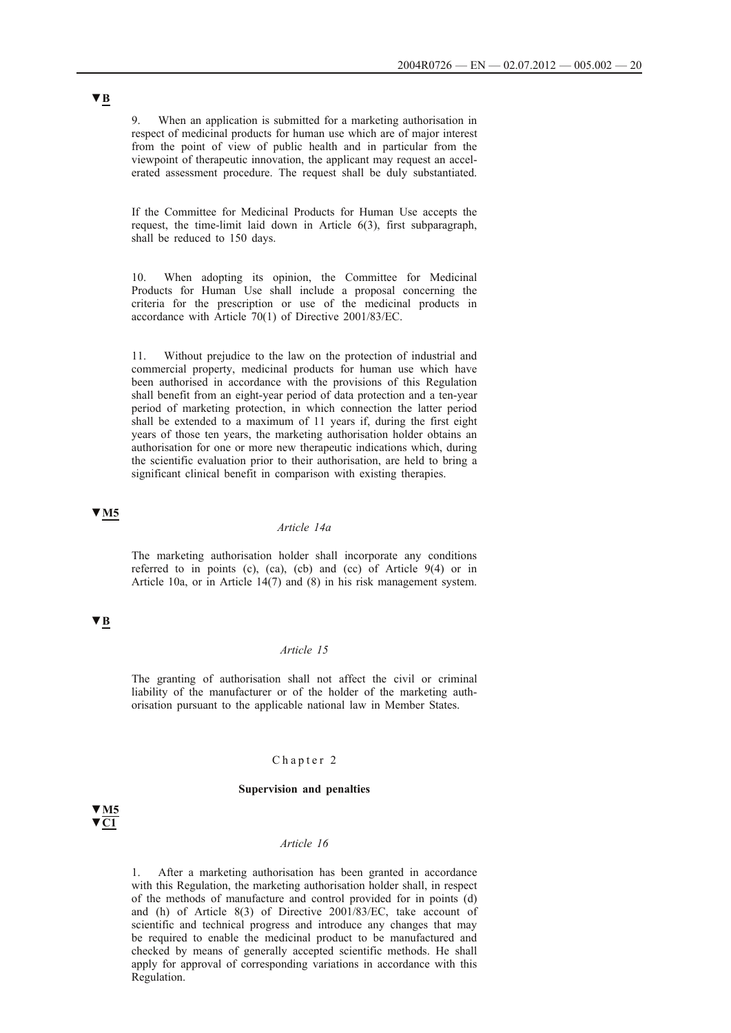▼B

9. When an application is submitted for a marketing authorisation in respect of medicinal products for human use which are of major interest from the point of view of public health and in particular from the viewpoint of therapeutic innovation, the applicant may request an accelerated assessment procedure. The request shall be duly substantiated.

If the Committee for Medicinal Products for Human Use accepts the request, the time-limit laid down in Article 6(3), first subparagraph, shall be reduced to 150 days.

10. When adopting its opinion, the Committee for Medicinal Products for Human Use shall include a proposal concerning the criteria for the prescription or use of the medicinal products in accordance with Article 70(1) of Directive 2001/83/EC.

11. Without prejudice to the law on the protection of industrial and commercial property, medicinal products for human use which have been authorised in accordance with the provisions of this Regulation shall benefit from an eight-year period of data protection and a ten-year period of marketing protection, in which connection the latter period shall be extended to a maximum of 11 years if, during the first eight years of those ten years, the marketing authorisation holder obtains an authorisation for one or more new therapeutic indications which, during the scientific evaluation prior to their authorisation, are held to bring a significant clinical benefit in comparison with existing therapies.

▼M5

*Article 14a*

The marketing authorisation holder shall incorporate any conditions referred to in points (c), (ca), (cb) and (cc) of Article 9(4) or in Article 10a, or in Article 14(7) and (8) in his risk management system.

▼B

*Article 15*

The granting of authorisation shall not affect the civil or criminal liability of the manufacturer or of the holder of the marketing authorisation pursuant to the applicable national law in Member States.

## Chapter 2

### Supervision and penalties

▼M5
▼C1

*Article 16*

1. After a marketing authorisation has been granted in accordance with this Regulation, the marketing authorisation holder shall, in respect of the methods of manufacture and control provided for in points (d) and (h) of Article 8(3) of Directive 2001/83/EC, take account of scientific and technical progress and introduce any changes that may be required to enable the medicinal product to be manufactured and checked by means of generally accepted scientific methods. He shall apply for approval of corresponding variations in accordance with this Regulation.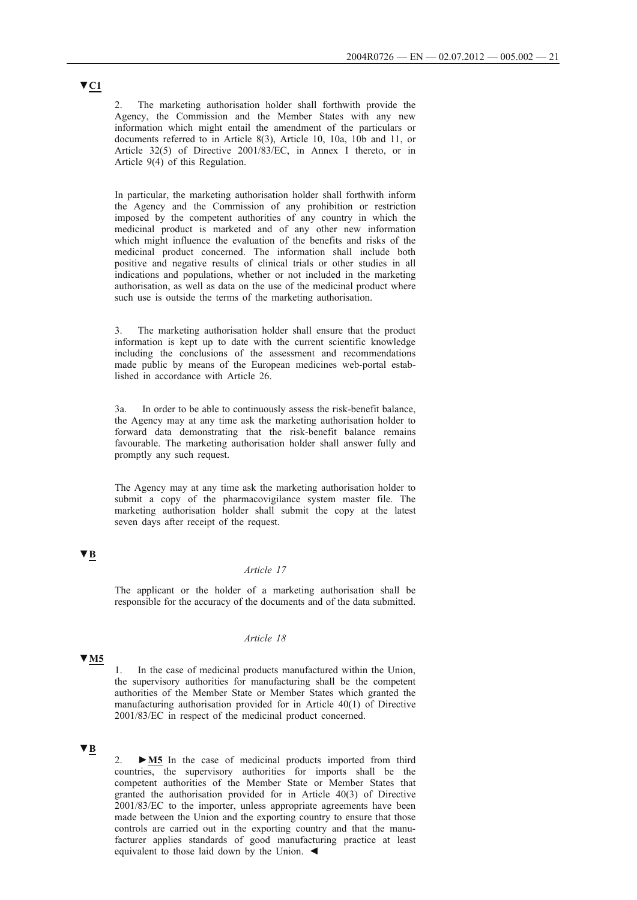▼C1

2. The marketing authorisation holder shall forthwith provide the Agency, the Commission and the Member States with any new information which might entail the amendment of the particulars or documents referred to in Article 8(3), Article 10, 10a, 10b and 11, or Article 32(5) of Directive 2001/83/EC, in Annex I thereto, or in Article 9(4) of this Regulation.

In particular, the marketing authorisation holder shall forthwith inform the Agency and the Commission of any prohibition or restriction imposed by the competent authorities of any country in which the medicinal product is marketed and of any other new information which might influence the evaluation of the benefits and risks of the medicinal product concerned. The information shall include both positive and negative results of clinical trials or other studies in all indications and populations, whether or not included in the marketing authorisation, as well as data on the use of the medicinal product where such use is outside the terms of the marketing authorisation.

3. The marketing authorisation holder shall ensure that the product information is kept up to date with the current scientific knowledge including the conclusions of the assessment and recommendations made public by means of the European medicines web-portal established in accordance with Article 26.

3a. In order to be able to continuously assess the risk-benefit balance, the Agency may at any time ask the marketing authorisation holder to forward data demonstrating that the risk-benefit balance remains favourable. The marketing authorisation holder shall answer fully and promptly any such request.

The Agency may at any time ask the marketing authorisation holder to submit a copy of the pharmacovigilance system master file. The marketing authorisation holder shall submit the copy at the latest seven days after receipt of the request.

▼B

*Article 17*

The applicant or the holder of a marketing authorisation shall be responsible for the accuracy of the documents and of the data submitted.

*Article 18*

▼M5

1. In the case of medicinal products manufactured within the Union, the supervisory authorities for manufacturing shall be the competent authorities of the Member State or Member States which granted the manufacturing authorisation provided for in Article 40(1) of Directive 2001/83/EC in respect of the medicinal product concerned.

▼B

2. ►M5 In the case of medicinal products imported from third countries, the supervisory authorities for imports shall be the competent authorities of the Member State or Member States that granted the authorisation provided for in Article 40(3) of Directive 2001/83/EC to the importer, unless appropriate agreements have been made between the Union and the exporting country to ensure that those controls are carried out in the exporting country and that the manufacturer applies standards of good manufacturing practice at least equivalent to those laid down by the Union. ◄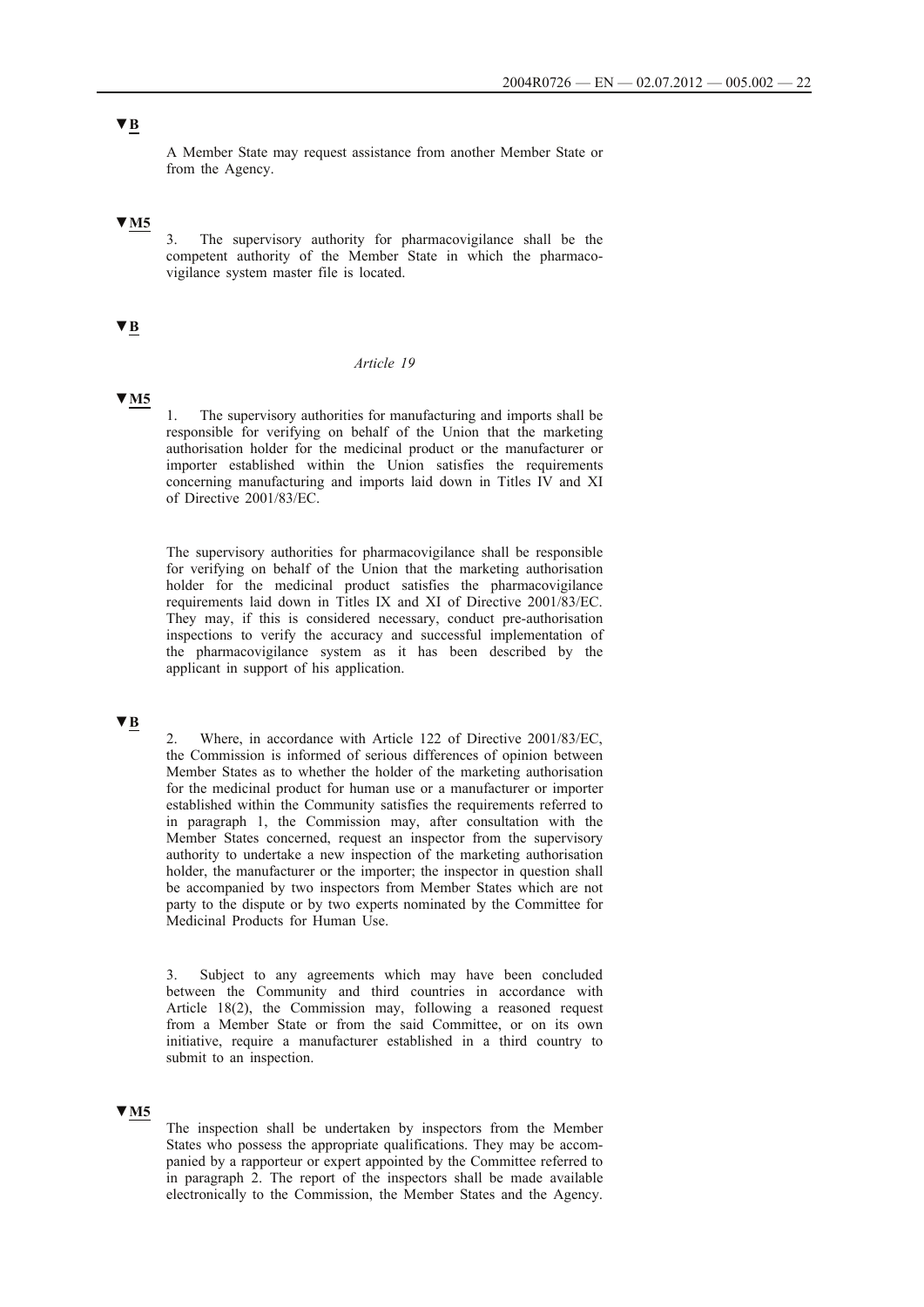▼B

A Member State may request assistance from another Member State or from the Agency.

▼M5

3. The supervisory authority for pharmacovigilance shall be the competent authority of the Member State in which the pharmacovigilance system master file is located.

▼B

*Article 19*

▼M5

1. The supervisory authorities for manufacturing and imports shall be responsible for verifying on behalf of the Union that the marketing authorisation holder for the medicinal product or the manufacturer or importer established within the Union satisfies the requirements concerning manufacturing and imports laid down in Titles IV and XI of Directive 2001/83/EC.

The supervisory authorities for pharmacovigilance shall be responsible for verifying on behalf of the Union that the marketing authorisation holder for the medicinal product satisfies the pharmacovigilance requirements laid down in Titles IX and XI of Directive 2001/83/EC. They may, if this is considered necessary, conduct pre-authorisation inspections to verify the accuracy and successful implementation of the pharmacovigilance system as it has been described by the applicant in support of his application.

▼B

2. Where, in accordance with Article 122 of Directive 2001/83/EC, the Commission is informed of serious differences of opinion between Member States as to whether the holder of the marketing authorisation for the medicinal product for human use or a manufacturer or importer established within the Community satisfies the requirements referred to in paragraph 1, the Commission may, after consultation with the Member States concerned, request an inspector from the supervisory authority to undertake a new inspection of the marketing authorisation holder, the manufacturer or the importer; the inspector in question shall be accompanied by two inspectors from Member States which are not party to the dispute or by two experts nominated by the Committee for Medicinal Products for Human Use.

3. Subject to any agreements which may have been concluded between the Community and third countries in accordance with Article 18(2), the Commission may, following a reasoned request from a Member State or from the said Committee, or on its own initiative, require a manufacturer established in a third country to submit to an inspection.

▼M5

The inspection shall be undertaken by inspectors from the Member States who possess the appropriate qualifications. They may be accompanied by a rapporteur or expert appointed by the Committee referred to in paragraph 2. The report of the inspectors shall be made available electronically to the Commission, the Member States and the Agency.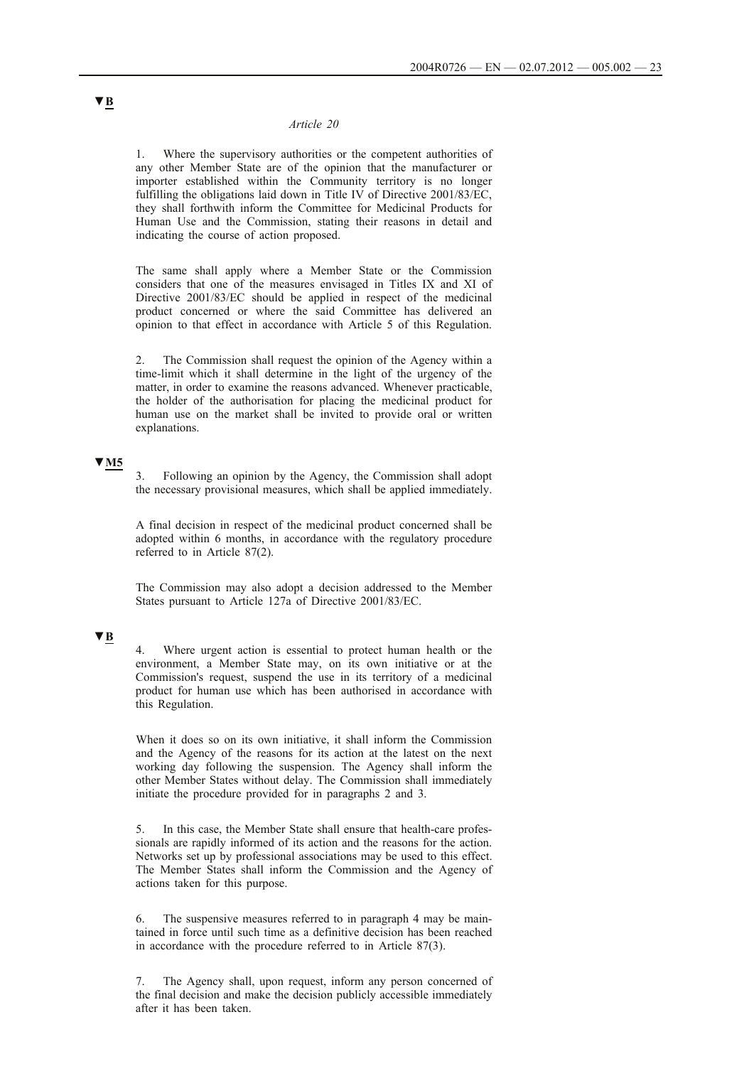▼B

*Article 20*

1. Where the supervisory authorities or the competent authorities of any other Member State are of the opinion that the manufacturer or importer established within the Community territory is no longer fulfilling the obligations laid down in Title IV of Directive 2001/83/EC, they shall forthwith inform the Committee for Medicinal Products for Human Use and the Commission, stating their reasons in detail and indicating the course of action proposed.

The same shall apply where a Member State or the Commission considers that one of the measures envisaged in Titles IX and XI of Directive 2001/83/EC should be applied in respect of the medicinal product concerned or where the said Committee has delivered an opinion to that effect in accordance with Article 5 of this Regulation.

2. The Commission shall request the opinion of the Agency within a time-limit which it shall determine in the light of the urgency of the matter, in order to examine the reasons advanced. Whenever practicable, the holder of the authorisation for placing the medicinal product for human use on the market shall be invited to provide oral or written explanations.

▼M5

3. Following an opinion by the Agency, the Commission shall adopt the necessary provisional measures, which shall be applied immediately.

A final decision in respect of the medicinal product concerned shall be adopted within 6 months, in accordance with the regulatory procedure referred to in Article 87(2).

The Commission may also adopt a decision addressed to the Member States pursuant to Article 127a of Directive 2001/83/EC.

▼B

4. Where urgent action is essential to protect human health or the environment, a Member State may, on its own initiative or at the Commission's request, suspend the use in its territory of a medicinal product for human use which has been authorised in accordance with this Regulation.

When it does so on its own initiative, it shall inform the Commission and the Agency of the reasons for its action at the latest on the next working day following the suspension. The Agency shall inform the other Member States without delay. The Commission shall immediately initiate the procedure provided for in paragraphs 2 and 3.

5. In this case, the Member State shall ensure that health-care professionals are rapidly informed of its action and the reasons for the action. Networks set up by professional associations may be used to this effect. The Member States shall inform the Commission and the Agency of actions taken for this purpose.

6. The suspensive measures referred to in paragraph 4 may be maintained in force until such time as a definitive decision has been reached in accordance with the procedure referred to in Article 87(3).

7. The Agency shall, upon request, inform any person concerned of the final decision and make the decision publicly accessible immediately after it has been taken.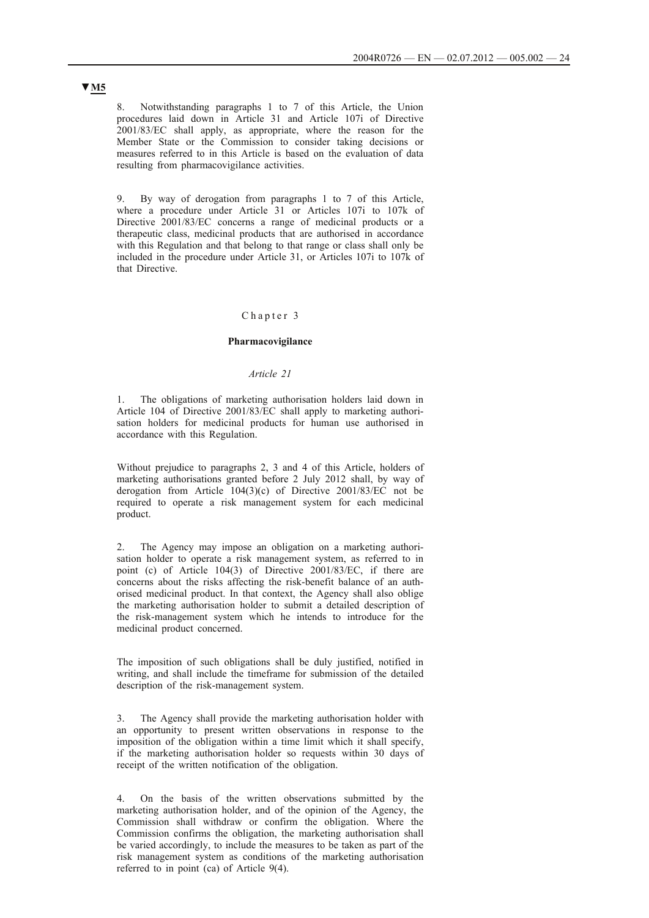▼M5

8. Notwithstanding paragraphs 1 to 7 of this Article, the Union procedures laid down in Article 31 and Article 107i of Directive 2001/83/EC shall apply, as appropriate, where the reason for the Member State or the Commission to consider taking decisions or measures referred to in this Article is based on the evaluation of data resulting from pharmacovigilance activities.

9. By way of derogation from paragraphs 1 to 7 of this Article, where a procedure under Article 31 or Articles 107i to 107k of Directive 2001/83/EC concerns a range of medicinal products or a therapeutic class, medicinal products that are authorised in accordance with this Regulation and that belong to that range or class shall only be included in the procedure under Article 31, or Articles 107i to 107k of that Directive.

## Chapter 3

## **Pharmacovigilance**

### *Article 21*

1. The obligations of marketing authorisation holders laid down in Article 104 of Directive 2001/83/EC shall apply to marketing authorisation holders for medicinal products for human use authorised in accordance with this Regulation.

Without prejudice to paragraphs 2, 3 and 4 of this Article, holders of marketing authorisations granted before 2 July 2012 shall, by way of derogation from Article 104(3)(c) of Directive 2001/83/EC not be required to operate a risk management system for each medicinal product.

2. The Agency may impose an obligation on a marketing authorisation holder to operate a risk management system, as referred to in point (c) of Article 104(3) of Directive 2001/83/EC, if there are concerns about the risks affecting the risk-benefit balance of an authorised medicinal product. In that context, the Agency shall also oblige the marketing authorisation holder to submit a detailed description of the risk-management system which he intends to introduce for the medicinal product concerned.

The imposition of such obligations shall be duly justified, notified in writing, and shall include the timeframe for submission of the detailed description of the risk-management system.

3. The Agency shall provide the marketing authorisation holder with an opportunity to present written observations in response to the imposition of the obligation within a time limit which it shall specify, if the marketing authorisation holder so requests within 30 days of receipt of the written notification of the obligation.

4. On the basis of the written observations submitted by the marketing authorisation holder, and of the opinion of the Agency, the Commission shall withdraw or confirm the obligation. Where the Commission confirms the obligation, the marketing authorisation shall be varied accordingly, to include the measures to be taken as part of the risk management system as conditions of the marketing authorisation referred to in point (ca) of Article 9(4).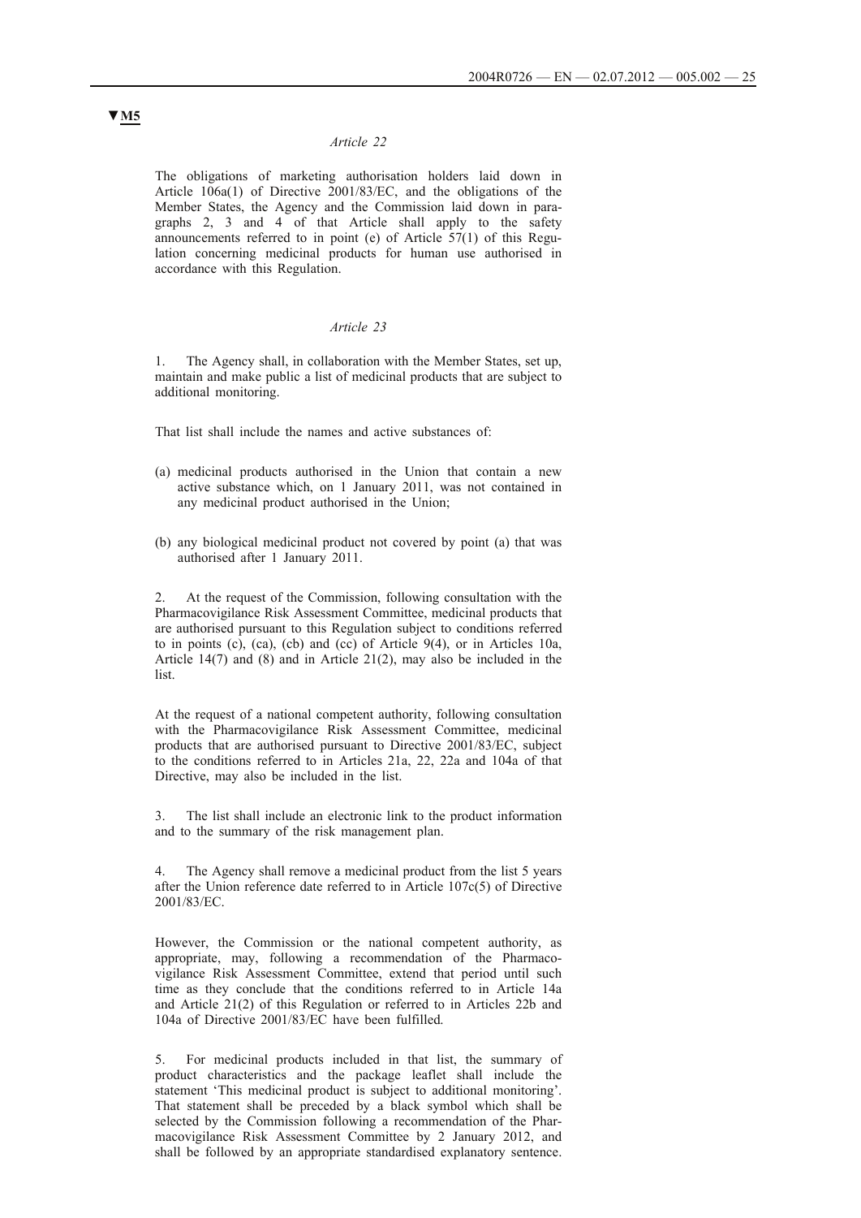▼M5

*Article 22*

The obligations of marketing authorisation holders laid down in Article 106a(1) of Directive 2001/83/EC, and the obligations of the Member States, the Agency and the Commission laid down in paragraphs 2, 3 and 4 of that Article shall apply to the safety announcements referred to in point (e) of Article 57(1) of this Regulation concerning medicinal products for human use authorised in accordance with this Regulation.

*Article 23*

1. The Agency shall, in collaboration with the Member States, set up, maintain and make public a list of medicinal products that are subject to additional monitoring.

That list shall include the names and active substances of:

(a) medicinal products authorised in the Union that contain a new active substance which, on 1 January 2011, was not contained in any medicinal product authorised in the Union;

(b) any biological medicinal product not covered by point (a) that was authorised after 1 January 2011.

2. At the request of the Commission, following consultation with the Pharmacovigilance Risk Assessment Committee, medicinal products that are authorised pursuant to this Regulation subject to conditions referred to in points (c), (ca), (cb) and (cc) of Article 9(4), or in Articles 10a, Article 14(7) and (8) and in Article 21(2), may also be included in the list.

At the request of a national competent authority, following consultation with the Pharmacovigilance Risk Assessment Committee, medicinal products that are authorised pursuant to Directive 2001/83/EC, subject to the conditions referred to in Articles 21a, 22, 22a and 104a of that Directive, may also be included in the list.

3. The list shall include an electronic link to the product information and to the summary of the risk management plan.

4. The Agency shall remove a medicinal product from the list 5 years after the Union reference date referred to in Article 107c(5) of Directive 2001/83/EC.

However, the Commission or the national competent authority, as appropriate, may, following a recommendation of the Pharmacovigilance Risk Assessment Committee, extend that period until such time as they conclude that the conditions referred to in Article 14a and Article 21(2) of this Regulation or referred to in Articles 22b and 104a of Directive 2001/83/EC have been fulfilled.

5. For medicinal products included in that list, the summary of product characteristics and the package leaflet shall include the statement 'This medicinal product is subject to additional monitoring'. That statement shall be preceded by a black symbol which shall be selected by the Commission following a recommendation of the Pharmacovigilance Risk Assessment Committee by 2 January 2012, and shall be followed by an appropriate standardised explanatory sentence.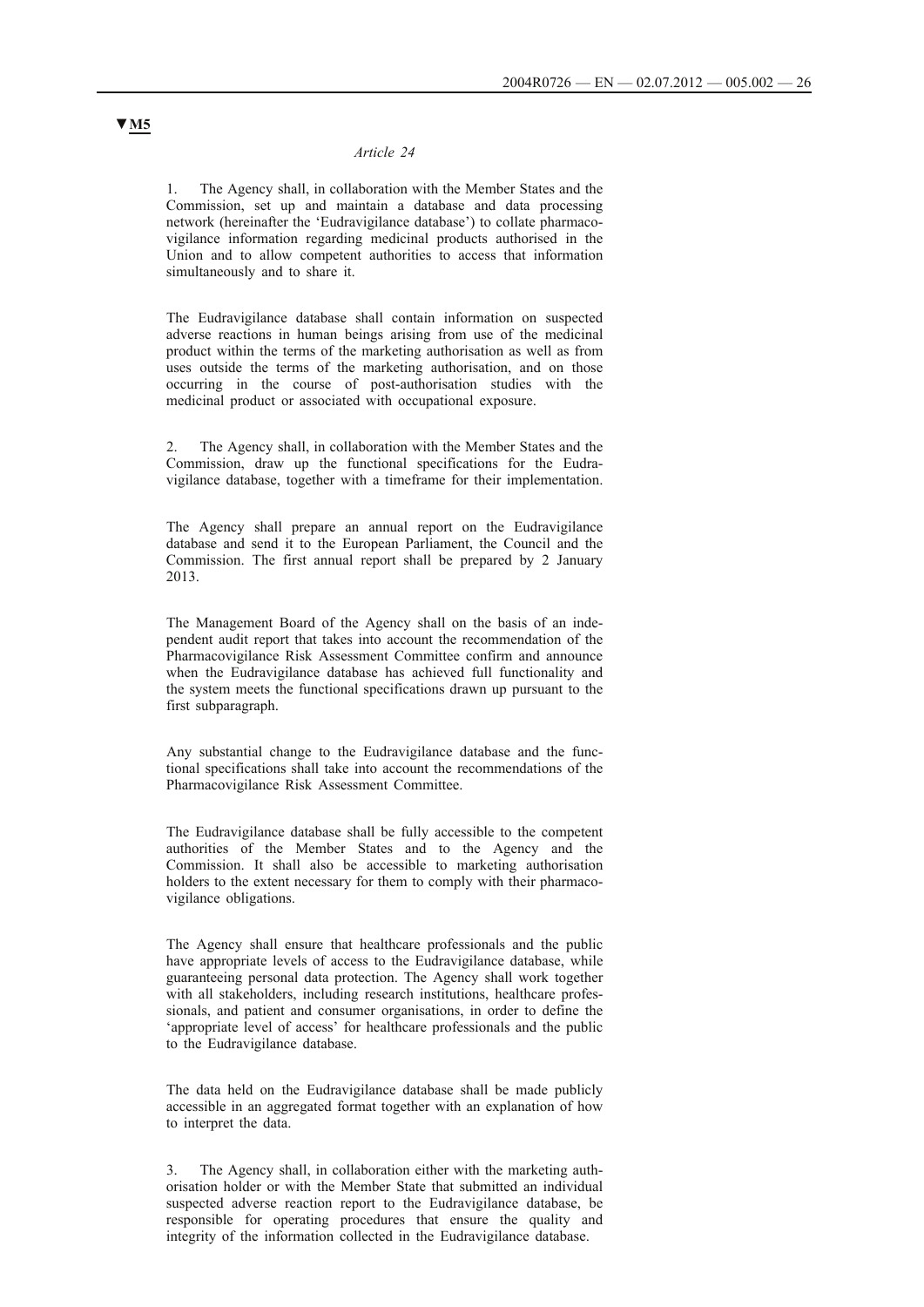▼M5

*Article 24*

1. The Agency shall, in collaboration with the Member States and the Commission, set up and maintain a database and data processing network (hereinafter the 'Eudravigilance database') to collate pharmacovigilance information regarding medicinal products authorised in the Union and to allow competent authorities to access that information simultaneously and to share it.

The Eudravigilance database shall contain information on suspected adverse reactions in human beings arising from use of the medicinal product within the terms of the marketing authorisation as well as from uses outside the terms of the marketing authorisation, and on those occurring in the course of post-authorisation studies with the medicinal product or associated with occupational exposure.

2. The Agency shall, in collaboration with the Member States and the Commission, draw up the functional specifications for the Eudravigilance database, together with a timeframe for their implementation.

The Agency shall prepare an annual report on the Eudravigilance database and send it to the European Parliament, the Council and the Commission. The first annual report shall be prepared by 2 January 2013.

The Management Board of the Agency shall on the basis of an independent audit report that takes into account the recommendation of the Pharmacovigilance Risk Assessment Committee confirm and announce when the Eudravigilance database has achieved full functionality and the system meets the functional specifications drawn up pursuant to the first subparagraph.

Any substantial change to the Eudravigilance database and the functional specifications shall take into account the recommendations of the Pharmacovigilance Risk Assessment Committee.

The Eudravigilance database shall be fully accessible to the competent authorities of the Member States and to the Agency and the Commission. It shall also be accessible to marketing authorisation holders to the extent necessary for them to comply with their pharmacovigilance obligations.

The Agency shall ensure that healthcare professionals and the public have appropriate levels of access to the Eudravigilance database, while guaranteeing personal data protection. The Agency shall work together with all stakeholders, including research institutions, healthcare professionals, and patient and consumer organisations, in order to define the 'appropriate level of access' for healthcare professionals and the public to the Eudravigilance database.

The data held on the Eudravigilance database shall be made publicly accessible in an aggregated format together with an explanation of how to interpret the data.

3. The Agency shall, in collaboration either with the marketing authorisation holder or with the Member State that submitted an individual suspected adverse reaction report to the Eudravigilance database, be responsible for operating procedures that ensure the quality and integrity of the information collected in the Eudravigilance database.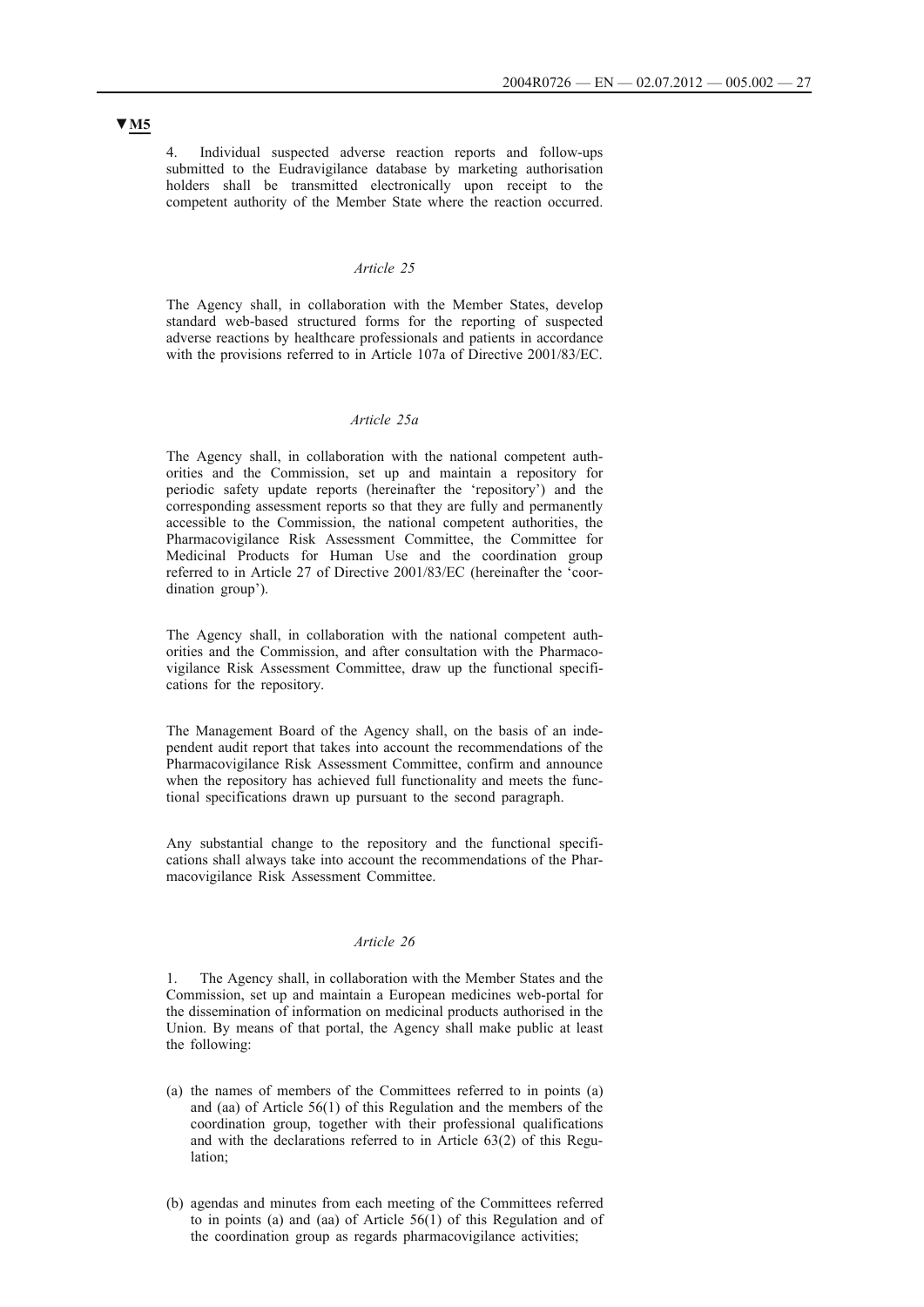▼M5

4. Individual suspected adverse reaction reports and follow-ups submitted to the Eudravigilance database by marketing authorisation holders shall be transmitted electronically upon receipt to the competent authority of the Member State where the reaction occurred.

*Article 25*

The Agency shall, in collaboration with the Member States, develop standard web-based structured forms for the reporting of suspected adverse reactions by healthcare professionals and patients in accordance with the provisions referred to in Article 107a of Directive 2001/83/EC.

*Article 25a*

The Agency shall, in collaboration with the national competent authorities and the Commission, set up and maintain a repository for periodic safety update reports (hereinafter the 'repository') and the corresponding assessment reports so that they are fully and permanently accessible to the Commission, the national competent authorities, the Pharmacovigilance Risk Assessment Committee, the Committee for Medicinal Products for Human Use and the coordination group referred to in Article 27 of Directive 2001/83/EC (hereinafter the 'coordination group').

The Agency shall, in collaboration with the national competent authorities and the Commission, and after consultation with the Pharmacovigilance Risk Assessment Committee, draw up the functional specifications for the repository.

The Management Board of the Agency shall, on the basis of an independent audit report that takes into account the recommendations of the Pharmacovigilance Risk Assessment Committee, confirm and announce when the repository has achieved full functionality and meets the functional specifications drawn up pursuant to the second paragraph.

Any substantial change to the repository and the functional specifications shall always take into account the recommendations of the Pharmacovigilance Risk Assessment Committee.

*Article 26*

1. The Agency shall, in collaboration with the Member States and the Commission, set up and maintain a European medicines web-portal for the dissemination of information on medicinal products authorised in the Union. By means of that portal, the Agency shall make public at least the following:

(a) the names of members of the Committees referred to in points (a) and (aa) of Article 56(1) of this Regulation and the members of the coordination group, together with their professional qualifications and with the declarations referred to in Article 63(2) of this Regulation;

(b) agendas and minutes from each meeting of the Committees referred to in points (a) and (aa) of Article 56(1) of this Regulation and of the coordination group as regards pharmacovigilance activities;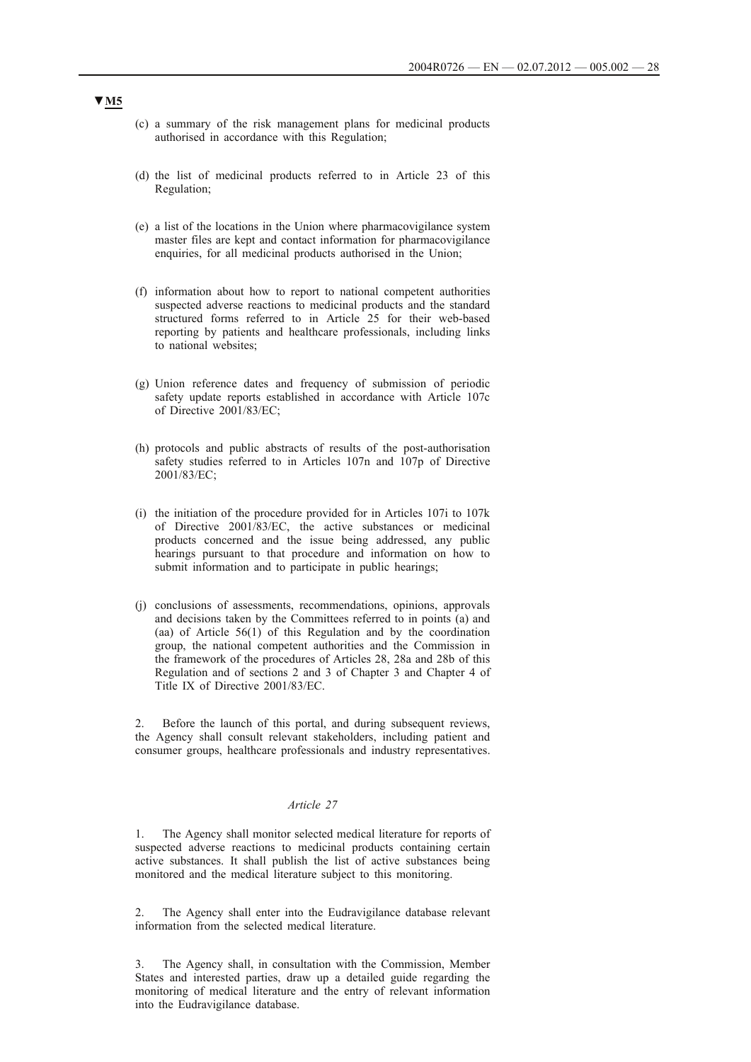▼M5

(c) a summary of the risk management plans for medicinal products authorised in accordance with this Regulation;

(d) the list of medicinal products referred to in Article 23 of this Regulation;

(e) a list of the locations in the Union where pharmacovigilance system master files are kept and contact information for pharmacovigilance enquiries, for all medicinal products authorised in the Union;

(f) information about how to report to national competent authorities suspected adverse reactions to medicinal products and the standard structured forms referred to in Article 25 for their web-based reporting by patients and healthcare professionals, including links to national websites;

(g) Union reference dates and frequency of submission of periodic safety update reports established in accordance with Article 107c of Directive 2001/83/EC;

(h) protocols and public abstracts of results of the post-authorisation safety studies referred to in Articles 107n and 107p of Directive 2001/83/EC;

(i) the initiation of the procedure provided for in Articles 107i to 107k of Directive 2001/83/EC, the active substances or medicinal products concerned and the issue being addressed, any public hearings pursuant to that procedure and information on how to submit information and to participate in public hearings;

(j) conclusions of assessments, recommendations, opinions, approvals and decisions taken by the Committees referred to in points (a) and (aa) of Article 56(1) of this Regulation and by the coordination group, the national competent authorities and the Commission in the framework of the procedures of Articles 28, 28a and 28b of this Regulation and of sections 2 and 3 of Chapter 3 and Chapter 4 of Title IX of Directive 2001/83/EC.

2. Before the launch of this portal, and during subsequent reviews, the Agency shall consult relevant stakeholders, including patient and consumer groups, healthcare professionals and industry representatives.

*Article 27*

1. The Agency shall monitor selected medical literature for reports of suspected adverse reactions to medicinal products containing certain active substances. It shall publish the list of active substances being monitored and the medical literature subject to this monitoring.

2. The Agency shall enter into the Eudravigilance database relevant information from the selected medical literature.

3. The Agency shall, in consultation with the Commission, Member States and interested parties, draw up a detailed guide regarding the monitoring of medical literature and the entry of relevant information into the Eudravigilance database.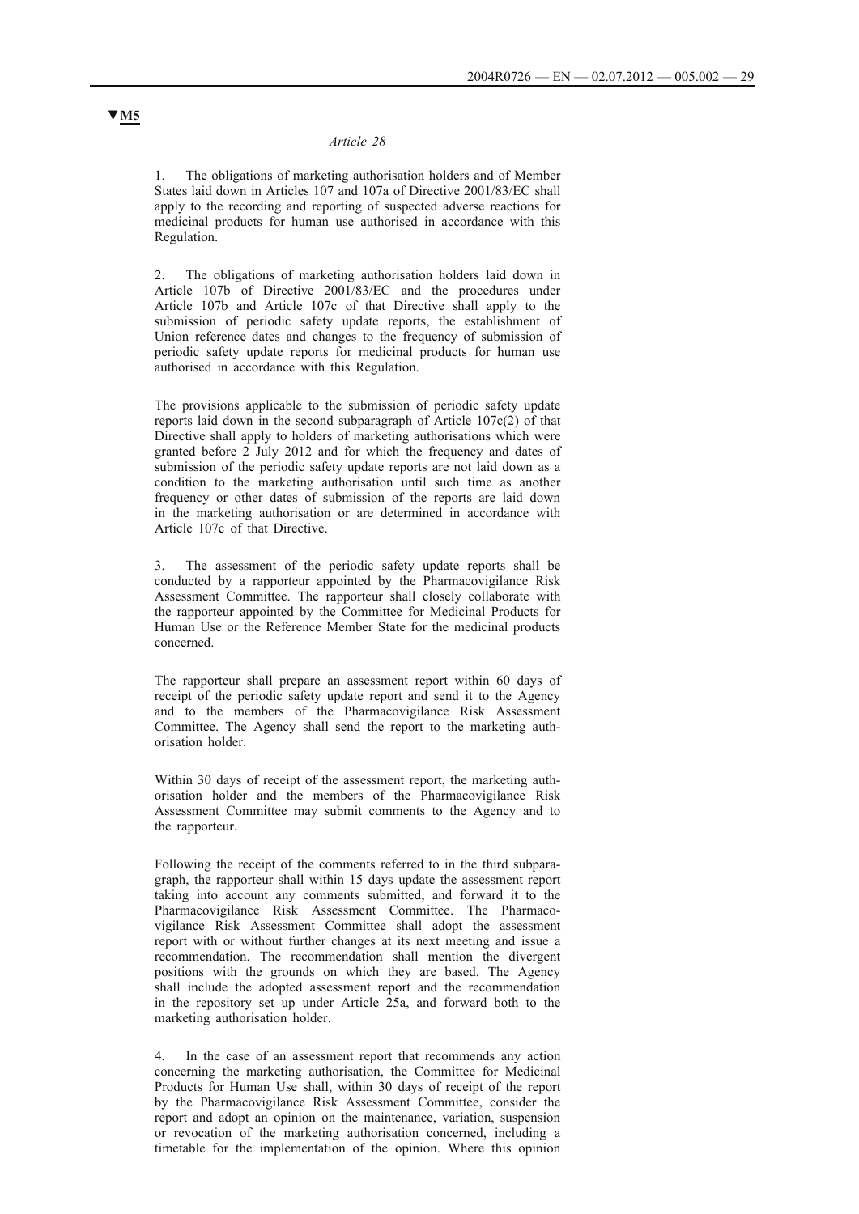▼M5

*Article 28*

1. The obligations of marketing authorisation holders and of Member States laid down in Articles 107 and 107a of Directive 2001/83/EC shall apply to the recording and reporting of suspected adverse reactions for medicinal products for human use authorised in accordance with this Regulation.

2. The obligations of marketing authorisation holders laid down in Article 107b of Directive 2001/83/EC and the procedures under Article 107b and Article 107c of that Directive shall apply to the submission of periodic safety update reports, the establishment of Union reference dates and changes to the frequency of submission of periodic safety update reports for medicinal products for human use authorised in accordance with this Regulation.

The provisions applicable to the submission of periodic safety update reports laid down in the second subparagraph of Article 107c(2) of that Directive shall apply to holders of marketing authorisations which were granted before 2 July 2012 and for which the frequency and dates of submission of the periodic safety update reports are not laid down as a condition to the marketing authorisation until such time as another frequency or other dates of submission of the reports are laid down in the marketing authorisation or are determined in accordance with Article 107c of that Directive.

3. The assessment of the periodic safety update reports shall be conducted by a rapporteur appointed by the Pharmacovigilance Risk Assessment Committee. The rapporteur shall closely collaborate with the rapporteur appointed by the Committee for Medicinal Products for Human Use or the Reference Member State for the medicinal products concerned.

The rapporteur shall prepare an assessment report within 60 days of receipt of the periodic safety update report and send it to the Agency and to the members of the Pharmacovigilance Risk Assessment Committee. The Agency shall send the report to the marketing authorisation holder.

Within 30 days of receipt of the assessment report, the marketing authorisation holder and the members of the Pharmacovigilance Risk Assessment Committee may submit comments to the Agency and to the rapporteur.

Following the receipt of the comments referred to in the third subparagraph, the rapporteur shall within 15 days update the assessment report taking into account any comments submitted, and forward it to the Pharmacovigilance Risk Assessment Committee. The Pharmacovigilance Risk Assessment Committee shall adopt the assessment report with or without further changes at its next meeting and issue a recommendation. The recommendation shall mention the divergent positions with the grounds on which they are based. The Agency shall include the adopted assessment report and the recommendation in the repository set up under Article 25a, and forward both to the marketing authorisation holder.

4. In the case of an assessment report that recommends any action concerning the marketing authorisation, the Committee for Medicinal Products for Human Use shall, within 30 days of receipt of the report by the Pharmacovigilance Risk Assessment Committee, consider the report and adopt an opinion on the maintenance, variation, suspension or revocation of the marketing authorisation concerned, including a timetable for the implementation of the opinion. Where this opinion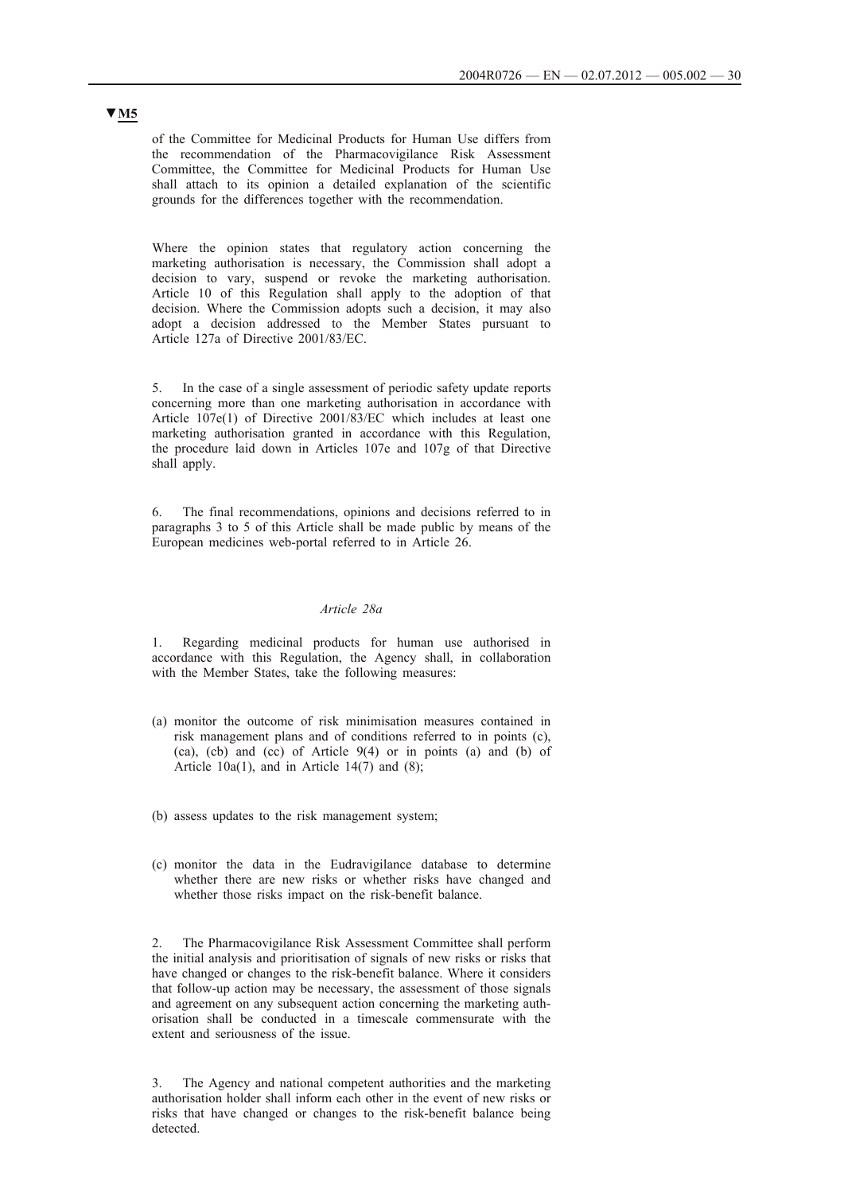▼M5

of the Committee for Medicinal Products for Human Use differs from the recommendation of the Pharmacovigilance Risk Assessment Committee, the Committee for Medicinal Products for Human Use shall attach to its opinion a detailed explanation of the scientific grounds for the differences together with the recommendation.

Where the opinion states that regulatory action concerning the marketing authorisation is necessary, the Commission shall adopt a decision to vary, suspend or revoke the marketing authorisation. Article 10 of this Regulation shall apply to the adoption of that decision. Where the Commission adopts such a decision, it may also adopt a decision addressed to the Member States pursuant to Article 127a of Directive 2001/83/EC.

5. In the case of a single assessment of periodic safety update reports concerning more than one marketing authorisation in accordance with Article 107e(1) of Directive 2001/83/EC which includes at least one marketing authorisation granted in accordance with this Regulation, the procedure laid down in Articles 107e and 107g of that Directive shall apply.

6. The final recommendations, opinions and decisions referred to in paragraphs 3 to 5 of this Article shall be made public by means of the European medicines web-portal referred to in Article 26.

*Article 28a*

1. Regarding medicinal products for human use authorised in accordance with this Regulation, the Agency shall, in collaboration with the Member States, take the following measures:

(a) monitor the outcome of risk minimisation measures contained in risk management plans and of conditions referred to in points (c), (ca), (cb) and (cc) of Article 9(4) or in points (a) and (b) of Article 10a(1), and in Article 14(7) and (8);

(b) assess updates to the risk management system;

(c) monitor the data in the Eudravigilance database to determine whether there are new risks or whether risks have changed and whether those risks impact on the risk-benefit balance.

2. The Pharmacovigilance Risk Assessment Committee shall perform the initial analysis and prioritisation of signals of new risks or risks that have changed or changes to the risk-benefit balance. Where it considers that follow-up action may be necessary, the assessment of those signals and agreement on any subsequent action concerning the marketing authorisation shall be conducted in a timescale commensurate with the extent and seriousness of the issue.

3. The Agency and national competent authorities and the marketing authorisation holder shall inform each other in the event of new risks or risks that have changed or changes to the risk-benefit balance being detected.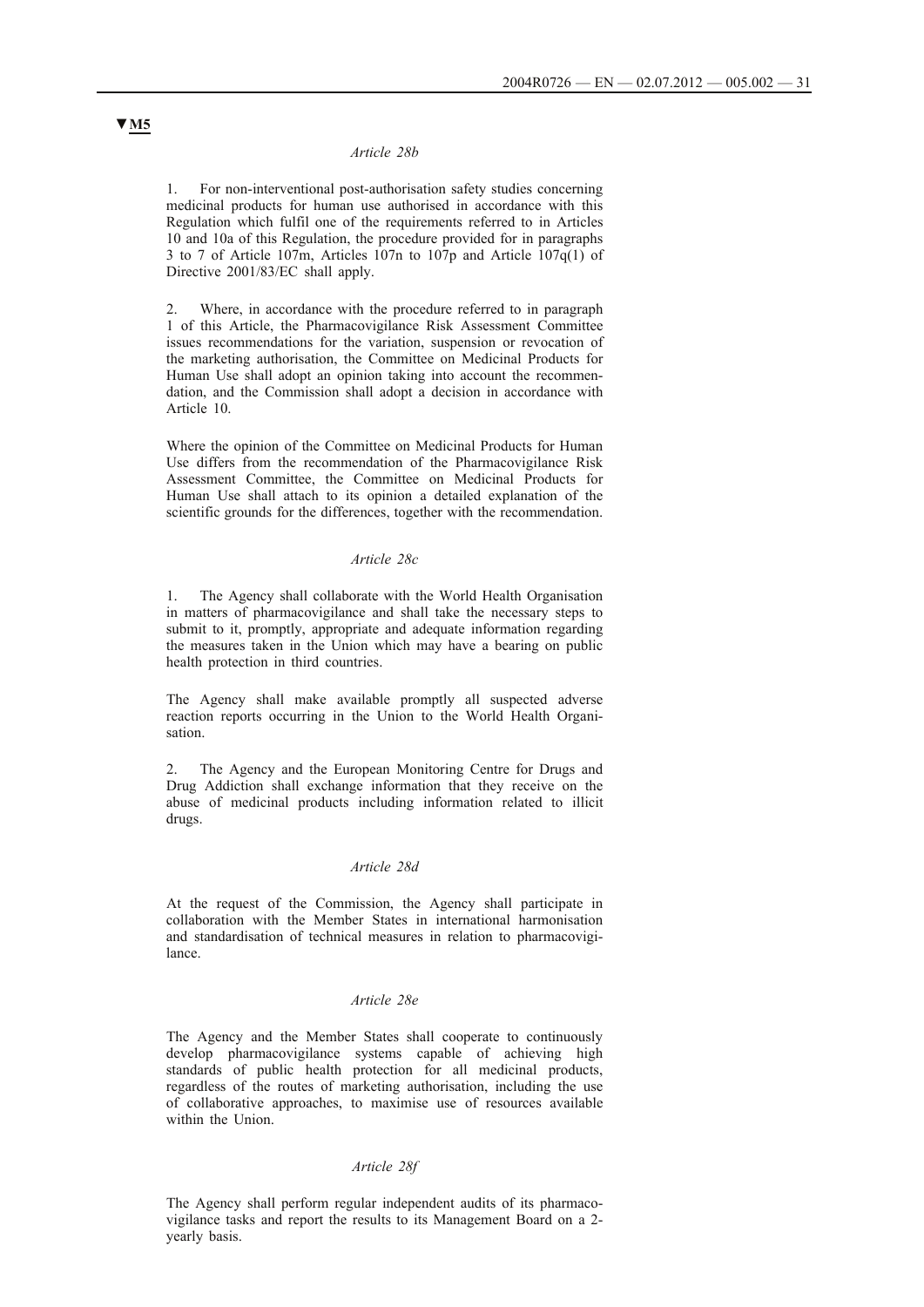▼M5

*Article 28b*

1. For non-interventional post-authorisation safety studies concerning medicinal products for human use authorised in accordance with this Regulation which fulfil one of the requirements referred to in Articles 10 and 10a of this Regulation, the procedure provided for in paragraphs 3 to 7 of Article 107m, Articles 107n to 107p and Article 107q(1) of Directive 2001/83/EC shall apply.

2. Where, in accordance with the procedure referred to in paragraph 1 of this Article, the Pharmacovigilance Risk Assessment Committee issues recommendations for the variation, suspension or revocation of the marketing authorisation, the Committee on Medicinal Products for Human Use shall adopt an opinion taking into account the recommendation, and the Commission shall adopt a decision in accordance with Article 10.

Where the opinion of the Committee on Medicinal Products for Human Use differs from the recommendation of the Pharmacovigilance Risk Assessment Committee, the Committee on Medicinal Products for Human Use shall attach to its opinion a detailed explanation of the scientific grounds for the differences, together with the recommendation.

*Article 28c*

1. The Agency shall collaborate with the World Health Organisation in matters of pharmacovigilance and shall take the necessary steps to submit to it, promptly, appropriate and adequate information regarding the measures taken in the Union which may have a bearing on public health protection in third countries.

The Agency shall make available promptly all suspected adverse reaction reports occurring in the Union to the World Health Organisation.

2. The Agency and the European Monitoring Centre for Drugs and Drug Addiction shall exchange information that they receive on the abuse of medicinal products including information related to illicit drugs.

*Article 28d*

At the request of the Commission, the Agency shall participate in collaboration with the Member States in international harmonisation and standardisation of technical measures in relation to pharmacovigilance.

*Article 28e*

The Agency and the Member States shall cooperate to continuously develop pharmacovigilance systems capable of achieving high standards of public health protection for all medicinal products, regardless of the routes of marketing authorisation, including the use of collaborative approaches, to maximise use of resources available within the Union.

*Article 28f*

The Agency shall perform regular independent audits of its pharmacovigilance tasks and report the results to its Management Board on a 2-yearly basis.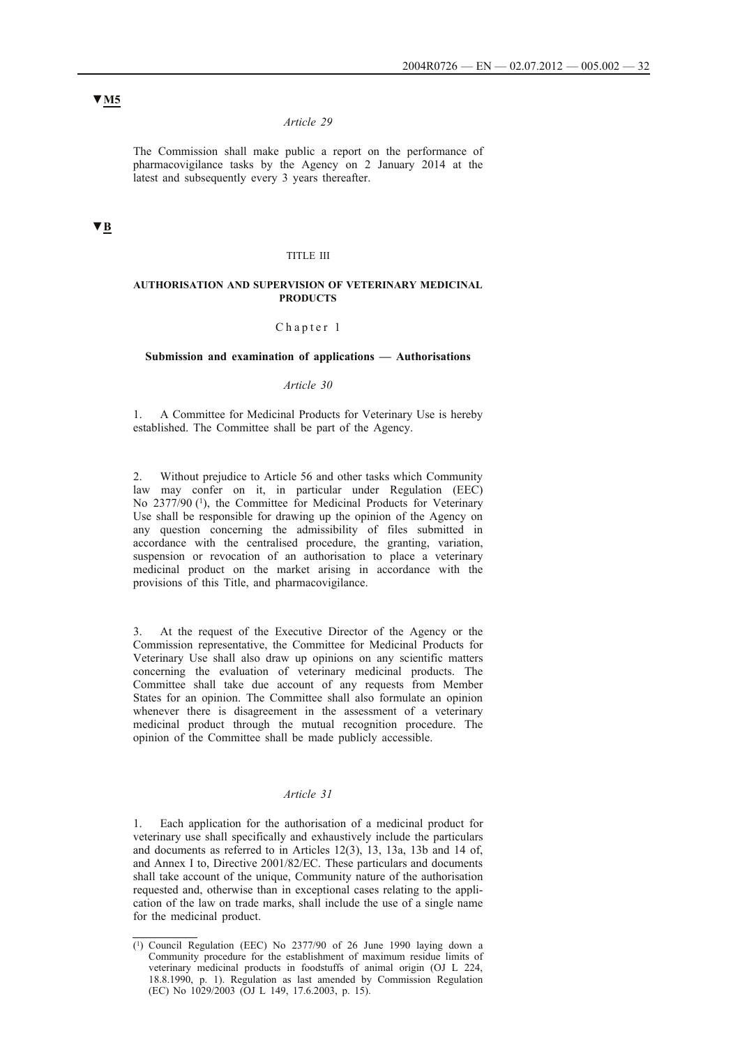▼M5

*Article 29*

The Commission shall make public a report on the performance of pharmacovigilance tasks by the Agency on 2 January 2014 at the latest and subsequently every 3 years thereafter.

▼B

TITLE III

**AUTHORISATION AND SUPERVISION OF VETERINARY MEDICINAL PRODUCTS**

Chapter 1

**Submission and examination of applications — Authorisations**

*Article 30*

1. A Committee for Medicinal Products for Veterinary Use is hereby established. The Committee shall be part of the Agency.

2. Without prejudice to Article 56 and other tasks which Community law may confer on it, in particular under Regulation (EEC) No 2377/90 [1], the Committee for Medicinal Products for Veterinary Use shall be responsible for drawing up the opinion of the Agency on any question concerning the admissibility of files submitted in accordance with the centralised procedure, the granting, variation, suspension or revocation of an authorisation to place a veterinary medicinal product on the market arising in accordance with the provisions of this Title, and pharmacovigilance.

3. At the request of the Executive Director of the Agency or the Commission representative, the Committee for Medicinal Products for Veterinary Use shall also draw up opinions on any scientific matters concerning the evaluation of veterinary medicinal products. The Committee shall take due account of any requests from Member States for an opinion. The Committee shall also formulate an opinion whenever there is disagreement in the assessment of a veterinary medicinal product through the mutual recognition procedure. The opinion of the Committee shall be made publicly accessible.

*Article 31*

1. Each application for the authorisation of a medicinal product for veterinary use shall specifically and exhaustively include the particulars and documents as referred to in Articles 12(3), 13, 13a, 13b and 14 of, and Annex I to, Directive 2001/82/EC. These particulars and documents shall take account of the unique, Community nature of the authorisation requested and, otherwise than in exceptional cases relating to the application of the law on trade marks, shall include the use of a single name for the medicinal product.

[1] Council Regulation (EEC) No 2377/90 of 26 June 1990 laying down a Community procedure for the establishment of maximum residue limits of veterinary medicinal products in foodstuffs of animal origin (OJ L 224, 18.8.1990, p. 1). Regulation as last amended by Commission Regulation (EC) No 1029/2003 (OJ L 149, 17.6.2003, p. 15).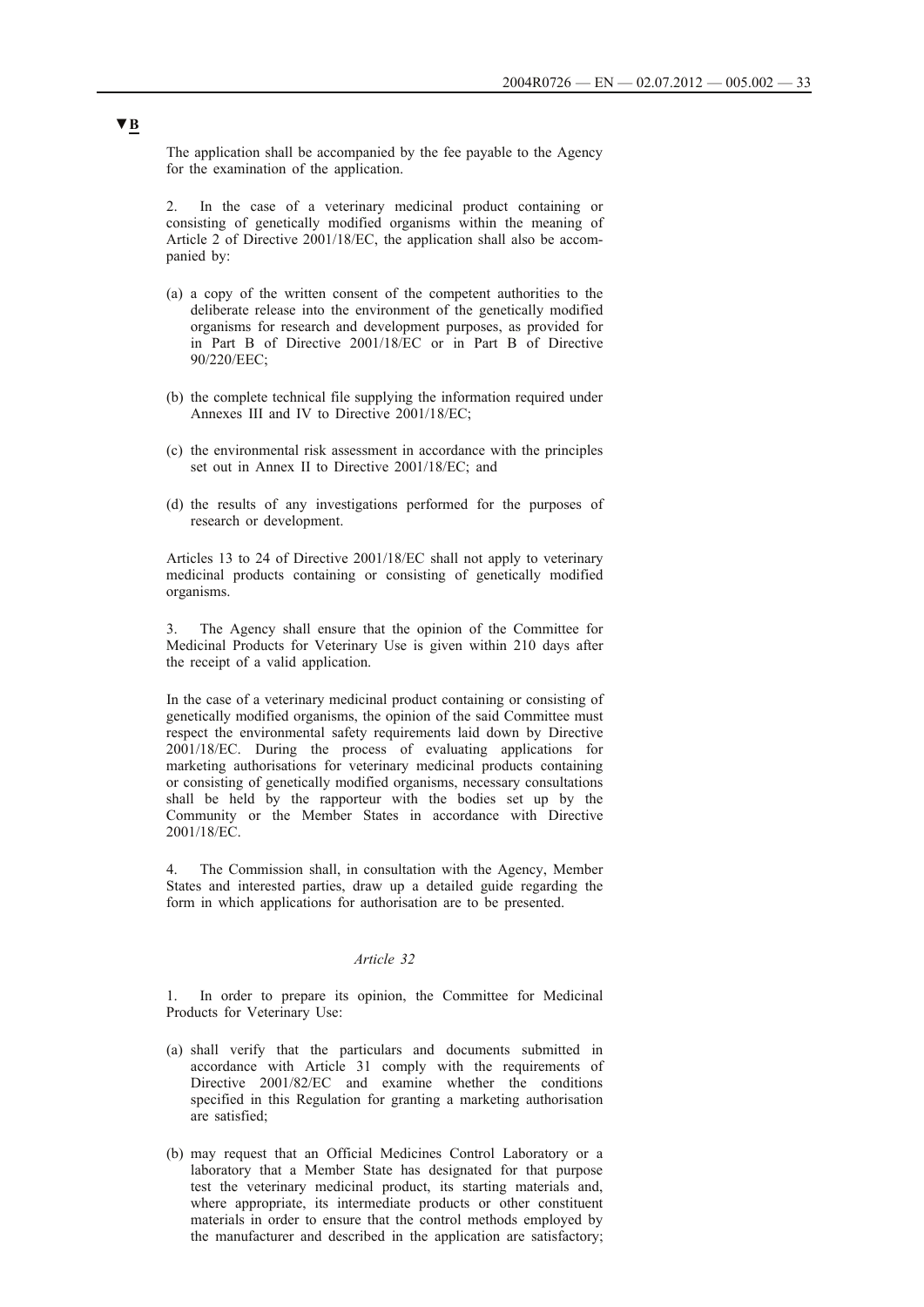**▼B**

The application shall be accompanied by the fee payable to the Agency for the examination of the application.

2. In the case of a veterinary medicinal product containing or consisting of genetically modified organisms within the meaning of Article 2 of Directive 2001/18/EC, the application shall also be accompanied by:

(a) a copy of the written consent of the competent authorities to the deliberate release into the environment of the genetically modified organisms for research and development purposes, as provided for in Part B of Directive 2001/18/EC or in Part B of Directive 90/220/EEC;

(b) the complete technical file supplying the information required under Annexes III and IV to Directive 2001/18/EC;

(c) the environmental risk assessment in accordance with the principles set out in Annex II to Directive 2001/18/EC; and

(d) the results of any investigations performed for the purposes of research or development.

Articles 13 to 24 of Directive 2001/18/EC shall not apply to veterinary medicinal products containing or consisting of genetically modified organisms.

3. The Agency shall ensure that the opinion of the Committee for Medicinal Products for Veterinary Use is given within 210 days after the receipt of a valid application.

In the case of a veterinary medicinal product containing or consisting of genetically modified organisms, the opinion of the said Committee must respect the environmental safety requirements laid down by Directive 2001/18/EC. During the process of evaluating applications for marketing authorisations for veterinary medicinal products containing or consisting of genetically modified organisms, necessary consultations shall be held by the rapporteur with the bodies set up by the Community or the Member States in accordance with Directive 2001/18/EC.

4. The Commission shall, in consultation with the Agency, Member States and interested parties, draw up a detailed guide regarding the form in which applications for authorisation are to be presented.

*Article 32*

1. In order to prepare its opinion, the Committee for Medicinal Products for Veterinary Use:

(a) shall verify that the particulars and documents submitted in accordance with Article 31 comply with the requirements of Directive 2001/82/EC and examine whether the conditions specified in this Regulation for granting a marketing authorisation are satisfied;

(b) may request that an Official Medicines Control Laboratory or a laboratory that a Member State has designated for that purpose test the veterinary medicinal product, its starting materials and, where appropriate, its intermediate products or other constituent materials in order to ensure that the control methods employed by the manufacturer and described in the application are satisfactory;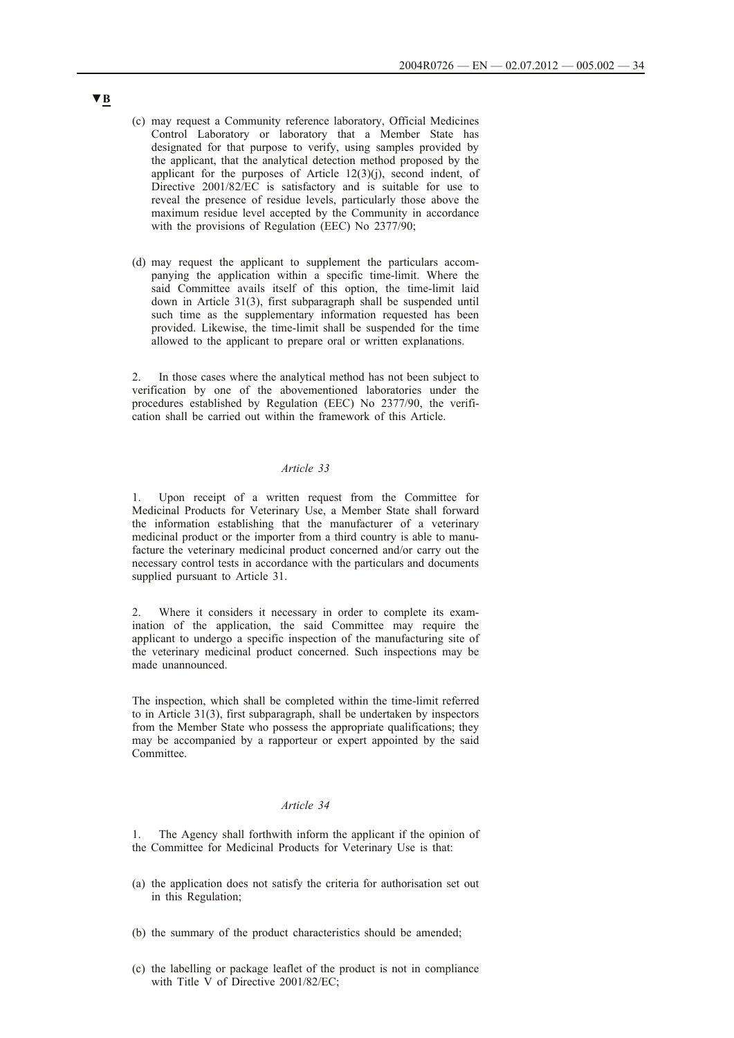▼B

(c) may request a Community reference laboratory, Official Medicines Control Laboratory or laboratory that a Member State has designated for that purpose to verify, using samples provided by the applicant, that the analytical detection method proposed by the applicant for the purposes of Article 12(3)(j), second indent, of Directive 2001/82/EC is satisfactory and is suitable for use to reveal the presence of residue levels, particularly those above the maximum residue level accepted by the Community in accordance with the provisions of Regulation (EEC) No 2377/90;

(d) may request the applicant to supplement the particulars accompanying the application within a specific time-limit. Where the said Committee avails itself of this option, the time-limit laid down in Article 31(3), first subparagraph shall be suspended until such time as the supplementary information requested has been provided. Likewise, the time-limit shall be suspended for the time allowed to the applicant to prepare oral or written explanations.

2. In those cases where the analytical method has not been subject to verification by one of the abovementioned laboratories under the procedures established by Regulation (EEC) No 2377/90, the verification shall be carried out within the framework of this Article.

*Article 33*

1. Upon receipt of a written request from the Committee for Medicinal Products for Veterinary Use, a Member State shall forward the information establishing that the manufacturer of a veterinary medicinal product or the importer from a third country is able to manufacture the veterinary medicinal product concerned and/or carry out the necessary control tests in accordance with the particulars and documents supplied pursuant to Article 31.

2. Where it considers it necessary in order to complete its examination of the application, the said Committee may require the applicant to undergo a specific inspection of the manufacturing site of the veterinary medicinal product concerned. Such inspections may be made unannounced.

The inspection, which shall be completed within the time-limit referred to in Article 31(3), first subparagraph, shall be undertaken by inspectors from the Member State who possess the appropriate qualifications; they may be accompanied by a rapporteur or expert appointed by the said Committee.

*Article 34*

1. The Agency shall forthwith inform the applicant if the opinion of the Committee for Medicinal Products for Veterinary Use is that:

(a) the application does not satisfy the criteria for authorisation set out in this Regulation;

(b) the summary of the product characteristics should be amended;

(c) the labelling or package leaflet of the product is not in compliance with Title V of Directive 2001/82/EC;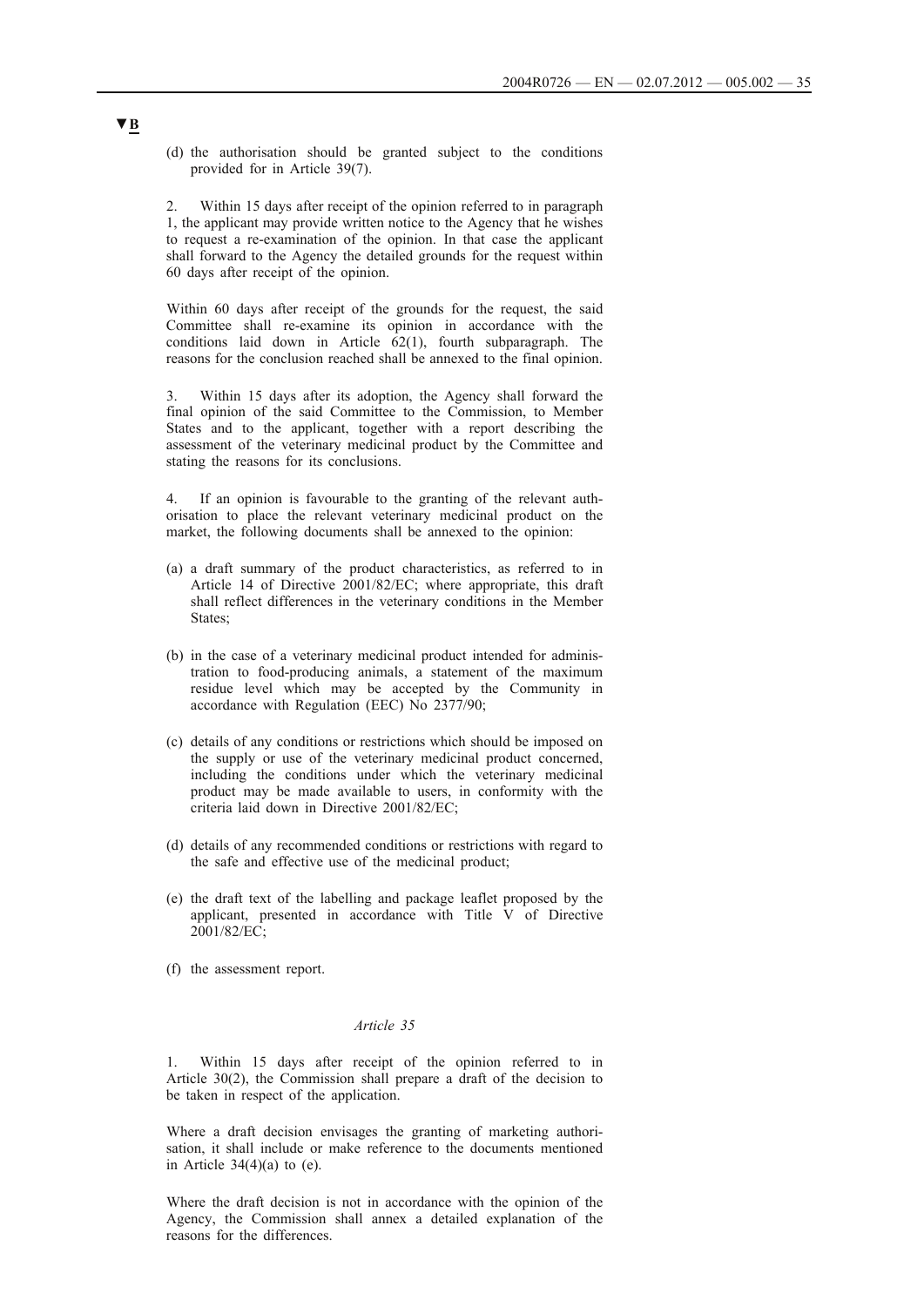▼B

(d) the authorisation should be granted subject to the conditions provided for in Article 39(7).

2. Within 15 days after receipt of the opinion referred to in paragraph 1, the applicant may provide written notice to the Agency that he wishes to request a re-examination of the opinion. In that case the applicant shall forward to the Agency the detailed grounds for the request within 60 days after receipt of the opinion.

Within 60 days after receipt of the grounds for the request, the said Committee shall re-examine its opinion in accordance with the conditions laid down in Article 62(1), fourth subparagraph. The reasons for the conclusion reached shall be annexed to the final opinion.

3. Within 15 days after its adoption, the Agency shall forward the final opinion of the said Committee to the Commission, to Member States and to the applicant, together with a report describing the assessment of the veterinary medicinal product by the Committee and stating the reasons for its conclusions.

4. If an opinion is favourable to the granting of the relevant authorisation to place the relevant veterinary medicinal product on the market, the following documents shall be annexed to the opinion:

(a) a draft summary of the product characteristics, as referred to in Article 14 of Directive 2001/82/EC; where appropriate, this draft shall reflect differences in the veterinary conditions in the Member States;

(b) in the case of a veterinary medicinal product intended for administration to food-producing animals, a statement of the maximum residue level which may be accepted by the Community in accordance with Regulation (EEC) No 2377/90;

(c) details of any conditions or restrictions which should be imposed on the supply or use of the veterinary medicinal product concerned, including the conditions under which the veterinary medicinal product may be made available to users, in conformity with the criteria laid down in Directive 2001/82/EC;

(d) details of any recommended conditions or restrictions with regard to the safe and effective use of the medicinal product;

(e) the draft text of the labelling and package leaflet proposed by the applicant, presented in accordance with Title V of Directive 2001/82/EC;

(f) the assessment report.

*Article 35*

1. Within 15 days after receipt of the opinion referred to in Article 30(2), the Commission shall prepare a draft of the decision to be taken in respect of the application.

Where a draft decision envisages the granting of marketing authorisation, it shall include or make reference to the documents mentioned in Article 34(4)(a) to (e).

Where the draft decision is not in accordance with the opinion of the Agency, the Commission shall annex a detailed explanation of the reasons for the differences.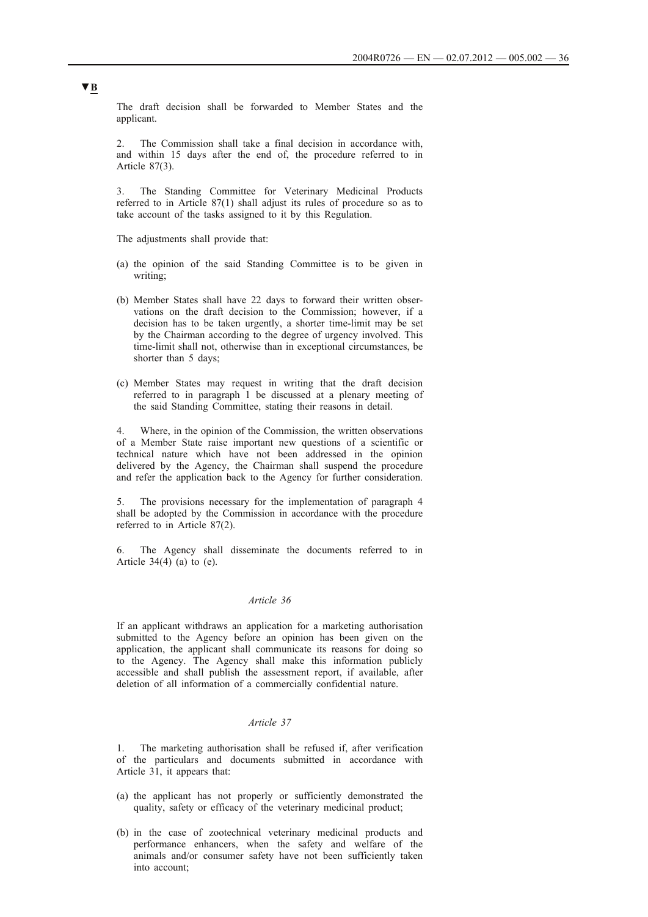▼B

The draft decision shall be forwarded to Member States and the applicant.

2. The Commission shall take a final decision in accordance with, and within 15 days after the end of, the procedure referred to in Article 87(3).

3. The Standing Committee for Veterinary Medicinal Products referred to in Article 87(1) shall adjust its rules of procedure so as to take account of the tasks assigned to it by this Regulation.

The adjustments shall provide that:

(a) the opinion of the said Standing Committee is to be given in writing;

(b) Member States shall have 22 days to forward their written observations on the draft decision to the Commission; however, if a decision has to be taken urgently, a shorter time-limit may be set by the Chairman according to the degree of urgency involved. This time-limit shall not, otherwise than in exceptional circumstances, be shorter than 5 days;

(c) Member States may request in writing that the draft decision referred to in paragraph 1 be discussed at a plenary meeting of the said Standing Committee, stating their reasons in detail.

4. Where, in the opinion of the Commission, the written observations of a Member State raise important new questions of a scientific or technical nature which have not been addressed in the opinion delivered by the Agency, the Chairman shall suspend the procedure and refer the application back to the Agency for further consideration.

5. The provisions necessary for the implementation of paragraph 4 shall be adopted by the Commission in accordance with the procedure referred to in Article 87(2).

6. The Agency shall disseminate the documents referred to in Article 34(4) (a) to (e).

*Article 36*

If an applicant withdraws an application for a marketing authorisation submitted to the Agency before an opinion has been given on the application, the applicant shall communicate its reasons for doing so to the Agency. The Agency shall make this information publicly accessible and shall publish the assessment report, if available, after deletion of all information of a commercially confidential nature.

*Article 37*

1. The marketing authorisation shall be refused if, after verification of the particulars and documents submitted in accordance with Article 31, it appears that:

(a) the applicant has not properly or sufficiently demonstrated the quality, safety or efficacy of the veterinary medicinal product;

(b) in the case of zootechnical veterinary medicinal products and performance enhancers, when the safety and welfare of the animals and/or consumer safety have not been sufficiently taken into account;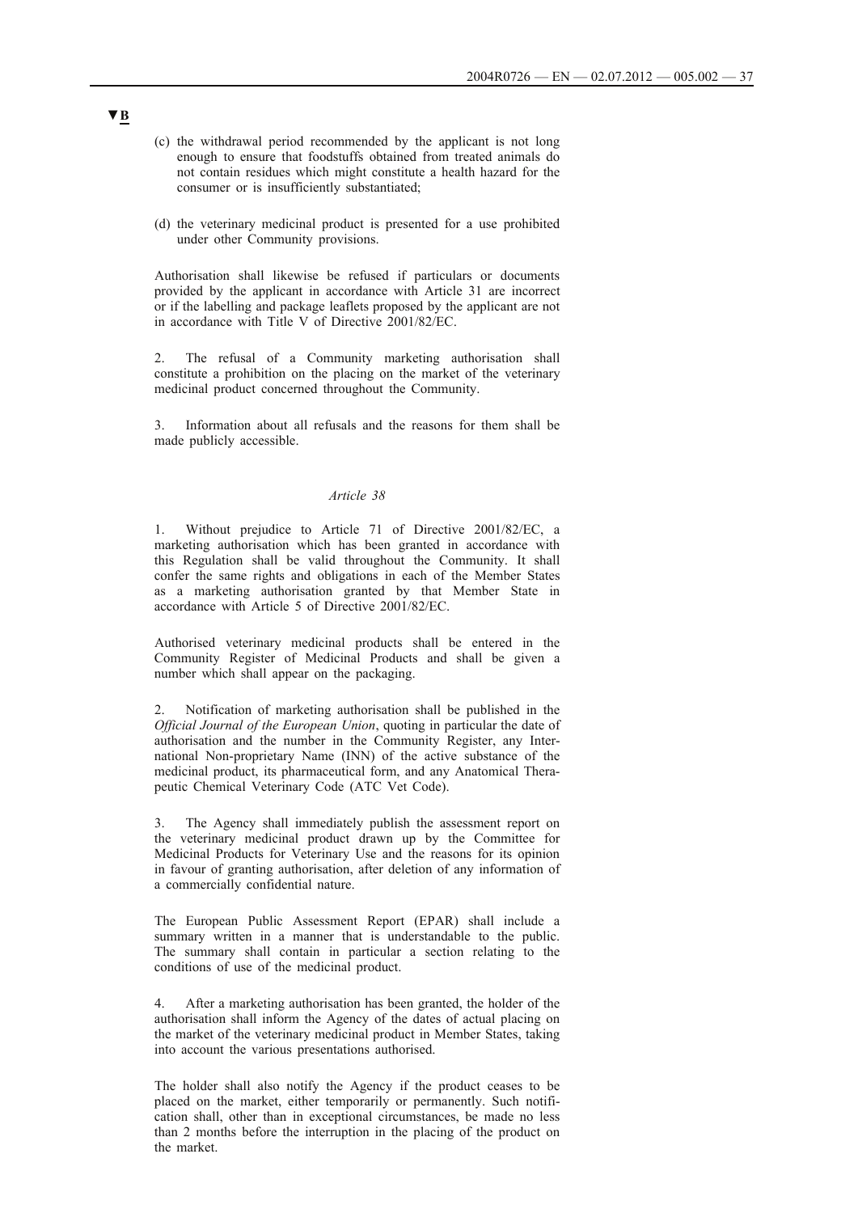▼B

(c) the withdrawal period recommended by the applicant is not long enough to ensure that foodstuffs obtained from treated animals do not contain residues which might constitute a health hazard for the consumer or is insufficiently substantiated;

(d) the veterinary medicinal product is presented for a use prohibited under other Community provisions.

Authorisation shall likewise be refused if particulars or documents provided by the applicant in accordance with Article 31 are incorrect or if the labelling and package leaflets proposed by the applicant are not in accordance with Title V of Directive 2001/82/EC.

2. The refusal of a Community marketing authorisation shall constitute a prohibition on the placing on the market of the veterinary medicinal product concerned throughout the Community.

3. Information about all refusals and the reasons for them shall be made publicly accessible.

*Article 38*

1. Without prejudice to Article 71 of Directive 2001/82/EC, a marketing authorisation which has been granted in accordance with this Regulation shall be valid throughout the Community. It shall confer the same rights and obligations in each of the Member States as a marketing authorisation granted by that Member State in accordance with Article 5 of Directive 2001/82/EC.

Authorised veterinary medicinal products shall be entered in the Community Register of Medicinal Products and shall be given a number which shall appear on the packaging.

2. Notification of marketing authorisation shall be published in the *Official Journal of the European Union*, quoting in particular the date of authorisation and the number in the Community Register, any International Non-proprietary Name (INN) of the active substance of the medicinal product, its pharmaceutical form, and any Anatomical Therapeutic Chemical Veterinary Code (ATC Vet Code).

3. The Agency shall immediately publish the assessment report on the veterinary medicinal product drawn up by the Committee for Medicinal Products for Veterinary Use and the reasons for its opinion in favour of granting authorisation, after deletion of any information of a commercially confidential nature.

The European Public Assessment Report (EPAR) shall include a summary written in a manner that is understandable to the public. The summary shall contain in particular a section relating to the conditions of use of the medicinal product.

4. After a marketing authorisation has been granted, the holder of the authorisation shall inform the Agency of the dates of actual placing on the market of the veterinary medicinal product in Member States, taking into account the various presentations authorised.

The holder shall also notify the Agency if the product ceases to be placed on the market, either temporarily or permanently. Such notification shall, other than in exceptional circumstances, be made no less than 2 months before the interruption in the placing of the product on the market.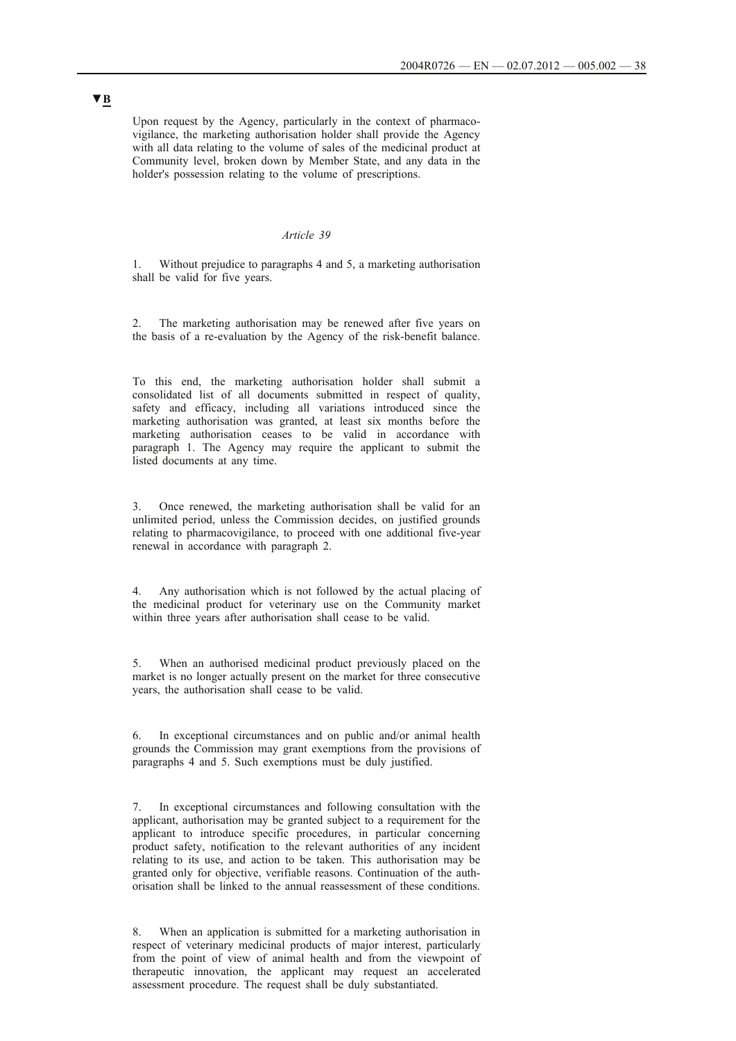▼B

Upon request by the Agency, particularly in the context of pharmacovigilance, the marketing authorisation holder shall provide the Agency with all data relating to the volume of sales of the medicinal product at Community level, broken down by Member State, and any data in the holder's possession relating to the volume of prescriptions.

*Article 39*

1. Without prejudice to paragraphs 4 and 5, a marketing authorisation shall be valid for five years.

2. The marketing authorisation may be renewed after five years on the basis of a re-evaluation by the Agency of the risk-benefit balance.

To this end, the marketing authorisation holder shall submit a consolidated list of all documents submitted in respect of quality, safety and efficacy, including all variations introduced since the marketing authorisation was granted, at least six months before the marketing authorisation ceases to be valid in accordance with paragraph 1. The Agency may require the applicant to submit the listed documents at any time.

3. Once renewed, the marketing authorisation shall be valid for an unlimited period, unless the Commission decides, on justified grounds relating to pharmacovigilance, to proceed with one additional five-year renewal in accordance with paragraph 2.

4. Any authorisation which is not followed by the actual placing of the medicinal product for veterinary use on the Community market within three years after authorisation shall cease to be valid.

5. When an authorised medicinal product previously placed on the market is no longer actually present on the market for three consecutive years, the authorisation shall cease to be valid.

6. In exceptional circumstances and on public and/or animal health grounds the Commission may grant exemptions from the provisions of paragraphs 4 and 5. Such exemptions must be duly justified.

7. In exceptional circumstances and following consultation with the applicant, authorisation may be granted subject to a requirement for the applicant to introduce specific procedures, in particular concerning product safety, notification to the relevant authorities of any incident relating to its use, and action to be taken. This authorisation may be granted only for objective, verifiable reasons. Continuation of the authorisation shall be linked to the annual reassessment of these conditions.

8. When an application is submitted for a marketing authorisation in respect of veterinary medicinal products of major interest, particularly from the point of view of animal health and from the viewpoint of therapeutic innovation, the applicant may request an accelerated assessment procedure. The request shall be duly substantiated.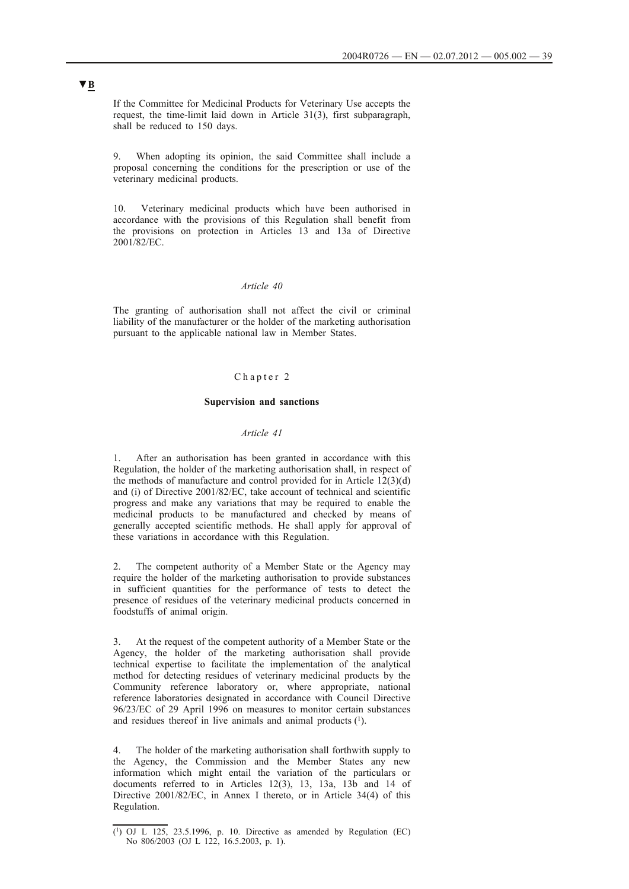▼B

If the Committee for Medicinal Products for Veterinary Use accepts the request, the time-limit laid down in Article 31(3), first subparagraph, shall be reduced to 150 days.

9. When adopting its opinion, the said Committee shall include a proposal concerning the conditions for the prescription or use of the veterinary medicinal products.

10. Veterinary medicinal products which have been authorised in accordance with the provisions of this Regulation shall benefit from the provisions on protection in Articles 13 and 13a of Directive 2001/82/EC.

*Article 40*

The granting of authorisation shall not affect the civil or criminal liability of the manufacturer or the holder of the marketing authorisation pursuant to the applicable national law in Member States.

Chapter 2

**Supervision and sanctions**

*Article 41*

1. After an authorisation has been granted in accordance with this Regulation, the holder of the marketing authorisation shall, in respect of the methods of manufacture and control provided for in Article 12(3)(d) and (i) of Directive 2001/82/EC, take account of technical and scientific progress and make any variations that may be required to enable the medicinal products to be manufactured and checked by means of generally accepted scientific methods. He shall apply for approval of these variations in accordance with this Regulation.

2. The competent authority of a Member State or the Agency may require the holder of the marketing authorisation to provide substances in sufficient quantities for the performance of tests to detect the presence of residues of the veterinary medicinal products concerned in foodstuffs of animal origin.

3. At the request of the competent authority of a Member State or the Agency, the holder of the marketing authorisation shall provide technical expertise to facilitate the implementation of the analytical method for detecting residues of veterinary medicinal products by the Community reference laboratory or, where appropriate, national reference laboratories designated in accordance with Council Directive 96/23/EC of 29 April 1996 on measures to monitor certain substances and residues thereof in live animals and animal products [1].

4. The holder of the marketing authorisation shall forthwith supply to the Agency, the Commission and the Member States any new information which might entail the variation of the particulars or documents referred to in Articles 12(3), 13, 13a, 13b and 14 of Directive 2001/82/EC, in Annex I thereto, or in Article 34(4) of this Regulation.

---

[1] OJ L 125, 23.5.1996, p. 10. Directive as amended by Regulation (EC) No 806/2003 (OJ L 122, 16.5.2003, p. 1).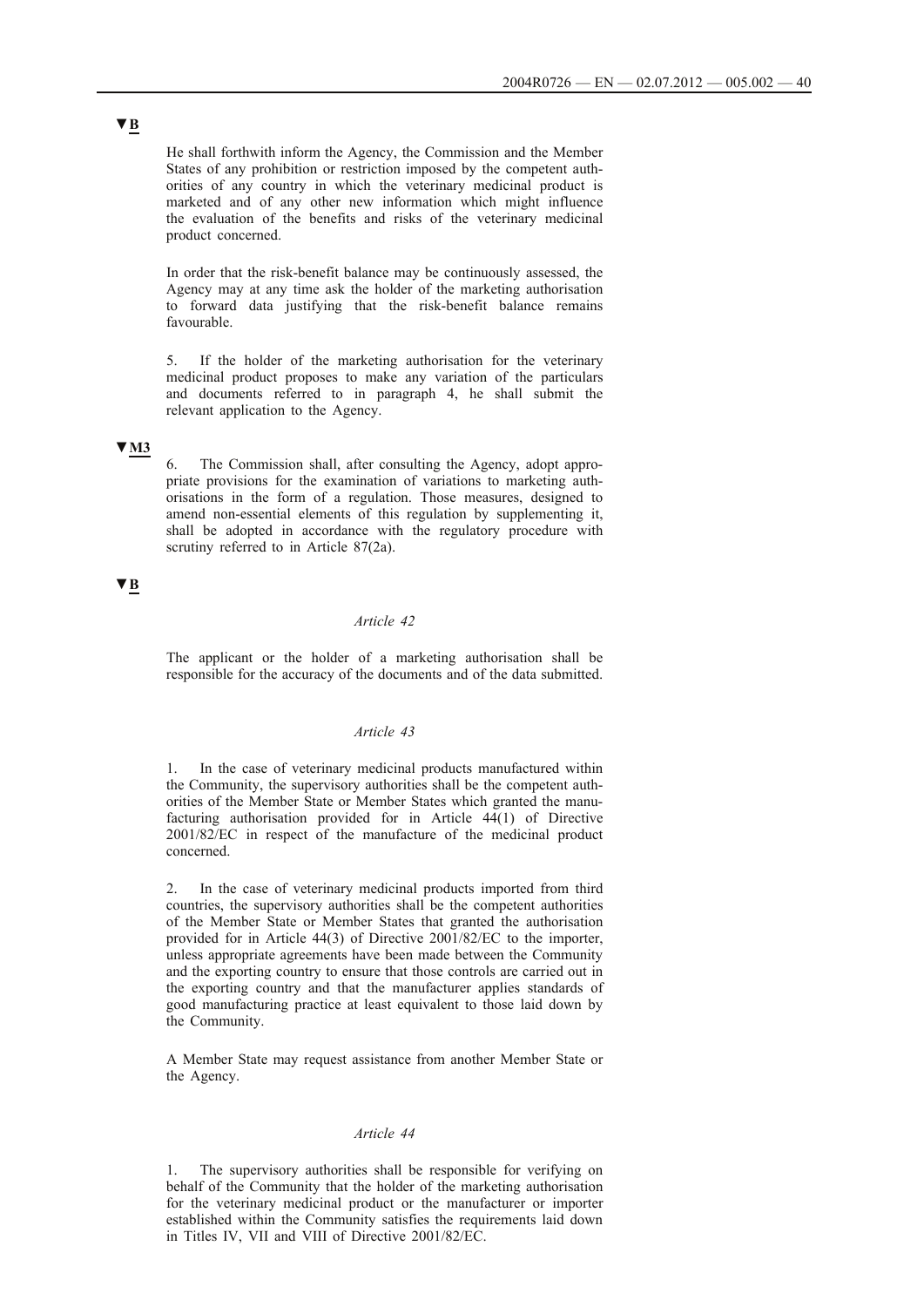▼B

He shall forthwith inform the Agency, the Commission and the Member States of any prohibition or restriction imposed by the competent authorities of any country in which the veterinary medicinal product is marketed and of any other new information which might influence the evaluation of the benefits and risks of the veterinary medicinal product concerned.

In order that the risk-benefit balance may be continuously assessed, the Agency may at any time ask the holder of the marketing authorisation to forward data justifying that the risk-benefit balance remains favourable.

5. If the holder of the marketing authorisation for the veterinary medicinal product proposes to make any variation of the particulars and documents referred to in paragraph 4, he shall submit the relevant application to the Agency.

▼M3

6. The Commission shall, after consulting the Agency, adopt appropriate provisions for the examination of variations to marketing authorisations in the form of a regulation. Those measures, designed to amend non-essential elements of this regulation by supplementing it, shall be adopted in accordance with the regulatory procedure with scrutiny referred to in Article 87(2a).

▼B

*Article 42*

The applicant or the holder of a marketing authorisation shall be responsible for the accuracy of the documents and of the data submitted.

*Article 43*

1. In the case of veterinary medicinal products manufactured within the Community, the supervisory authorities shall be the competent authorities of the Member State or Member States which granted the manufacturing authorisation provided for in Article 44(1) of Directive 2001/82/EC in respect of the manufacture of the medicinal product concerned.

2. In the case of veterinary medicinal products imported from third countries, the supervisory authorities shall be the competent authorities of the Member State or Member States that granted the authorisation provided for in Article 44(3) of Directive 2001/82/EC to the importer, unless appropriate agreements have been made between the Community and the exporting country to ensure that those controls are carried out in the exporting country and that the manufacturer applies standards of good manufacturing practice at least equivalent to those laid down by the Community.

A Member State may request assistance from another Member State or the Agency.

*Article 44*

1. The supervisory authorities shall be responsible for verifying on behalf of the Community that the holder of the marketing authorisation for the veterinary medicinal product or the manufacturer or importer established within the Community satisfies the requirements laid down in Titles IV, VII and VIII of Directive 2001/82/EC.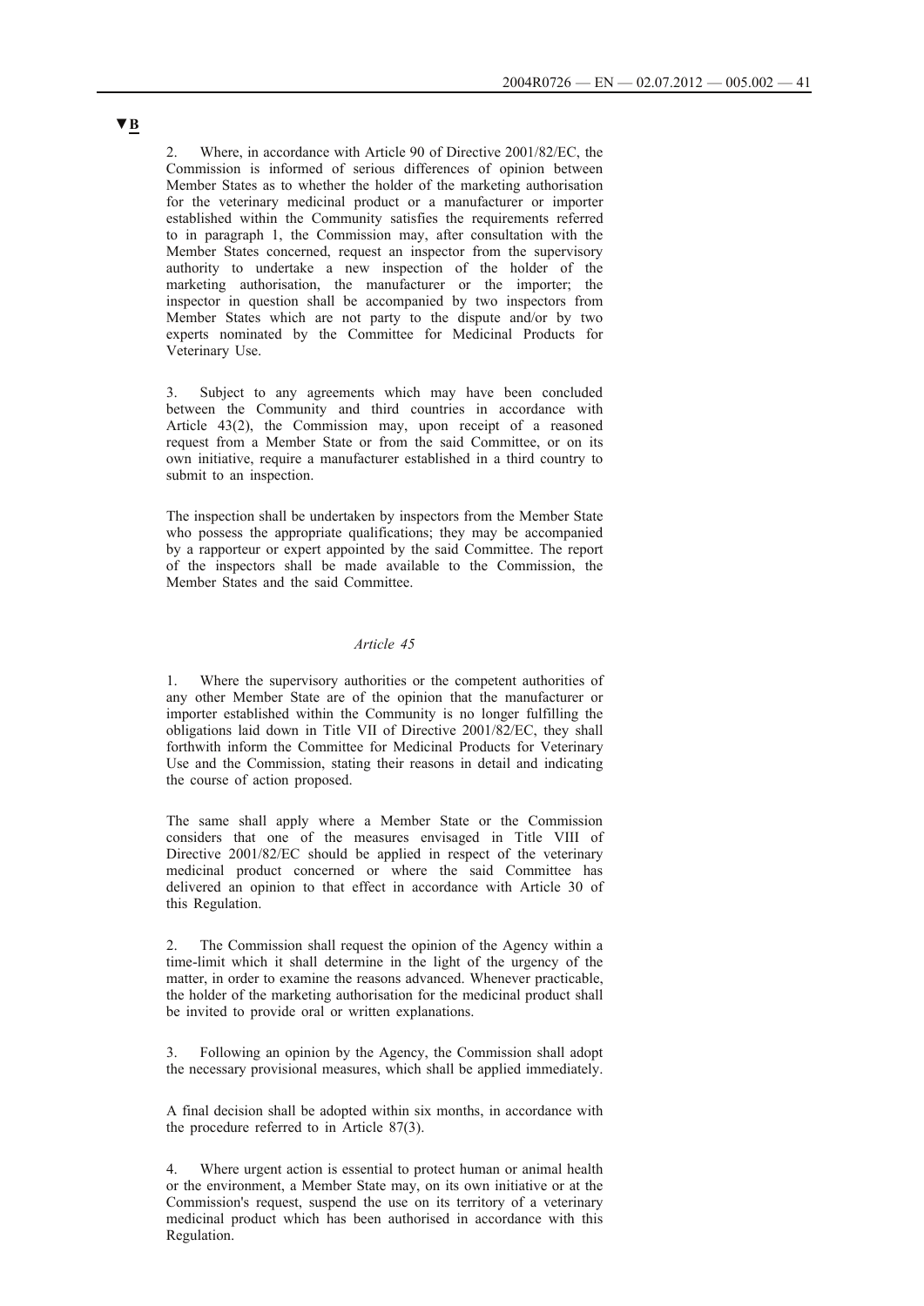▼B

2. Where, in accordance with Article 90 of Directive 2001/82/EC, the Commission is informed of serious differences of opinion between Member States as to whether the holder of the marketing authorisation for the veterinary medicinal product or a manufacturer or importer established within the Community satisfies the requirements referred to in paragraph 1, the Commission may, after consultation with the Member States concerned, request an inspector from the supervisory authority to undertake a new inspection of the holder of the marketing authorisation, the manufacturer or the importer; the inspector in question shall be accompanied by two inspectors from Member States which are not party to the dispute and/or by two experts nominated by the Committee for Medicinal Products for Veterinary Use.

3. Subject to any agreements which may have been concluded between the Community and third countries in accordance with Article 43(2), the Commission may, upon receipt of a reasoned request from a Member State or from the said Committee, or on its own initiative, require a manufacturer established in a third country to submit to an inspection.

The inspection shall be undertaken by inspectors from the Member State who possess the appropriate qualifications; they may be accompanied by a rapporteur or expert appointed by the said Committee. The report of the inspectors shall be made available to the Commission, the Member States and the said Committee.

*Article 45*

1. Where the supervisory authorities or the competent authorities of any other Member State are of the opinion that the manufacturer or importer established within the Community is no longer fulfilling the obligations laid down in Title VII of Directive 2001/82/EC, they shall forthwith inform the Committee for Medicinal Products for Veterinary Use and the Commission, stating their reasons in detail and indicating the course of action proposed.

The same shall apply where a Member State or the Commission considers that one of the measures envisaged in Title VIII of Directive 2001/82/EC should be applied in respect of the veterinary medicinal product concerned or where the said Committee has delivered an opinion to that effect in accordance with Article 30 of this Regulation.

2. The Commission shall request the opinion of the Agency within a time-limit which it shall determine in the light of the urgency of the matter, in order to examine the reasons advanced. Whenever practicable, the holder of the marketing authorisation for the medicinal product shall be invited to provide oral or written explanations.

3. Following an opinion by the Agency, the Commission shall adopt the necessary provisional measures, which shall be applied immediately.

A final decision shall be adopted within six months, in accordance with the procedure referred to in Article 87(3).

4. Where urgent action is essential to protect human or animal health or the environment, a Member State may, on its own initiative or at the Commission's request, suspend the use on its territory of a veterinary medicinal product which has been authorised in accordance with this Regulation.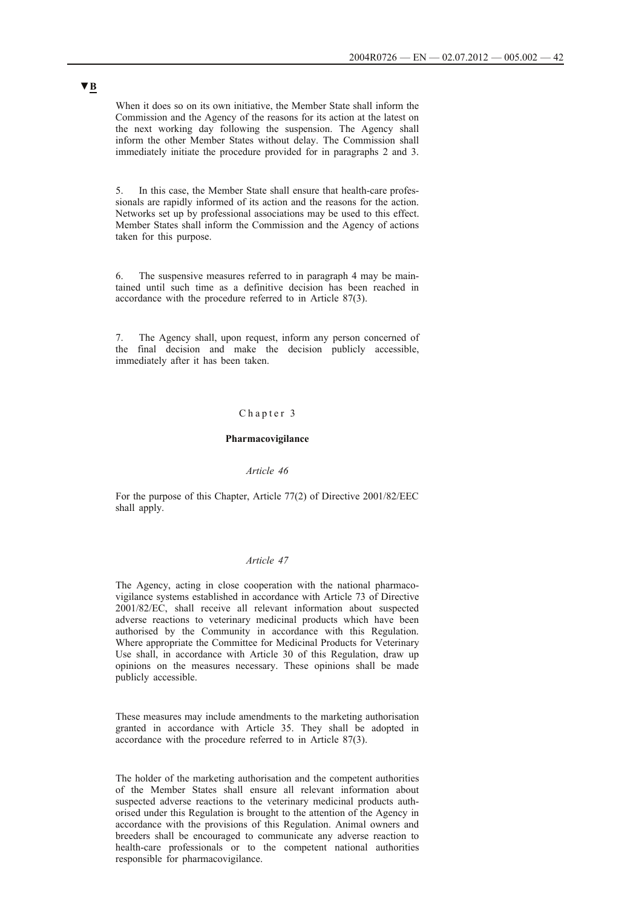▼B

When it does so on its own initiative, the Member State shall inform the Commission and the Agency of the reasons for its action at the latest on the next working day following the suspension. The Agency shall inform the other Member States without delay. The Commission shall immediately initiate the procedure provided for in paragraphs 2 and 3.

5. In this case, the Member State shall ensure that health-care professionals are rapidly informed of its action and the reasons for the action. Networks set up by professional associations may be used to this effect. Member States shall inform the Commission and the Agency of actions taken for this purpose.

6. The suspensive measures referred to in paragraph 4 may be maintained until such time as a definitive decision has been reached in accordance with the procedure referred to in Article 87(3).

7. The Agency shall, upon request, inform any person concerned of the final decision and make the decision publicly accessible, immediately after it has been taken.

## Chapter 3

### Pharmacovigilance

*Article 46*

For the purpose of this Chapter, Article 77(2) of Directive 2001/82/EEC shall apply.

*Article 47*

The Agency, acting in close cooperation with the national pharmacovigilance systems established in accordance with Article 73 of Directive 2001/82/EC, shall receive all relevant information about suspected adverse reactions to veterinary medicinal products which have been authorised by the Community in accordance with this Regulation. Where appropriate the Committee for Medicinal Products for Veterinary Use shall, in accordance with Article 30 of this Regulation, draw up opinions on the measures necessary. These opinions shall be made publicly accessible.

These measures may include amendments to the marketing authorisation granted in accordance with Article 35. They shall be adopted in accordance with the procedure referred to in Article 87(3).

The holder of the marketing authorisation and the competent authorities of the Member States shall ensure all relevant information about suspected adverse reactions to the veterinary medicinal products authorised under this Regulation is brought to the attention of the Agency in accordance with the provisions of this Regulation. Animal owners and breeders shall be encouraged to communicate any adverse reaction to health-care professionals or to the competent national authorities responsible for pharmacovigilance.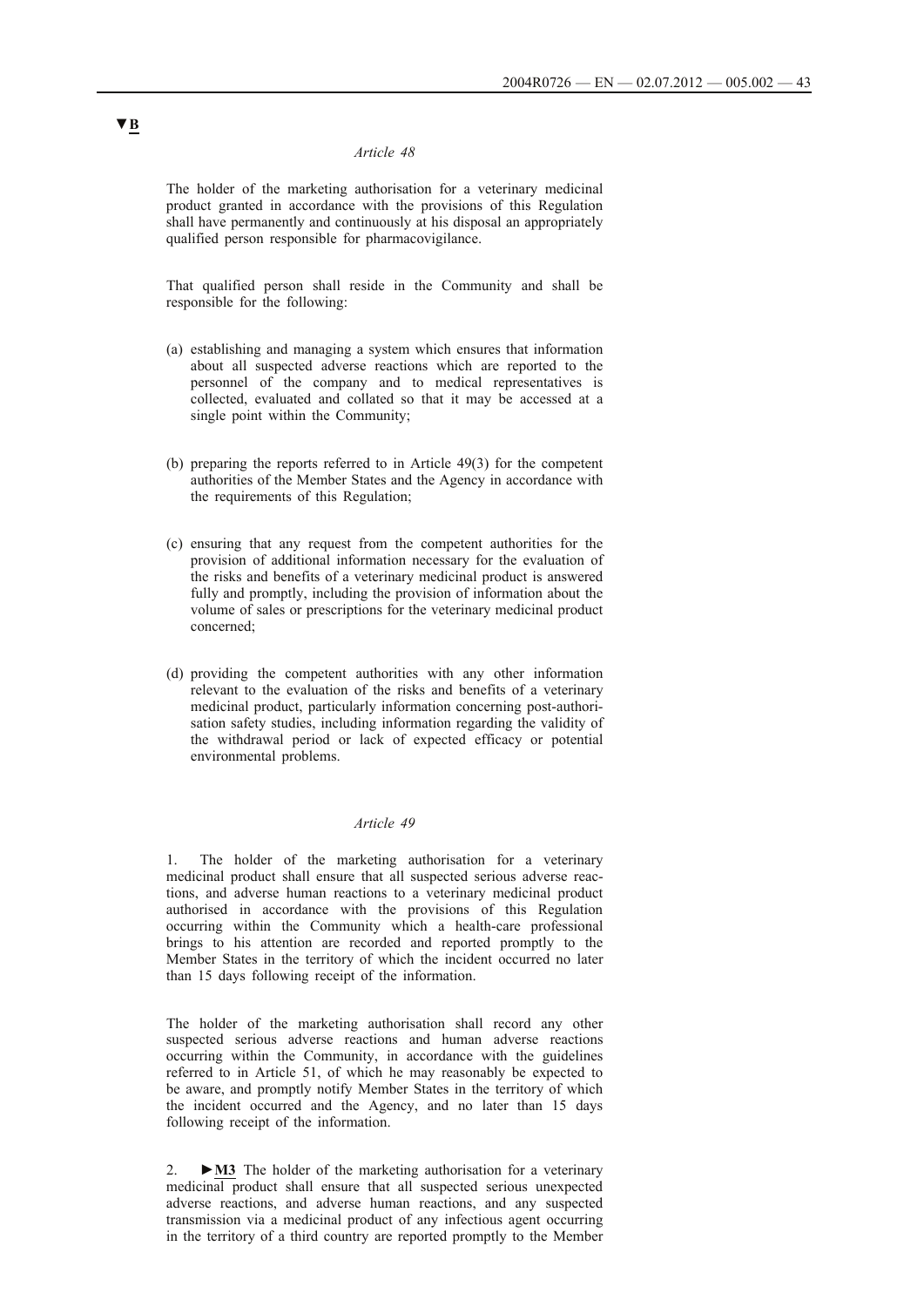▼B

*Article 48*

The holder of the marketing authorisation for a veterinary medicinal product granted in accordance with the provisions of this Regulation shall have permanently and continuously at his disposal an appropriately qualified person responsible for pharmacovigilance.

That qualified person shall reside in the Community and shall be responsible for the following:

(a) establishing and managing a system which ensures that information about all suspected adverse reactions which are reported to the personnel of the company and to medical representatives is collected, evaluated and collated so that it may be accessed at a single point within the Community;

(b) preparing the reports referred to in Article 49(3) for the competent authorities of the Member States and the Agency in accordance with the requirements of this Regulation;

(c) ensuring that any request from the competent authorities for the provision of additional information necessary for the evaluation of the risks and benefits of a veterinary medicinal product is answered fully and promptly, including the provision of information about the volume of sales or prescriptions for the veterinary medicinal product concerned;

(d) providing the competent authorities with any other information relevant to the evaluation of the risks and benefits of a veterinary medicinal product, particularly information concerning post-authorisation safety studies, including information regarding the validity of the withdrawal period or lack of expected efficacy or potential environmental problems.

*Article 49*

1. The holder of the marketing authorisation for a veterinary medicinal product shall ensure that all suspected serious adverse reactions, and adverse human reactions to a veterinary medicinal product authorised in accordance with the provisions of this Regulation occurring within the Community which a health-care professional brings to his attention are recorded and reported promptly to the Member States in the territory of which the incident occurred no later than 15 days following receipt of the information.

The holder of the marketing authorisation shall record any other suspected serious adverse reactions and human adverse reactions occurring within the Community, in accordance with the guidelines referred to in Article 51, of which he may reasonably be expected to be aware, and promptly notify Member States in the territory of which the incident occurred and the Agency, and no later than 15 days following receipt of the information.

2. ►M3 The holder of the marketing authorisation for a veterinary medicinal product shall ensure that all suspected serious unexpected adverse reactions, and adverse human reactions, and any suspected transmission via a medicinal product of any infectious agent occurring in the territory of a third country are reported promptly to the Member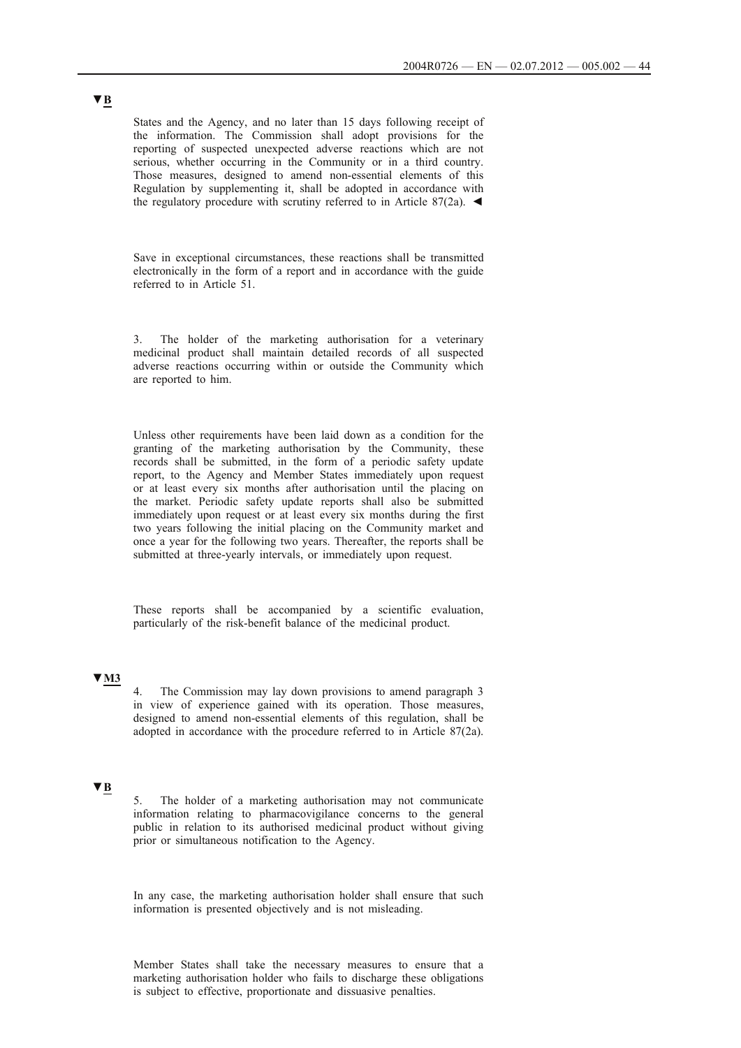▼B

States and the Agency, and no later than 15 days following receipt of the information. The Commission shall adopt provisions for the reporting of suspected unexpected adverse reactions which are not serious, whether occurring in the Community or in a third country. Those measures, designed to amend non-essential elements of this Regulation by supplementing it, shall be adopted in accordance with the regulatory procedure with scrutiny referred to in Article 87(2a). ◄

Save in exceptional circumstances, these reactions shall be transmitted electronically in the form of a report and in accordance with the guide referred to in Article 51.

3. The holder of the marketing authorisation for a veterinary medicinal product shall maintain detailed records of all suspected adverse reactions occurring within or outside the Community which are reported to him.

Unless other requirements have been laid down as a condition for the granting of the marketing authorisation by the Community, these records shall be submitted, in the form of a periodic safety update report, to the Agency and Member States immediately upon request or at least every six months after authorisation until the placing on the market. Periodic safety update reports shall also be submitted immediately upon request or at least every six months during the first two years following the initial placing on the Community market and once a year for the following two years. Thereafter, the reports shall be submitted at three-yearly intervals, or immediately upon request.

These reports shall be accompanied by a scientific evaluation, particularly of the risk-benefit balance of the medicinal product.

▼M3

4. The Commission may lay down provisions to amend paragraph 3 in view of experience gained with its operation. Those measures, designed to amend non-essential elements of this regulation, shall be adopted in accordance with the procedure referred to in Article 87(2a).

▼B

5. The holder of a marketing authorisation may not communicate information relating to pharmacovigilance concerns to the general public in relation to its authorised medicinal product without giving prior or simultaneous notification to the Agency.

In any case, the marketing authorisation holder shall ensure that such information is presented objectively and is not misleading.

Member States shall take the necessary measures to ensure that a marketing authorisation holder who fails to discharge these obligations is subject to effective, proportionate and dissuasive penalties.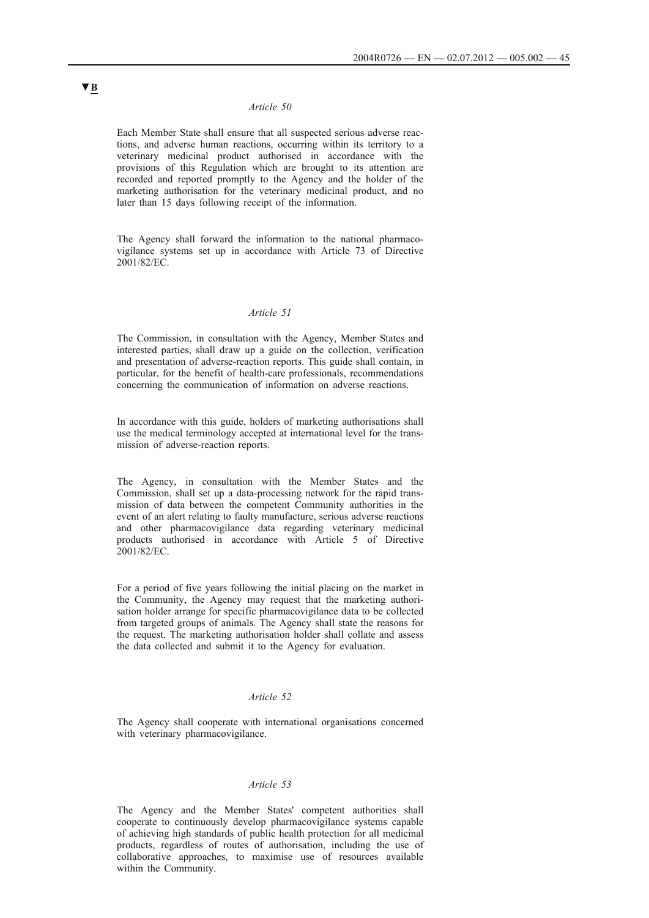▼B

*Article 50*

Each Member State shall ensure that all suspected serious adverse reactions, and adverse human reactions, occurring within its territory to a veterinary medicinal product authorised in accordance with the provisions of this Regulation which are brought to its attention are recorded and reported promptly to the Agency and the holder of the marketing authorisation for the veterinary medicinal product, and no later than 15 days following receipt of the information.

The Agency shall forward the information to the national pharmacovigilance systems set up in accordance with Article 73 of Directive 2001/82/EC.

*Article 51*

The Commission, in consultation with the Agency, Member States and interested parties, shall draw up a guide on the collection, verification and presentation of adverse-reaction reports. This guide shall contain, in particular, for the benefit of health-care professionals, recommendations concerning the communication of information on adverse reactions.

In accordance with this guide, holders of marketing authorisations shall use the medical terminology accepted at international level for the transmission of adverse-reaction reports.

The Agency, in consultation with the Member States and the Commission, shall set up a data-processing network for the rapid transmission of data between the competent Community authorities in the event of an alert relating to faulty manufacture, serious adverse reactions and other pharmacovigilance data regarding veterinary medicinal products authorised in accordance with Article 5 of Directive 2001/82/EC.

For a period of five years following the initial placing on the market in the Community, the Agency may request that the marketing authorisation holder arrange for specific pharmacovigilance data to be collected from targeted groups of animals. The Agency shall state the reasons for the request. The marketing authorisation holder shall collate and assess the data collected and submit it to the Agency for evaluation.

*Article 52*

The Agency shall cooperate with international organisations concerned with veterinary pharmacovigilance.

*Article 53*

The Agency and the Member States' competent authorities shall cooperate to continuously develop pharmacovigilance systems capable of achieving high standards of public health protection for all medicinal products, regardless of routes of authorisation, including the use of collaborative approaches, to maximise use of resources available within the Community.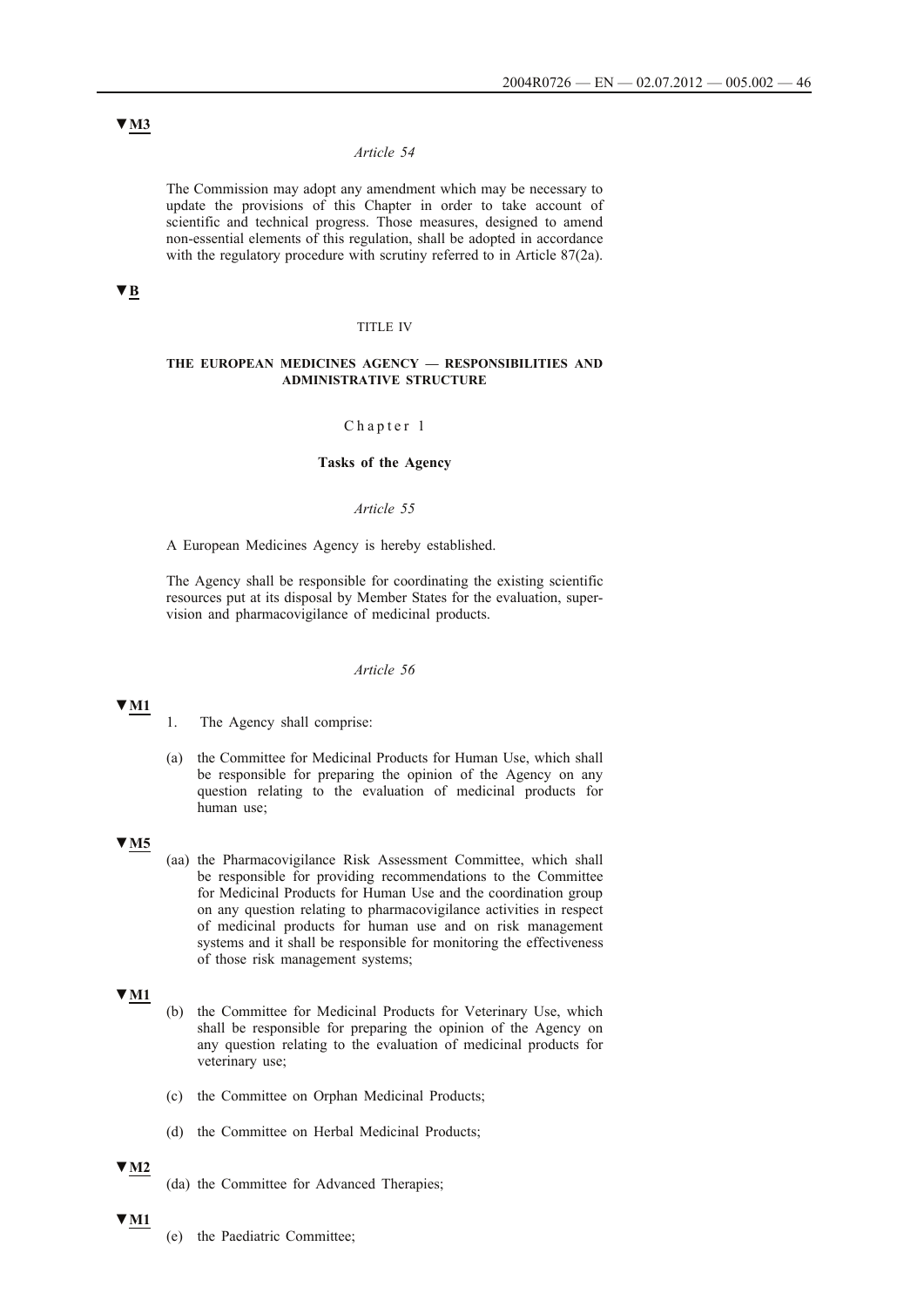▼M3

*Article 54*

The Commission may adopt any amendment which may be necessary to update the provisions of this Chapter in order to take account of scientific and technical progress. Those measures, designed to amend non-essential elements of this regulation, shall be adopted in accordance with the regulatory procedure with scrutiny referred to in Article 87(2a).

▼B

TITLE IV

**THE EUROPEAN MEDICINES AGENCY — RESPONSIBILITIES AND ADMINISTRATIVE STRUCTURE**

Chapter 1

**Tasks of the Agency**

*Article 55*

A European Medicines Agency is hereby established.

The Agency shall be responsible for coordinating the existing scientific resources put at its disposal by Member States for the evaluation, supervision and pharmacovigilance of medicinal products.

*Article 56*

▼M1

1. The Agency shall comprise:

(a) the Committee for Medicinal Products for Human Use, which shall be responsible for preparing the opinion of the Agency on any question relating to the evaluation of medicinal products for human use;

▼M5

(aa) the Pharmacovigilance Risk Assessment Committee, which shall be responsible for providing recommendations to the Committee for Medicinal Products for Human Use and the coordination group on any question relating to pharmacovigilance activities in respect of medicinal products for human use and on risk management systems and it shall be responsible for monitoring the effectiveness of those risk management systems;

▼M1

(b) the Committee for Medicinal Products for Veterinary Use, which shall be responsible for preparing the opinion of the Agency on any question relating to the evaluation of medicinal products for veterinary use;

(c) the Committee on Orphan Medicinal Products;

(d) the Committee on Herbal Medicinal Products;

▼M2

(da) the Committee for Advanced Therapies;

▼M1

(e) the Paediatric Committee;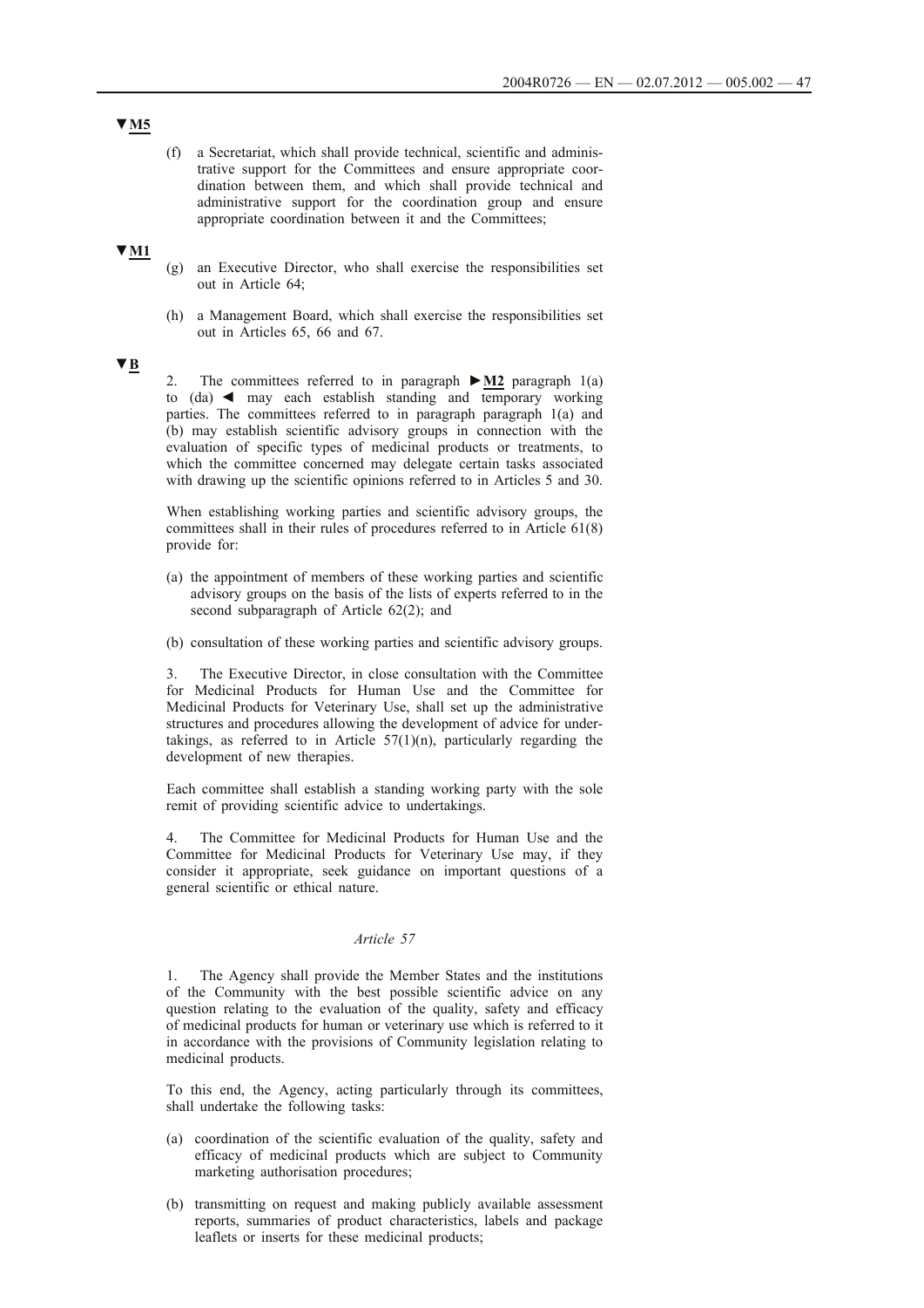▼**M5**

(f) a Secretariat, which shall provide technical, scientific and administrative support for the Committees and ensure appropriate coordination between them, and which shall provide technical and administrative support for the coordination group and ensure appropriate coordination between it and the Committees;

▼**M1**

(g) an Executive Director, who shall exercise the responsibilities set out in Article 64;

(h) a Management Board, which shall exercise the responsibilities set out in Articles 65, 66 and 67.

▼**B**

2. The committees referred to in paragraph ►**M2** paragraph 1(a) to (da) ◄ may each establish standing and temporary working parties. The committees referred to in paragraph paragraph 1(a) and (b) may establish scientific advisory groups in connection with the evaluation of specific types of medicinal products or treatments, to which the committee concerned may delegate certain tasks associated with drawing up the scientific opinions referred to in Articles 5 and 30.

When establishing working parties and scientific advisory groups, the committees shall in their rules of procedures referred to in Article 61(8) provide for:

(a) the appointment of members of these working parties and scientific advisory groups on the basis of the lists of experts referred to in the second subparagraph of Article 62(2); and

(b) consultation of these working parties and scientific advisory groups.

3. The Executive Director, in close consultation with the Committee for Medicinal Products for Human Use and the Committee for Medicinal Products for Veterinary Use, shall set up the administrative structures and procedures allowing the development of advice for undertakings, as referred to in Article 57(1)(n), particularly regarding the development of new therapies.

Each committee shall establish a standing working party with the sole remit of providing scientific advice to undertakings.

4. The Committee for Medicinal Products for Human Use and the Committee for Medicinal Products for Veterinary Use may, if they consider it appropriate, seek guidance on important questions of a general scientific or ethical nature.

*Article 57*

1. The Agency shall provide the Member States and the institutions of the Community with the best possible scientific advice on any question relating to the evaluation of the quality, safety and efficacy of medicinal products for human or veterinary use which is referred to it in accordance with the provisions of Community legislation relating to medicinal products.

To this end, the Agency, acting particularly through its committees, shall undertake the following tasks:

(a) coordination of the scientific evaluation of the quality, safety and efficacy of medicinal products which are subject to Community marketing authorisation procedures;

(b) transmitting on request and making publicly available assessment reports, summaries of product characteristics, labels and package leaflets or inserts for these medicinal products;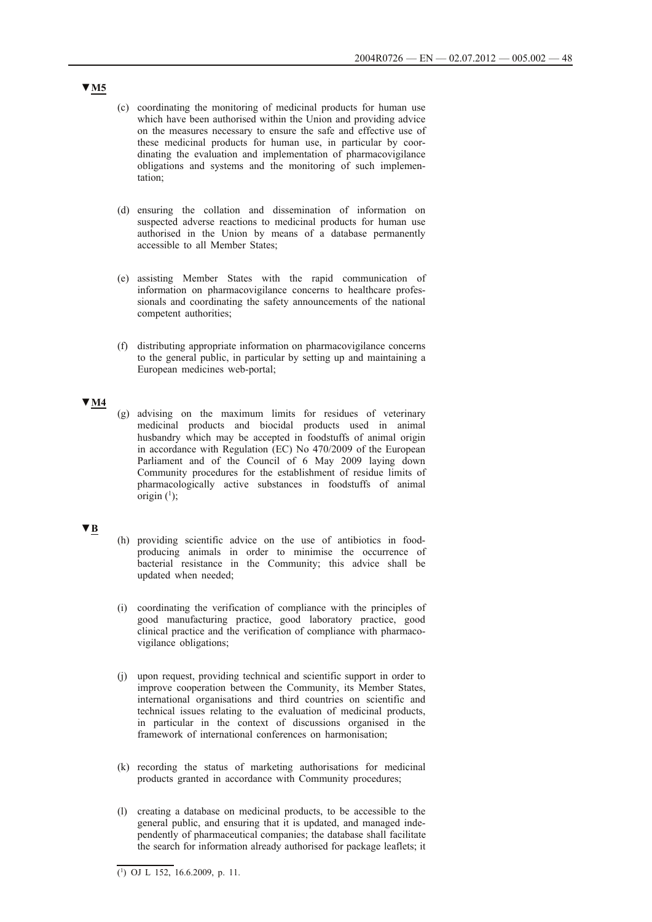▼M5

(c) coordinating the monitoring of medicinal products for human use which have been authorised within the Union and providing advice on the measures necessary to ensure the safe and effective use of these medicinal products for human use, in particular by coordinating the evaluation and implementation of pharmacovigilance obligations and systems and the monitoring of such implementation;

(d) ensuring the collation and dissemination of information on suspected adverse reactions to medicinal products for human use authorised in the Union by means of a database permanently accessible to all Member States;

(e) assisting Member States with the rapid communication of information on pharmacovigilance concerns to healthcare professionals and coordinating the safety announcements of the national competent authorities;

(f) distributing appropriate information on pharmacovigilance concerns to the general public, in particular by setting up and maintaining a European medicines web-portal;

▼M4

(g) advising on the maximum limits for residues of veterinary medicinal products and biocidal products used in animal husbandry which may be accepted in foodstuffs of animal origin in accordance with Regulation (EC) No 470/2009 of the European Parliament and of the Council of 6 May 2009 laying down Community procedures for the establishment of residue limits of pharmacologically active substances in foodstuffs of animal origin [1];

▼B

(h) providing scientific advice on the use of antibiotics in food-producing animals in order to minimise the occurrence of bacterial resistance in the Community; this advice shall be updated when needed;

(i) coordinating the verification of compliance with the principles of good manufacturing practice, good laboratory practice, good clinical practice and the verification of compliance with pharmacovigilance obligations;

(j) upon request, providing technical and scientific support in order to improve cooperation between the Community, its Member States, international organisations and third countries on scientific and technical issues relating to the evaluation of medicinal products, in particular in the context of discussions organised in the framework of international conferences on harmonisation;

(k) recording the status of marketing authorisations for medicinal products granted in accordance with Community procedures;

(l) creating a database on medicinal products, to be accessible to the general public, and ensuring that it is updated, and managed independently of pharmaceutical companies; the database shall facilitate the search for information already authorised for package leaflets; it

---

[1] OJ L 152, 16.6.2009, p. 11.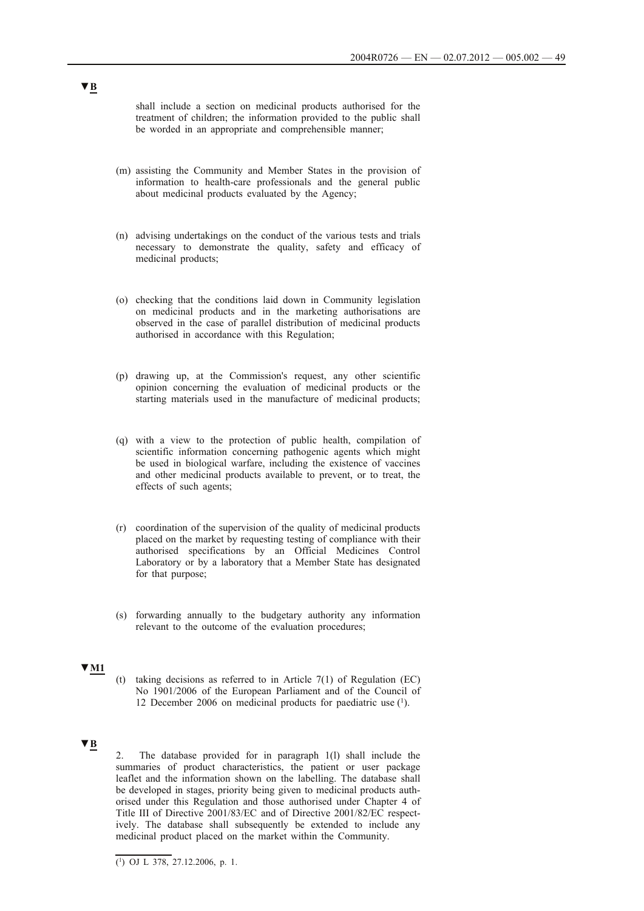▼B

shall include a section on medicinal products authorised for the treatment of children; the information provided to the public shall be worded in an appropriate and comprehensible manner;

(m) assisting the Community and Member States in the provision of information to health-care professionals and the general public about medicinal products evaluated by the Agency;

(n) advising undertakings on the conduct of the various tests and trials necessary to demonstrate the quality, safety and efficacy of medicinal products;

(o) checking that the conditions laid down in Community legislation on medicinal products and in the marketing authorisations are observed in the case of parallel distribution of medicinal products authorised in accordance with this Regulation;

(p) drawing up, at the Commission's request, any other scientific opinion concerning the evaluation of medicinal products or the starting materials used in the manufacture of medicinal products;

(q) with a view to the protection of public health, compilation of scientific information concerning pathogenic agents which might be used in biological warfare, including the existence of vaccines and other medicinal products available to prevent, or to treat, the effects of such agents;

(r) coordination of the supervision of the quality of medicinal products placed on the market by requesting testing of compliance with their authorised specifications by an Official Medicines Control Laboratory or by a laboratory that a Member State has designated for that purpose;

(s) forwarding annually to the budgetary authority any information relevant to the outcome of the evaluation procedures;

▼M1

(t) taking decisions as referred to in Article 7(1) of Regulation (EC) No 1901/2006 of the European Parliament and of the Council of 12 December 2006 on medicinal products for paediatric use [1].

▼B

2. The database provided for in paragraph 1(l) shall include the summaries of product characteristics, the patient or user package leaflet and the information shown on the labelling. The database shall be developed in stages, priority being given to medicinal products authorised under this Regulation and those authorised under Chapter 4 of Title III of Directive 2001/83/EC and of Directive 2001/82/EC respectively. The database shall subsequently be extended to include any medicinal product placed on the market within the Community.

---

[1] OJ L 378, 27.12.2006, p. 1.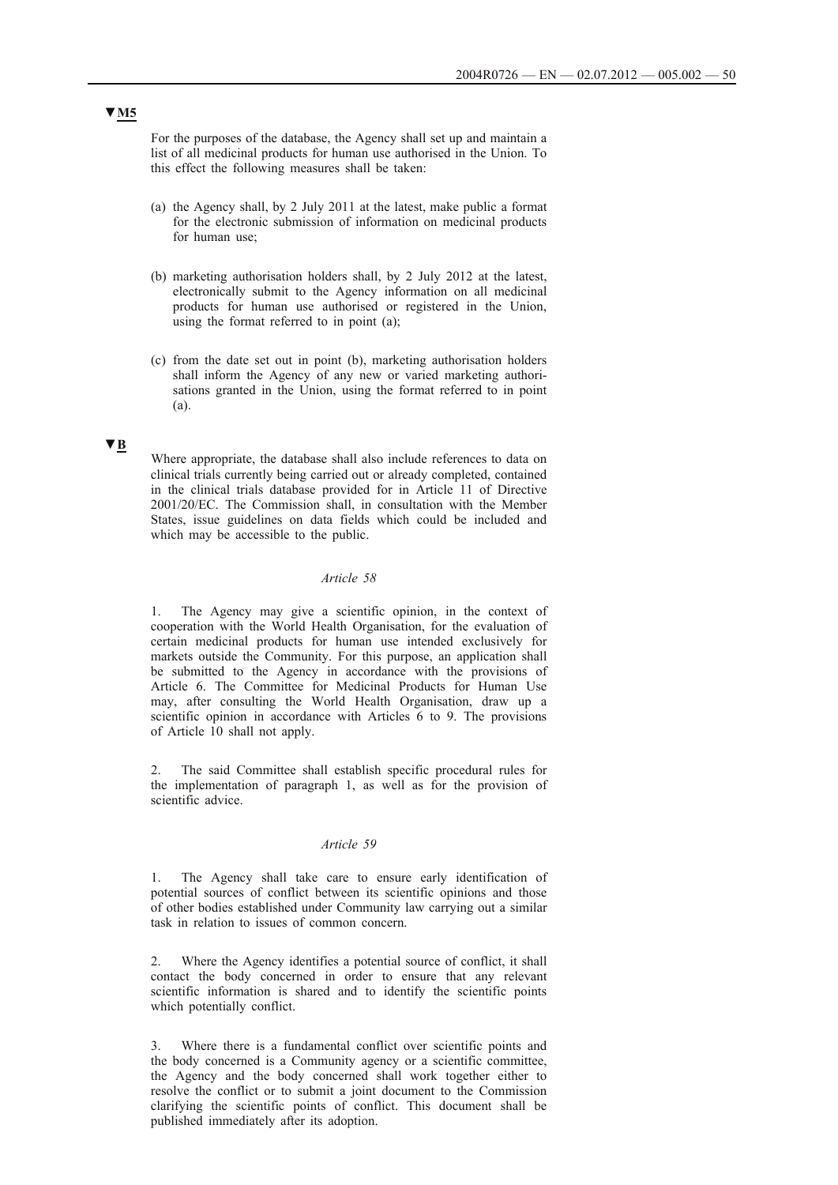▼M5

For the purposes of the database, the Agency shall set up and maintain a list of all medicinal products for human use authorised in the Union. To this effect the following measures shall be taken:

(a) the Agency shall, by 2 July 2011 at the latest, make public a format for the electronic submission of information on medicinal products for human use;

(b) marketing authorisation holders shall, by 2 July 2012 at the latest, electronically submit to the Agency information on all medicinal products for human use authorised or registered in the Union, using the format referred to in point (a);

(c) from the date set out in point (b), marketing authorisation holders shall inform the Agency of any new or varied marketing authorisations granted in the Union, using the format referred to in point (a).

▼B

Where appropriate, the database shall also include references to data on clinical trials currently being carried out or already completed, contained in the clinical trials database provided for in Article 11 of Directive 2001/20/EC. The Commission shall, in consultation with the Member States, issue guidelines on data fields which could be included and which may be accessible to the public.

*Article 58*

1. The Agency may give a scientific opinion, in the context of cooperation with the World Health Organisation, for the evaluation of certain medicinal products for human use intended exclusively for markets outside the Community. For this purpose, an application shall be submitted to the Agency in accordance with the provisions of Article 6. The Committee for Medicinal Products for Human Use may, after consulting the World Health Organisation, draw up a scientific opinion in accordance with Articles 6 to 9. The provisions of Article 10 shall not apply.

2. The said Committee shall establish specific procedural rules for the implementation of paragraph 1, as well as for the provision of scientific advice.

*Article 59*

1. The Agency shall take care to ensure early identification of potential sources of conflict between its scientific opinions and those of other bodies established under Community law carrying out a similar task in relation to issues of common concern.

2. Where the Agency identifies a potential source of conflict, it shall contact the body concerned in order to ensure that any relevant scientific information is shared and to identify the scientific points which potentially conflict.

3. Where there is a fundamental conflict over scientific points and the body concerned is a Community agency or a scientific committee, the Agency and the body concerned shall work together either to resolve the conflict or to submit a joint document to the Commission clarifying the scientific points of conflict. This document shall be published immediately after its adoption.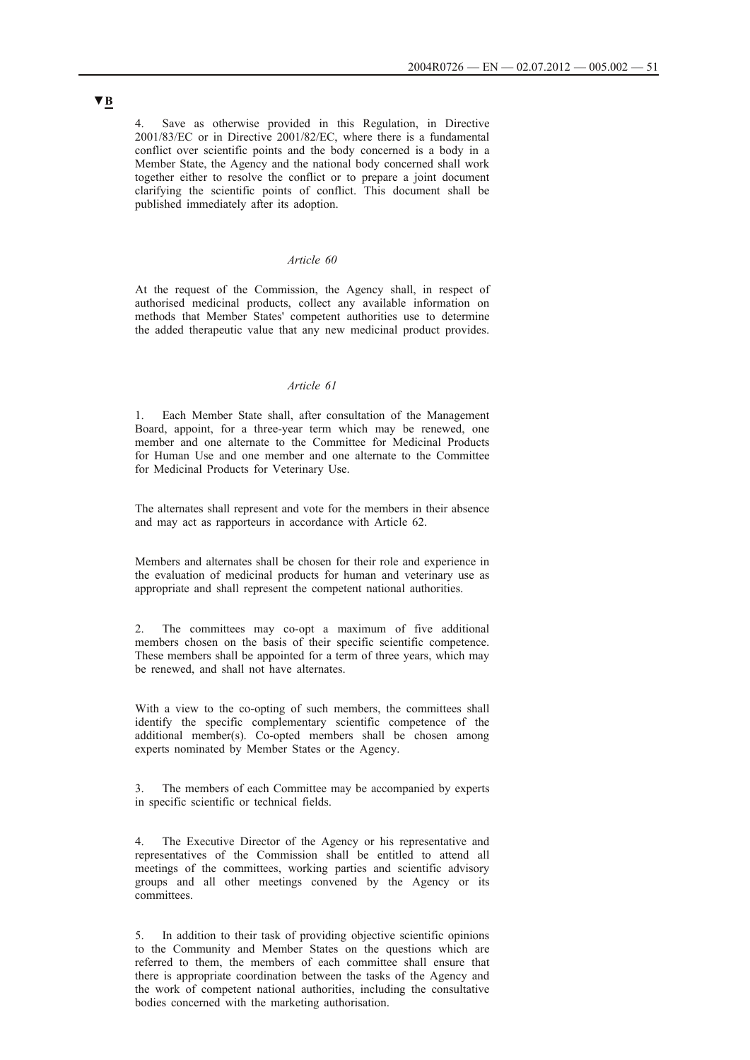**▼B**

4. Save as otherwise provided in this Regulation, in Directive 2001/83/EC or in Directive 2001/82/EC, where there is a fundamental conflict over scientific points and the body concerned is a body in a Member State, the Agency and the national body concerned shall work together either to resolve the conflict or to prepare a joint document clarifying the scientific points of conflict. This document shall be published immediately after its adoption.

*Article 60*

At the request of the Commission, the Agency shall, in respect of authorised medicinal products, collect any available information on methods that Member States' competent authorities use to determine the added therapeutic value that any new medicinal product provides.

*Article 61*

1. Each Member State shall, after consultation of the Management Board, appoint, for a three-year term which may be renewed, one member and one alternate to the Committee for Medicinal Products for Human Use and one member and one alternate to the Committee for Medicinal Products for Veterinary Use.

The alternates shall represent and vote for the members in their absence and may act as rapporteurs in accordance with Article 62.

Members and alternates shall be chosen for their role and experience in the evaluation of medicinal products for human and veterinary use as appropriate and shall represent the competent national authorities.

2. The committees may co-opt a maximum of five additional members chosen on the basis of their specific scientific competence. These members shall be appointed for a term of three years, which may be renewed, and shall not have alternates.

With a view to the co-opting of such members, the committees shall identify the specific complementary scientific competence of the additional member(s). Co-opted members shall be chosen among experts nominated by Member States or the Agency.

3. The members of each Committee may be accompanied by experts in specific scientific or technical fields.

4. The Executive Director of the Agency or his representative and representatives of the Commission shall be entitled to attend all meetings of the committees, working parties and scientific advisory groups and all other meetings convened by the Agency or its committees.

5. In addition to their task of providing objective scientific opinions to the Community and Member States on the questions which are referred to them, the members of each committee shall ensure that there is appropriate coordination between the tasks of the Agency and the work of competent national authorities, including the consultative bodies concerned with the marketing authorisation.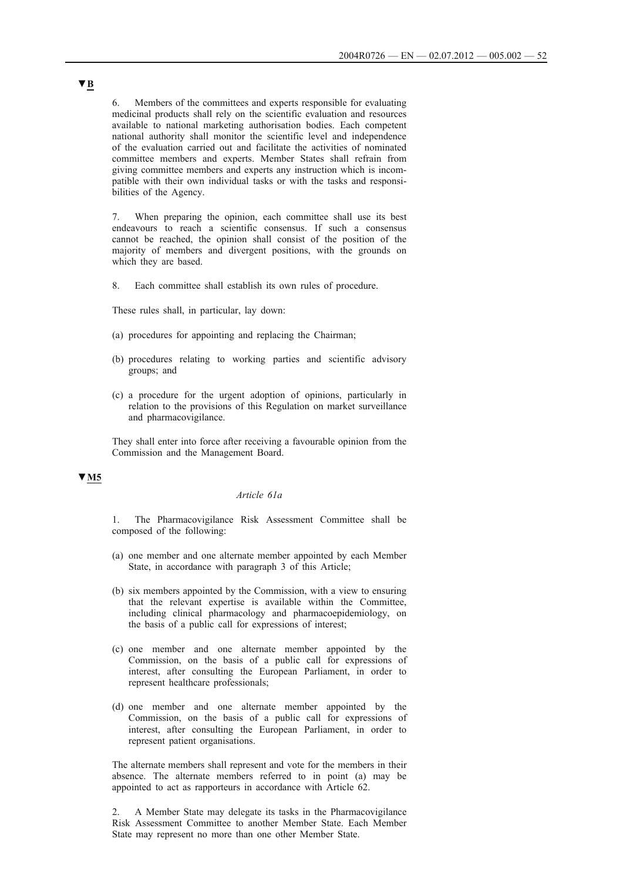**▼B**

6. Members of the committees and experts responsible for evaluating medicinal products shall rely on the scientific evaluation and resources available to national marketing authorisation bodies. Each competent national authority shall monitor the scientific level and independence of the evaluation carried out and facilitate the activities of nominated committee members and experts. Member States shall refrain from giving committee members and experts any instruction which is incompatible with their own individual tasks or with the tasks and responsibilities of the Agency.

7. When preparing the opinion, each committee shall use its best endeavours to reach a scientific consensus. If such a consensus cannot be reached, the opinion shall consist of the position of the majority of members and divergent positions, with the grounds on which they are based.

8. Each committee shall establish its own rules of procedure.

These rules shall, in particular, lay down:

(a) procedures for appointing and replacing the Chairman;

(b) procedures relating to working parties and scientific advisory groups; and

(c) a procedure for the urgent adoption of opinions, particularly in relation to the provisions of this Regulation on market surveillance and pharmacovigilance.

They shall enter into force after receiving a favourable opinion from the Commission and the Management Board.

**▼M5**

*Article 61a*

1. The Pharmacovigilance Risk Assessment Committee shall be composed of the following:

(a) one member and one alternate member appointed by each Member State, in accordance with paragraph 3 of this Article;

(b) six members appointed by the Commission, with a view to ensuring that the relevant expertise is available within the Committee, including clinical pharmacology and pharmacoepidemiology, on the basis of a public call for expressions of interest;

(c) one member and one alternate member appointed by the Commission, on the basis of a public call for expressions of interest, after consulting the European Parliament, in order to represent healthcare professionals;

(d) one member and one alternate member appointed by the Commission, on the basis of a public call for expressions of interest, after consulting the European Parliament, in order to represent patient organisations.

The alternate members shall represent and vote for the members in their absence. The alternate members referred to in point (a) may be appointed to act as rapporteurs in accordance with Article 62.

2. A Member State may delegate its tasks in the Pharmacovigilance Risk Assessment Committee to another Member State. Each Member State may represent no more than one other Member State.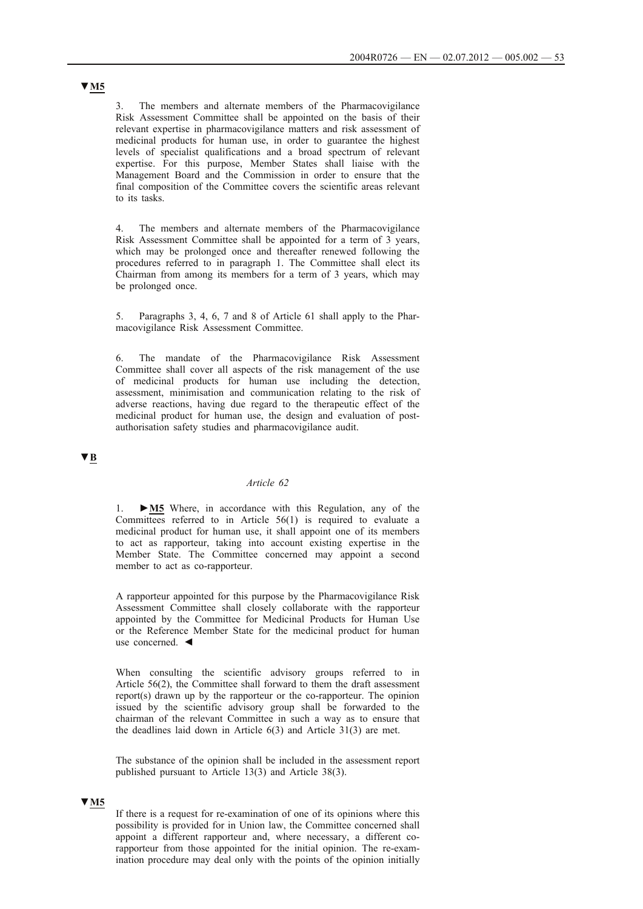▼M5

3. The members and alternate members of the Pharmacovigilance Risk Assessment Committee shall be appointed on the basis of their relevant expertise in pharmacovigilance matters and risk assessment of medicinal products for human use, in order to guarantee the highest levels of specialist qualifications and a broad spectrum of relevant expertise. For this purpose, Member States shall liaise with the Management Board and the Commission in order to ensure that the final composition of the Committee covers the scientific areas relevant to its tasks.

4. The members and alternate members of the Pharmacovigilance Risk Assessment Committee shall be appointed for a term of 3 years, which may be prolonged once and thereafter renewed following the procedures referred to in paragraph 1. The Committee shall elect its Chairman from among its members for a term of 3 years, which may be prolonged once.

5. Paragraphs 3, 4, 6, 7 and 8 of Article 61 shall apply to the Pharmacovigilance Risk Assessment Committee.

6. The mandate of the Pharmacovigilance Risk Assessment Committee shall cover all aspects of the risk management of the use of medicinal products for human use including the detection, assessment, minimisation and communication relating to the risk of adverse reactions, having due regard to the therapeutic effect of the medicinal product for human use, the design and evaluation of post-authorisation safety studies and pharmacovigilance audit.

▼B

*Article 62*

1. ►M5 Where, in accordance with this Regulation, any of the Committees referred to in Article 56(1) is required to evaluate a medicinal product for human use, it shall appoint one of its members to act as rapporteur, taking into account existing expertise in the Member State. The Committee concerned may appoint a second member to act as co-rapporteur.

A rapporteur appointed for this purpose by the Pharmacovigilance Risk Assessment Committee shall closely collaborate with the rapporteur appointed by the Committee for Medicinal Products for Human Use or the Reference Member State for the medicinal product for human use concerned. ◄

When consulting the scientific advisory groups referred to in Article 56(2), the Committee shall forward to them the draft assessment report(s) drawn up by the rapporteur or the co-rapporteur. The opinion issued by the scientific advisory group shall be forwarded to the chairman of the relevant Committee in such a way as to ensure that the deadlines laid down in Article 6(3) and Article 31(3) are met.

The substance of the opinion shall be included in the assessment report published pursuant to Article 13(3) and Article 38(3).

▼M5

If there is a request for re-examination of one of its opinions where this possibility is provided for in Union law, the Committee concerned shall appoint a different rapporteur and, where necessary, a different co-rapporteur from those appointed for the initial opinion. The re-examination procedure may deal only with the points of the opinion initially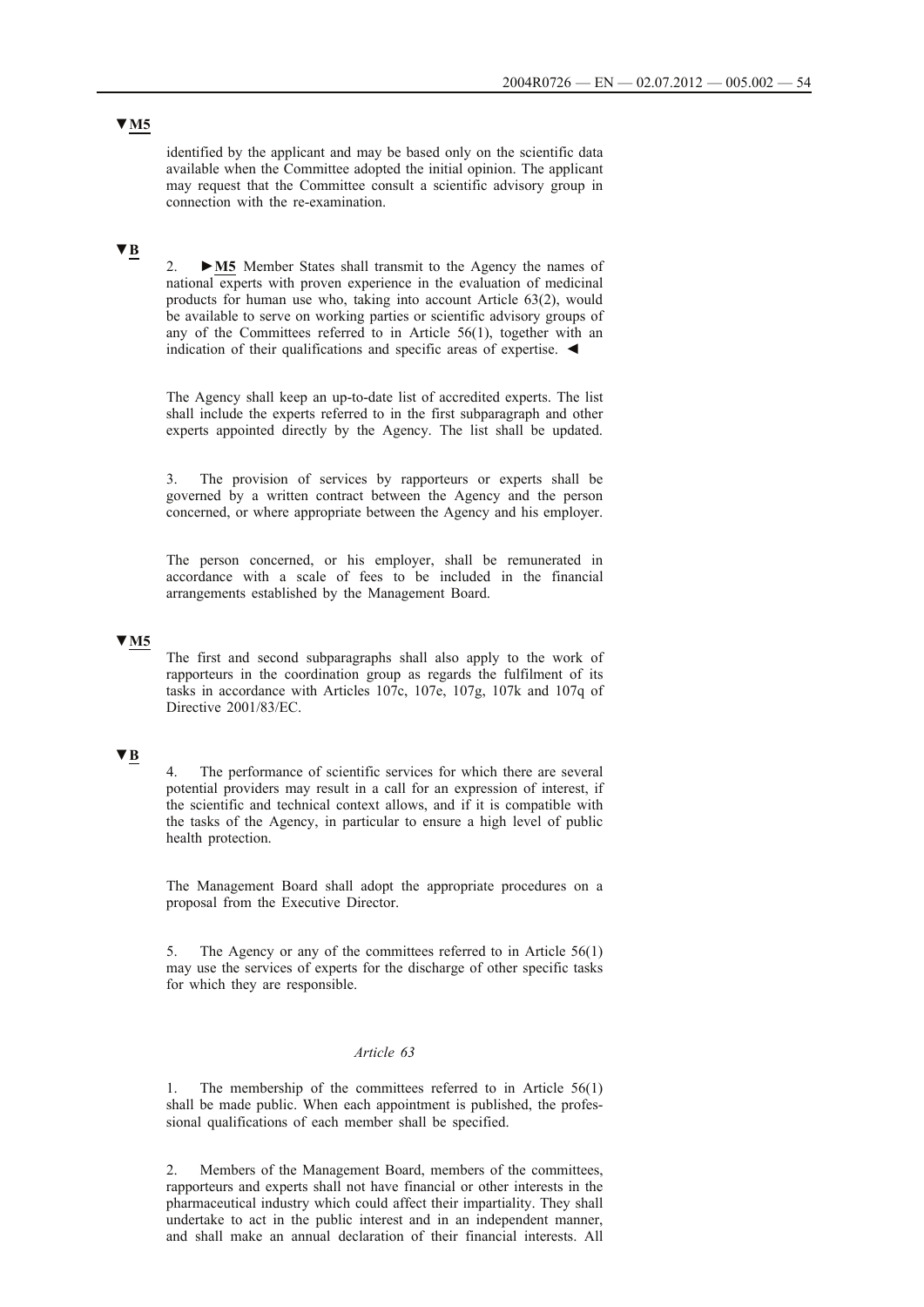▼M5

identified by the applicant and may be based only on the scientific data available when the Committee adopted the initial opinion. The applicant may request that the Committee consult a scientific advisory group in connection with the re-examination.

▼B

2. ►M5 Member States shall transmit to the Agency the names of national experts with proven experience in the evaluation of medicinal products for human use who, taking into account Article 63(2), would be available to serve on working parties or scientific advisory groups of any of the Committees referred to in Article 56(1), together with an indication of their qualifications and specific areas of expertise. ◄

The Agency shall keep an up-to-date list of accredited experts. The list shall include the experts referred to in the first subparagraph and other experts appointed directly by the Agency. The list shall be updated.

3. The provision of services by rapporteurs or experts shall be governed by a written contract between the Agency and the person concerned, or where appropriate between the Agency and his employer.

The person concerned, or his employer, shall be remunerated in accordance with a scale of fees to be included in the financial arrangements established by the Management Board.

▼M5

The first and second subparagraphs shall also apply to the work of rapporteurs in the coordination group as regards the fulfilment of its tasks in accordance with Articles 107c, 107e, 107g, 107k and 107q of Directive 2001/83/EC.

▼B

4. The performance of scientific services for which there are several potential providers may result in a call for an expression of interest, if the scientific and technical context allows, and if it is compatible with the tasks of the Agency, in particular to ensure a high level of public health protection.

The Management Board shall adopt the appropriate procedures on a proposal from the Executive Director.

5. The Agency or any of the committees referred to in Article 56(1) may use the services of experts for the discharge of other specific tasks for which they are responsible.

*Article 63*

1. The membership of the committees referred to in Article 56(1) shall be made public. When each appointment is published, the professional qualifications of each member shall be specified.

2. Members of the Management Board, members of the committees, rapporteurs and experts shall not have financial or other interests in the pharmaceutical industry which could affect their impartiality. They shall undertake to act in the public interest and in an independent manner, and shall make an annual declaration of their financial interests. All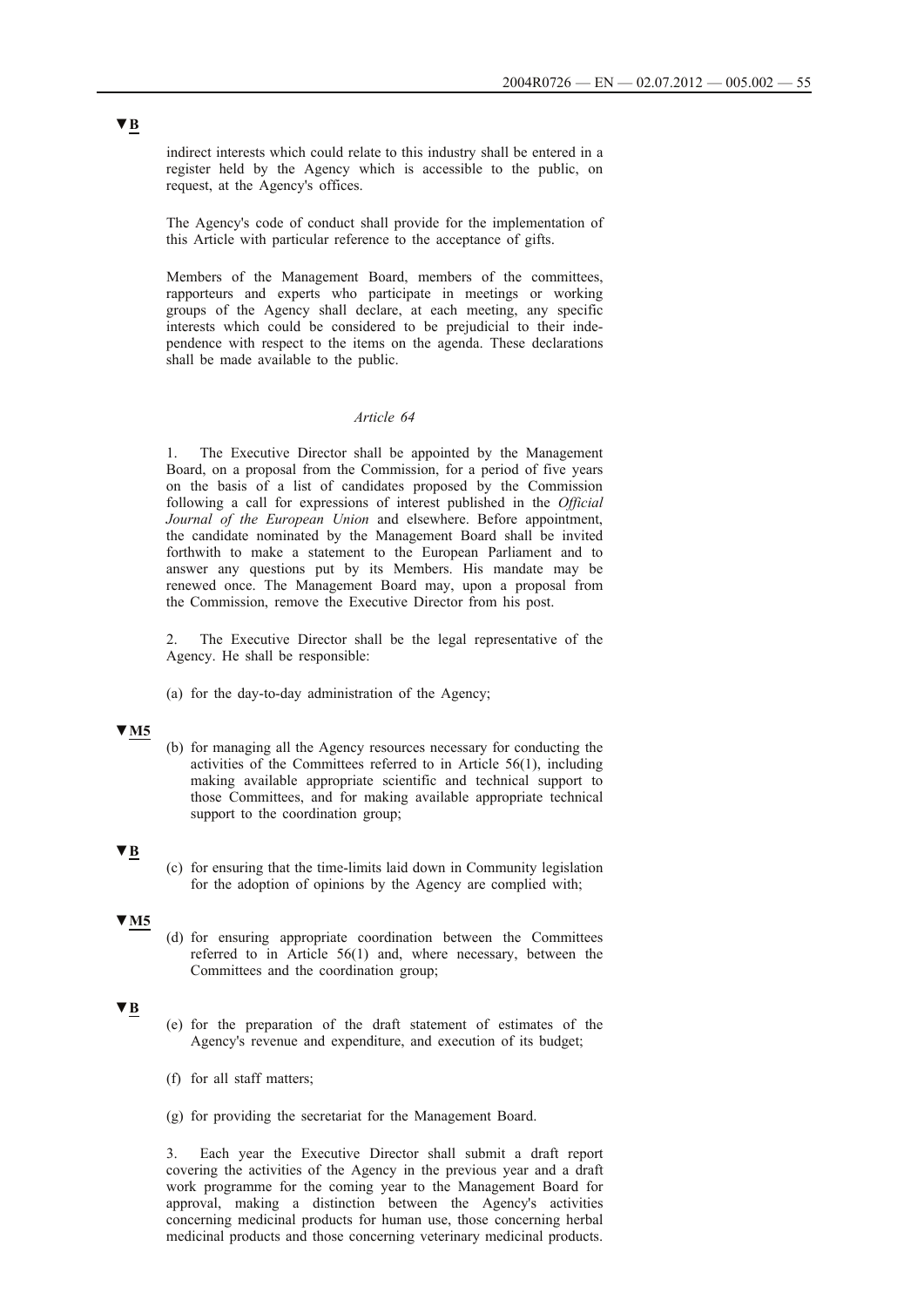▼B

indirect interests which could relate to this industry shall be entered in a register held by the Agency which is accessible to the public, on request, at the Agency's offices.

The Agency's code of conduct shall provide for the implementation of this Article with particular reference to the acceptance of gifts.

Members of the Management Board, members of the committees, rapporteurs and experts who participate in meetings or working groups of the Agency shall declare, at each meeting, any specific interests which could be considered to be prejudicial to their independence with respect to the items on the agenda. These declarations shall be made available to the public.

*Article 64*

1. The Executive Director shall be appointed by the Management Board, on a proposal from the Commission, for a period of five years on the basis of a list of candidates proposed by the Commission following a call for expressions of interest published in the *Official Journal of the European Union* and elsewhere. Before appointment, the candidate nominated by the Management Board shall be invited forthwith to make a statement to the European Parliament and to answer any questions put by its Members. His mandate may be renewed once. The Management Board may, upon a proposal from the Commission, remove the Executive Director from his post.

2. The Executive Director shall be the legal representative of the Agency. He shall be responsible:

(a) for the day-to-day administration of the Agency;

▼M5

(b) for managing all the Agency resources necessary for conducting the activities of the Committees referred to in Article 56(1), including making available appropriate scientific and technical support to those Committees, and for making available appropriate technical support to the coordination group;

▼B

(c) for ensuring that the time-limits laid down in Community legislation for the adoption of opinions by the Agency are complied with;

▼M5

(d) for ensuring appropriate coordination between the Committees referred to in Article 56(1) and, where necessary, between the Committees and the coordination group;

▼B

(e) for the preparation of the draft statement of estimates of the Agency's revenue and expenditure, and execution of its budget;

(f) for all staff matters;

(g) for providing the secretariat for the Management Board.

3. Each year the Executive Director shall submit a draft report covering the activities of the Agency in the previous year and a draft work programme for the coming year to the Management Board for approval, making a distinction between the Agency's activities concerning medicinal products for human use, those concerning herbal medicinal products and those concerning veterinary medicinal products.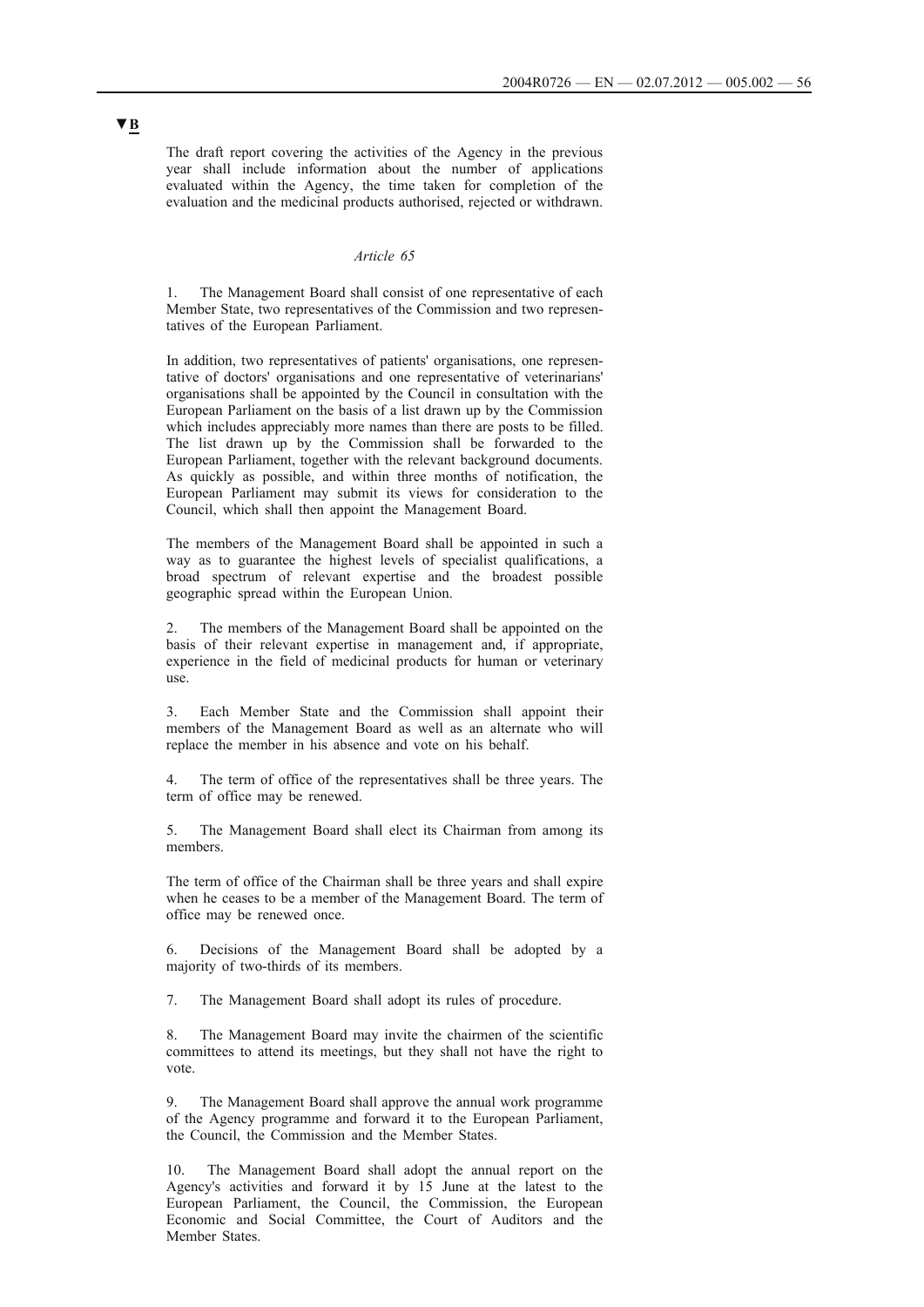▼B

The draft report covering the activities of the Agency in the previous year shall include information about the number of applications evaluated within the Agency, the time taken for completion of the evaluation and the medicinal products authorised, rejected or withdrawn.

*Article 65*

1. The Management Board shall consist of one representative of each Member State, two representatives of the Commission and two representatives of the European Parliament.

In addition, two representatives of patients' organisations, one representative of doctors' organisations and one representative of veterinarians' organisations shall be appointed by the Council in consultation with the European Parliament on the basis of a list drawn up by the Commission which includes appreciably more names than there are posts to be filled. The list drawn up by the Commission shall be forwarded to the European Parliament, together with the relevant background documents. As quickly as possible, and within three months of notification, the European Parliament may submit its views for consideration to the Council, which shall then appoint the Management Board.

The members of the Management Board shall be appointed in such a way as to guarantee the highest levels of specialist qualifications, a broad spectrum of relevant expertise and the broadest possible geographic spread within the European Union.

2. The members of the Management Board shall be appointed on the basis of their relevant expertise in management and, if appropriate, experience in the field of medicinal products for human or veterinary use.

3. Each Member State and the Commission shall appoint their members of the Management Board as well as an alternate who will replace the member in his absence and vote on his behalf.

4. The term of office of the representatives shall be three years. The term of office may be renewed.

5. The Management Board shall elect its Chairman from among its members.

The term of office of the Chairman shall be three years and shall expire when he ceases to be a member of the Management Board. The term of office may be renewed once.

6. Decisions of the Management Board shall be adopted by a majority of two-thirds of its members.

7. The Management Board shall adopt its rules of procedure.

8. The Management Board may invite the chairmen of the scientific committees to attend its meetings, but they shall not have the right to vote.

9. The Management Board shall approve the annual work programme of the Agency programme and forward it to the European Parliament, the Council, the Commission and the Member States.

10. The Management Board shall adopt the annual report on the Agency's activities and forward it by 15 June at the latest to the European Parliament, the Council, the Commission, the European Economic and Social Committee, the Court of Auditors and the Member States.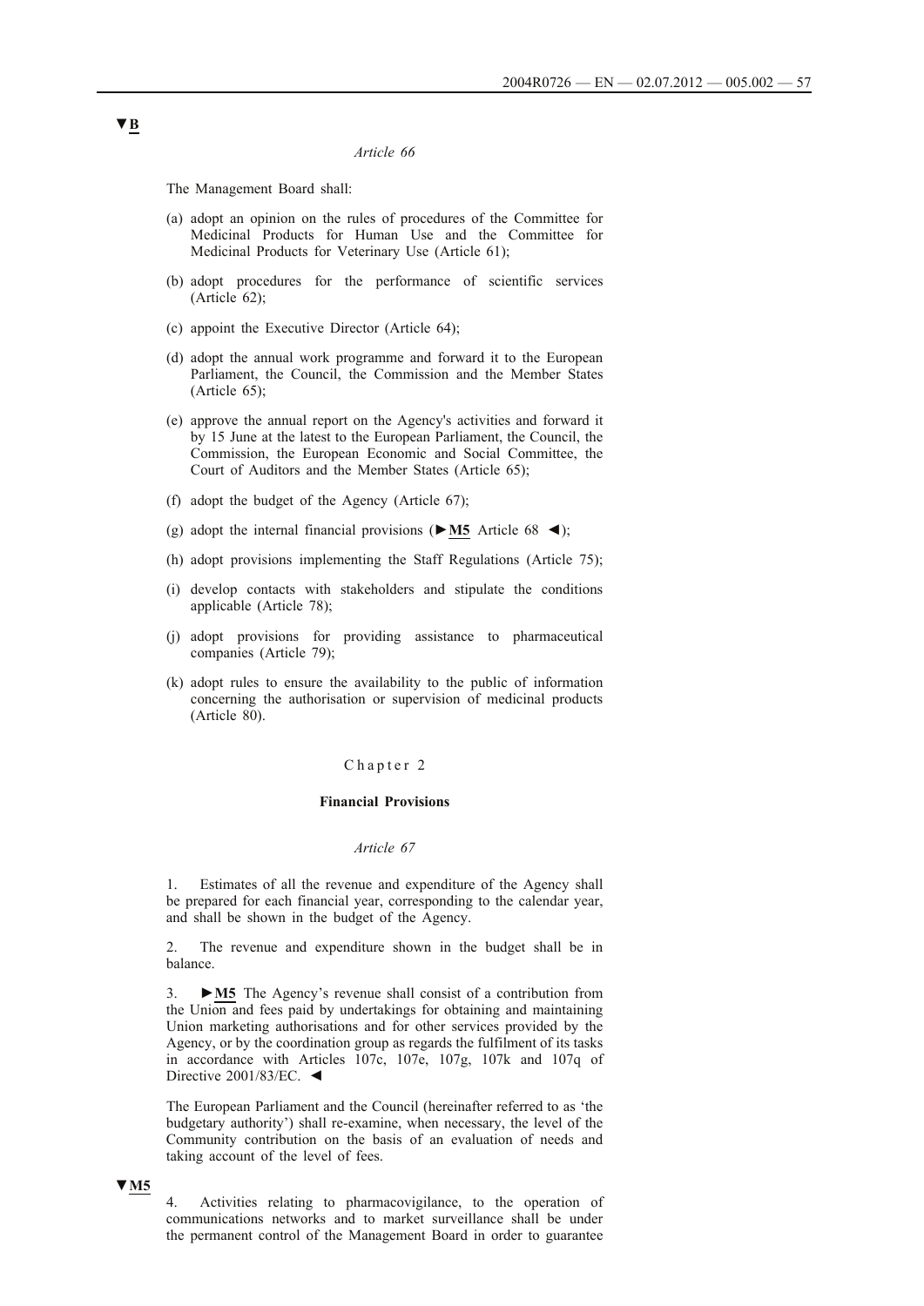▼B

*Article 66*

The Management Board shall:

(a) adopt an opinion on the rules of procedures of the Committee for Medicinal Products for Human Use and the Committee for Medicinal Products for Veterinary Use (Article 61);

(b) adopt procedures for the performance of scientific services (Article 62);

(c) appoint the Executive Director (Article 64);

(d) adopt the annual work programme and forward it to the European Parliament, the Council, the Commission and the Member States (Article 65);

(e) approve the annual report on the Agency's activities and forward it by 15 June at the latest to the European Parliament, the Council, the Commission, the European Economic and Social Committee, the Court of Auditors and the Member States (Article 65);

(f) adopt the budget of the Agency (Article 67);

(g) adopt the internal financial provisions (►M5 Article 68 ◄);

(h) adopt provisions implementing the Staff Regulations (Article 75);

(i) develop contacts with stakeholders and stipulate the conditions applicable (Article 78);

(j) adopt provisions for providing assistance to pharmaceutical companies (Article 79);

(k) adopt rules to ensure the availability to the public of information concerning the authorisation or supervision of medicinal products (Article 80).

Chapter 2

**Financial Provisions**

*Article 67*

1. Estimates of all the revenue and expenditure of the Agency shall be prepared for each financial year, corresponding to the calendar year, and shall be shown in the budget of the Agency.

2. The revenue and expenditure shown in the budget shall be in balance.

3. ►M5 The Agency's revenue shall consist of a contribution from the Union and fees paid by undertakings for obtaining and maintaining Union marketing authorisations and for other services provided by the Agency, or by the coordination group as regards the fulfilment of its tasks in accordance with Articles 107c, 107e, 107g, 107k and 107q of Directive 2001/83/EC. ◄

The European Parliament and the Council (hereinafter referred to as 'the budgetary authority') shall re-examine, when necessary, the level of the Community contribution on the basis of an evaluation of needs and taking account of the level of fees.

▼M5

4. Activities relating to pharmacovigilance, to the operation of communications networks and to market surveillance shall be under the permanent control of the Management Board in order to guarantee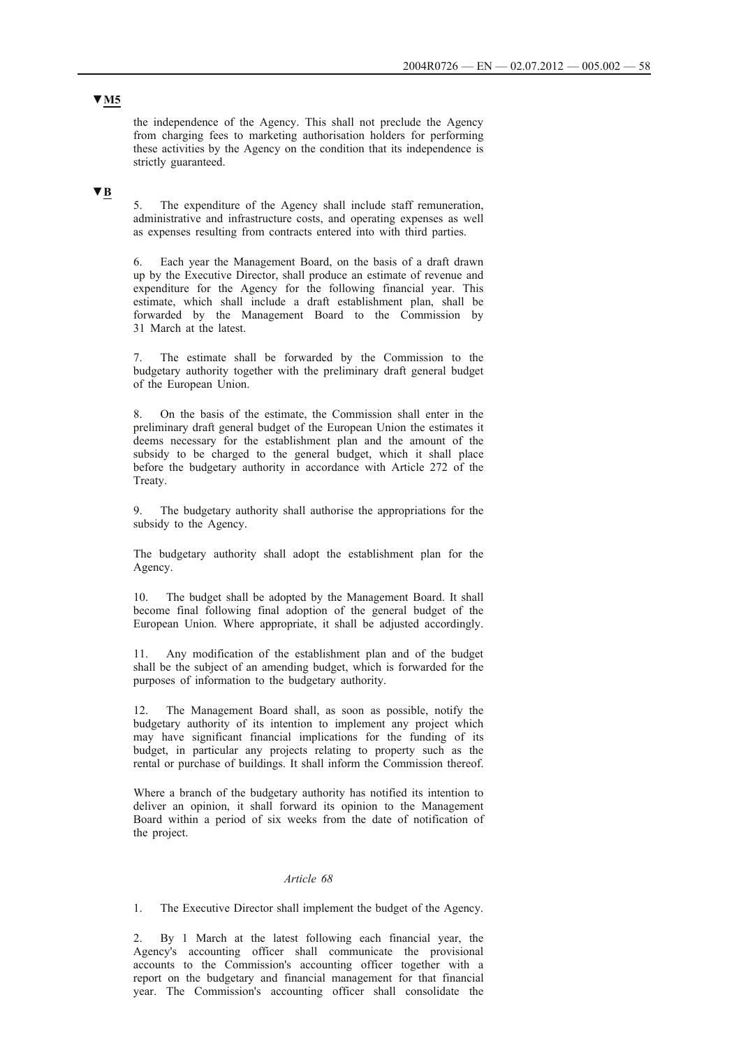▼M5

the independence of the Agency. This shall not preclude the Agency from charging fees to marketing authorisation holders for performing these activities by the Agency on the condition that its independence is strictly guaranteed.

▼B

5. The expenditure of the Agency shall include staff remuneration, administrative and infrastructure costs, and operating expenses as well as expenses resulting from contracts entered into with third parties.

6. Each year the Management Board, on the basis of a draft drawn up by the Executive Director, shall produce an estimate of revenue and expenditure for the Agency for the following financial year. This estimate, which shall include a draft establishment plan, shall be forwarded by the Management Board to the Commission by 31 March at the latest.

7. The estimate shall be forwarded by the Commission to the budgetary authority together with the preliminary draft general budget of the European Union.

8. On the basis of the estimate, the Commission shall enter in the preliminary draft general budget of the European Union the estimates it deems necessary for the establishment plan and the amount of the subsidy to be charged to the general budget, which it shall place before the budgetary authority in accordance with Article 272 of the Treaty.

9. The budgetary authority shall authorise the appropriations for the subsidy to the Agency.

The budgetary authority shall adopt the establishment plan for the Agency.

10. The budget shall be adopted by the Management Board. It shall become final following final adoption of the general budget of the European Union. Where appropriate, it shall be adjusted accordingly.

11. Any modification of the establishment plan and of the budget shall be the subject of an amending budget, which is forwarded for the purposes of information to the budgetary authority.

12. The Management Board shall, as soon as possible, notify the budgetary authority of its intention to implement any project which may have significant financial implications for the funding of its budget, in particular any projects relating to property such as the rental or purchase of buildings. It shall inform the Commission thereof.

Where a branch of the budgetary authority has notified its intention to deliver an opinion, it shall forward its opinion to the Management Board within a period of six weeks from the date of notification of the project.

*Article 68*

1. The Executive Director shall implement the budget of the Agency.

2. By 1 March at the latest following each financial year, the Agency's accounting officer shall communicate the provisional accounts to the Commission's accounting officer together with a report on the budgetary and financial management for that financial year. The Commission's accounting officer shall consolidate the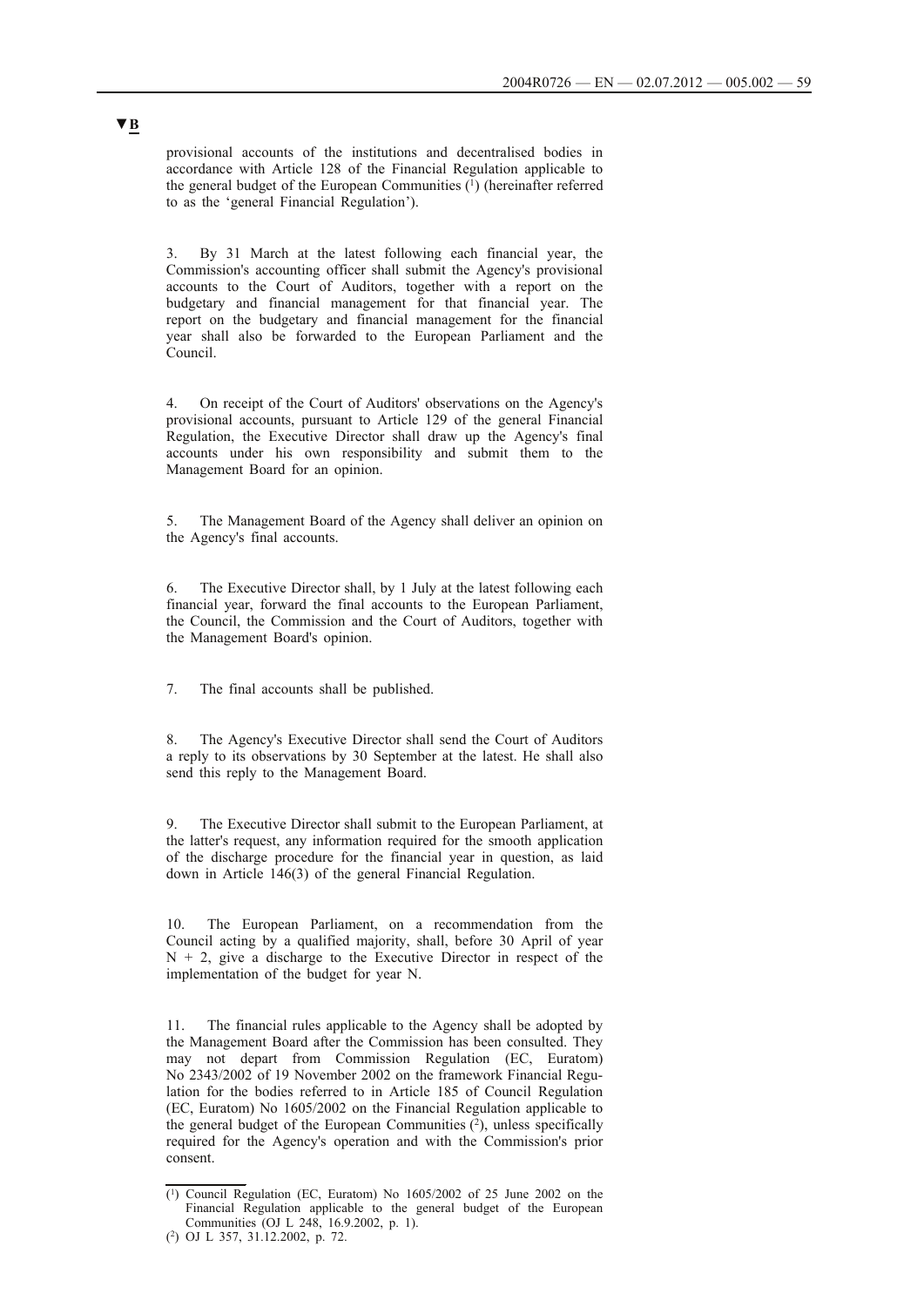▼B

provisional accounts of the institutions and decentralised bodies in accordance with Article 128 of the Financial Regulation applicable to the general budget of the European Communities [1] (hereinafter referred to as the 'general Financial Regulation').

3. By 31 March at the latest following each financial year, the Commission's accounting officer shall submit the Agency's provisional accounts to the Court of Auditors, together with a report on the budgetary and financial management for that financial year. The report on the budgetary and financial management for the financial year shall also be forwarded to the European Parliament and the Council.

4. On receipt of the Court of Auditors' observations on the Agency's provisional accounts, pursuant to Article 129 of the general Financial Regulation, the Executive Director shall draw up the Agency's final accounts under his own responsibility and submit them to the Management Board for an opinion.

5. The Management Board of the Agency shall deliver an opinion on the Agency's final accounts.

6. The Executive Director shall, by 1 July at the latest following each financial year, forward the final accounts to the European Parliament, the Council, the Commission and the Court of Auditors, together with the Management Board's opinion.

7. The final accounts shall be published.

8. The Agency's Executive Director shall send the Court of Auditors a reply to its observations by 30 September at the latest. He shall also send this reply to the Management Board.

9. The Executive Director shall submit to the European Parliament, at the latter's request, any information required for the smooth application of the discharge procedure for the financial year in question, as laid down in Article 146(3) of the general Financial Regulation.

10. The European Parliament, on a recommendation from the Council acting by a qualified majority, shall, before 30 April of year N + 2, give a discharge to the Executive Director in respect of the implementation of the budget for year N.

11. The financial rules applicable to the Agency shall be adopted by the Management Board after the Commission has been consulted. They may not depart from Commission Regulation (EC, Euratom) No 2343/2002 of 19 November 2002 on the framework Financial Regulation for the bodies referred to in Article 185 of Council Regulation (EC, Euratom) No 1605/2002 on the Financial Regulation applicable to the general budget of the European Communities [2], unless specifically required for the Agency's operation and with the Commission's prior consent.

---

[1] Council Regulation (EC, Euratom) No 1605/2002 of 25 June 2002 on the Financial Regulation applicable to the general budget of the European Communities (OJ L 248, 16.9.2002, p. 1).

[2] OJ L 357, 31.12.2002, p. 72.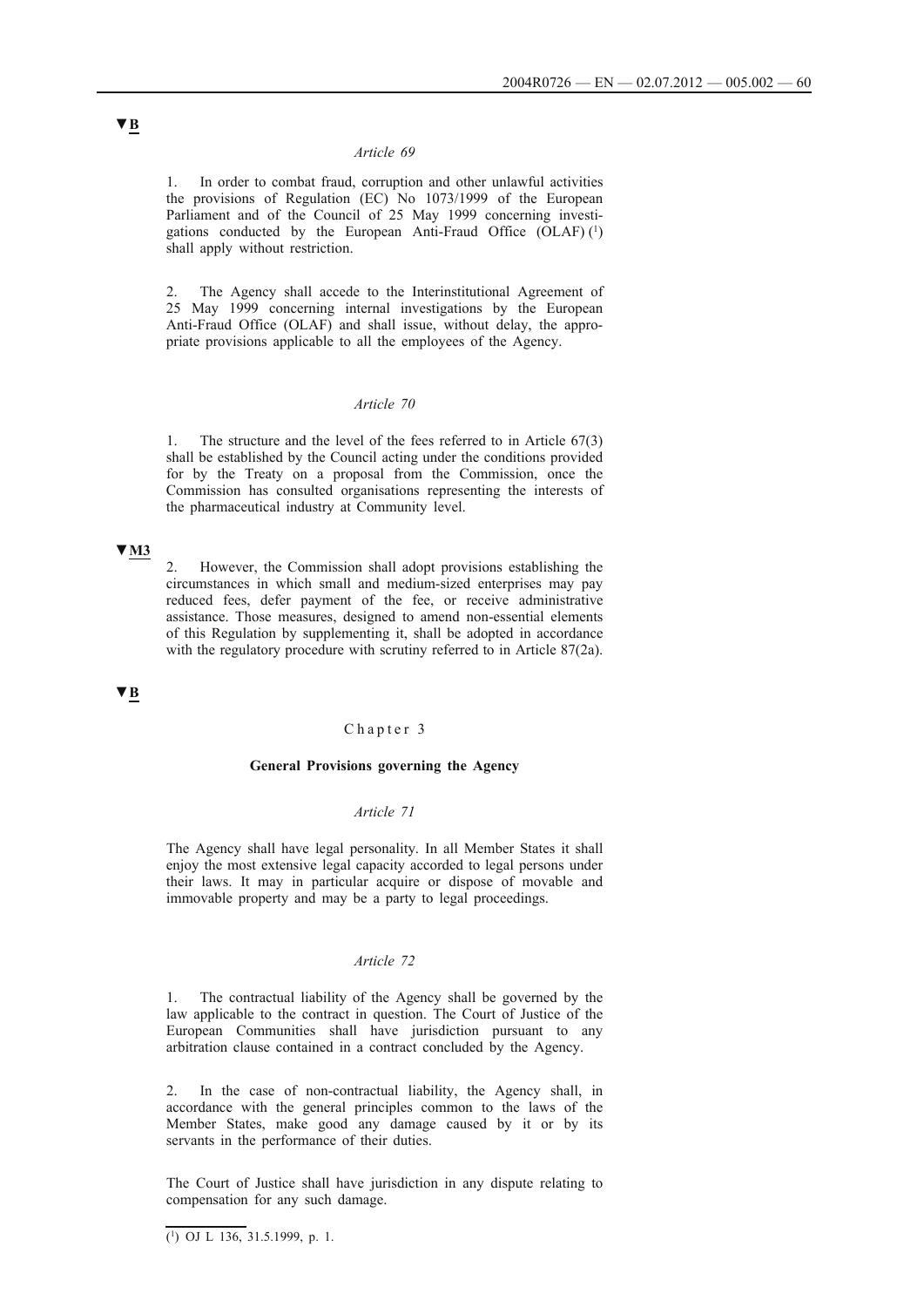▼B

*Article 69*

1. In order to combat fraud, corruption and other unlawful activities the provisions of Regulation (EC) No 1073/1999 of the European Parliament and of the Council of 25 May 1999 concerning investigations conducted by the European Anti-Fraud Office (OLAF) [1] shall apply without restriction.

2. The Agency shall accede to the Interinstitutional Agreement of 25 May 1999 concerning internal investigations by the European Anti-Fraud Office (OLAF) and shall issue, without delay, the appropriate provisions applicable to all the employees of the Agency.

*Article 70*

1. The structure and the level of the fees referred to in Article 67(3) shall be established by the Council acting under the conditions provided for by the Treaty on a proposal from the Commission, once the Commission has consulted organisations representing the interests of the pharmaceutical industry at Community level.

▼M3

2. However, the Commission shall adopt provisions establishing the circumstances in which small and medium-sized enterprises may pay reduced fees, defer payment of the fee, or receive administrative assistance. Those measures, designed to amend non-essential elements of this Regulation by supplementing it, shall be adopted in accordance with the regulatory procedure with scrutiny referred to in Article 87(2a).

▼B

## Chapter 3

### General Provisions governing the Agency

*Article 71*

The Agency shall have legal personality. In all Member States it shall enjoy the most extensive legal capacity accorded to legal persons under their laws. It may in particular acquire or dispose of movable and immovable property and may be a party to legal proceedings.

*Article 72*

1. The contractual liability of the Agency shall be governed by the law applicable to the contract in question. The Court of Justice of the European Communities shall have jurisdiction pursuant to any arbitration clause contained in a contract concluded by the Agency.

2. In the case of non-contractual liability, the Agency shall, in accordance with the general principles common to the laws of the Member States, make good any damage caused by it or by its servants in the performance of their duties.

The Court of Justice shall have jurisdiction in any dispute relating to compensation for any such damage.

---

[1] OJ L 136, 31.5.1999, p. 1.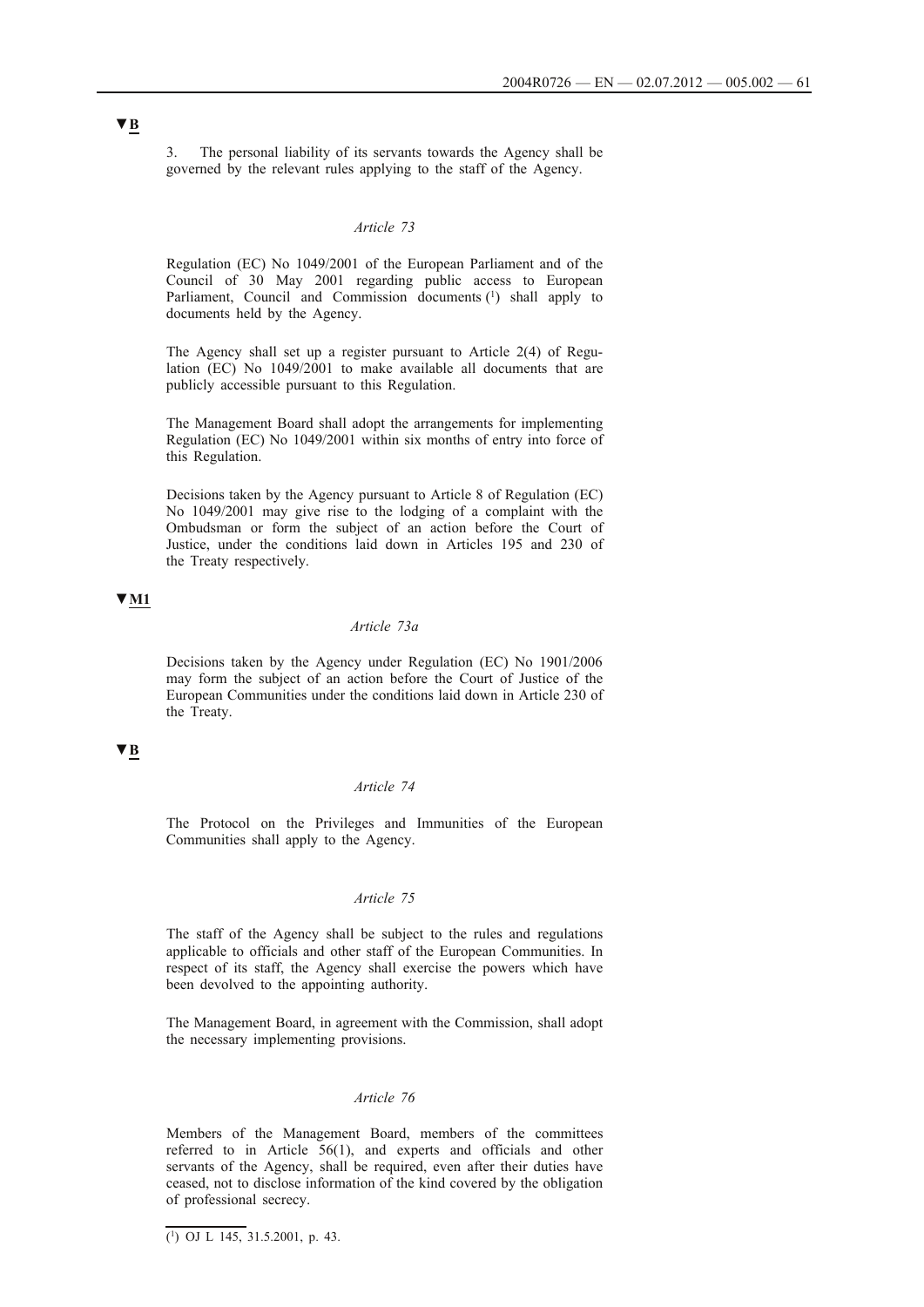▼B

3. The personal liability of its servants towards the Agency shall be governed by the relevant rules applying to the staff of the Agency.

*Article 73*

Regulation (EC) No 1049/2001 of the European Parliament and of the Council of 30 May 2001 regarding public access to European Parliament, Council and Commission documents [1] shall apply to documents held by the Agency.

The Agency shall set up a register pursuant to Article 2(4) of Regulation (EC) No 1049/2001 to make available all documents that are publicly accessible pursuant to this Regulation.

The Management Board shall adopt the arrangements for implementing Regulation (EC) No 1049/2001 within six months of entry into force of this Regulation.

Decisions taken by the Agency pursuant to Article 8 of Regulation (EC) No 1049/2001 may give rise to the lodging of a complaint with the Ombudsman or form the subject of an action before the Court of Justice, under the conditions laid down in Articles 195 and 230 of the Treaty respectively.

▼M1

*Article 73a*

Decisions taken by the Agency under Regulation (EC) No 1901/2006 may form the subject of an action before the Court of Justice of the European Communities under the conditions laid down in Article 230 of the Treaty.

▼B

*Article 74*

The Protocol on the Privileges and Immunities of the European Communities shall apply to the Agency.

*Article 75*

The staff of the Agency shall be subject to the rules and regulations applicable to officials and other staff of the European Communities. In respect of its staff, the Agency shall exercise the powers which have been devolved to the appointing authority.

The Management Board, in agreement with the Commission, shall adopt the necessary implementing provisions.

*Article 76*

Members of the Management Board, members of the committees referred to in Article 56(1), and experts and officials and other servants of the Agency, shall be required, even after their duties have ceased, not to disclose information of the kind covered by the obligation of professional secrecy.

[1] OJ L 145, 31.5.2001, p. 43.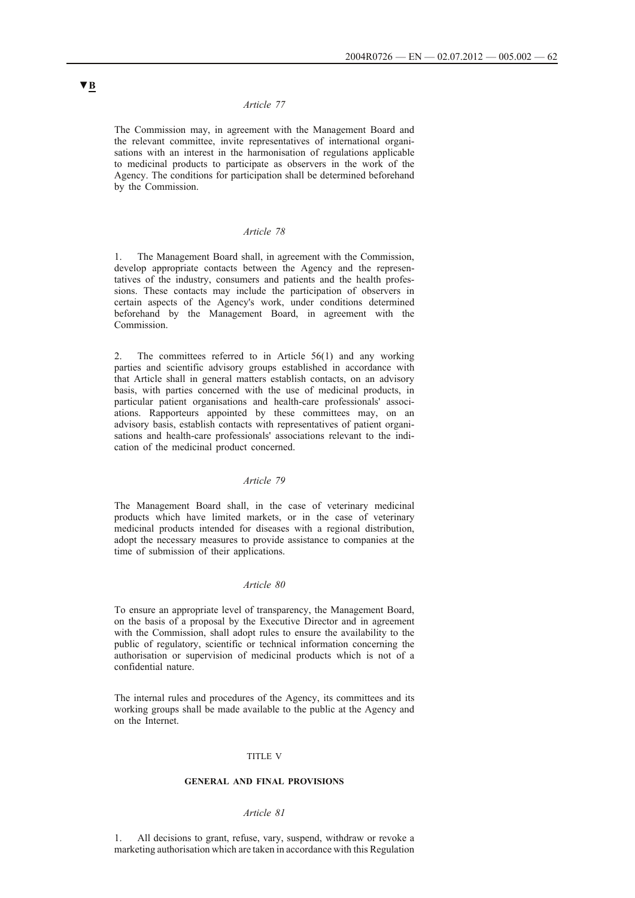▼B

*Article 77*

The Commission may, in agreement with the Management Board and the relevant committee, invite representatives of international organisations with an interest in the harmonisation of regulations applicable to medicinal products to participate as observers in the work of the Agency. The conditions for participation shall be determined beforehand by the Commission.

*Article 78*

1. The Management Board shall, in agreement with the Commission, develop appropriate contacts between the Agency and the representatives of the industry, consumers and patients and the health professions. These contacts may include the participation of observers in certain aspects of the Agency's work, under conditions determined beforehand by the Management Board, in agreement with the Commission.

2. The committees referred to in Article 56(1) and any working parties and scientific advisory groups established in accordance with that Article shall in general matters establish contacts, on an advisory basis, with parties concerned with the use of medicinal products, in particular patient organisations and health-care professionals' associations. Rapporteurs appointed by these committees may, on an advisory basis, establish contacts with representatives of patient organisations and health-care professionals' associations relevant to the indication of the medicinal product concerned.

*Article 79*

The Management Board shall, in the case of veterinary medicinal products which have limited markets, or in the case of veterinary medicinal products intended for diseases with a regional distribution, adopt the necessary measures to provide assistance to companies at the time of submission of their applications.

*Article 80*

To ensure an appropriate level of transparency, the Management Board, on the basis of a proposal by the Executive Director and in agreement with the Commission, shall adopt rules to ensure the availability to the public of regulatory, scientific or technical information concerning the authorisation or supervision of medicinal products which is not of a confidential nature.

The internal rules and procedures of the Agency, its committees and its working groups shall be made available to the public at the Agency and on the Internet.

TITLE V

**GENERAL AND FINAL PROVISIONS**

*Article 81*

1. All decisions to grant, refuse, vary, suspend, withdraw or revoke a marketing authorisation which are taken in accordance with this Regulation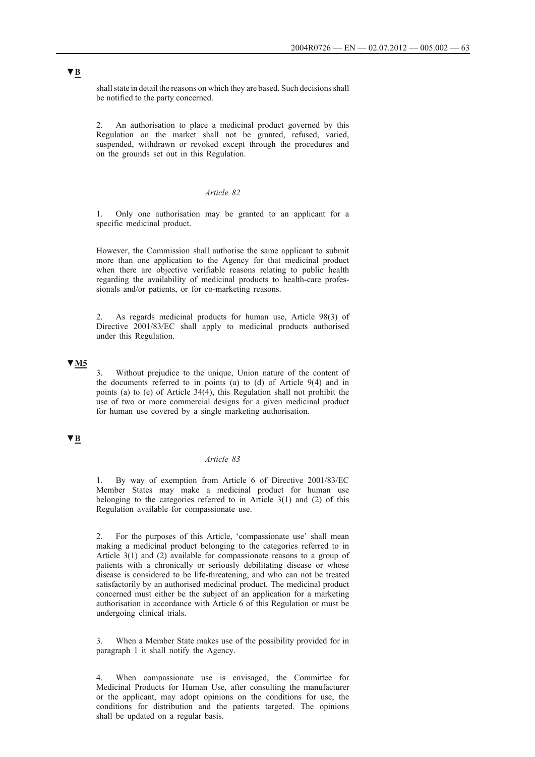▼B

shall state in detail the reasons on which they are based. Such decisions shall be notified to the party concerned.

2. An authorisation to place a medicinal product governed by this Regulation on the market shall not be granted, refused, varied, suspended, withdrawn or revoked except through the procedures and on the grounds set out in this Regulation.

*Article 82*

1. Only one authorisation may be granted to an applicant for a specific medicinal product.

However, the Commission shall authorise the same applicant to submit more than one application to the Agency for that medicinal product when there are objective verifiable reasons relating to public health regarding the availability of medicinal products to health-care professionals and/or patients, or for co-marketing reasons.

2. As regards medicinal products for human use, Article 98(3) of Directive 2001/83/EC shall apply to medicinal products authorised under this Regulation.

▼M5

3. Without prejudice to the unique, Union nature of the content of the documents referred to in points (a) to (d) of Article 9(4) and in points (a) to (e) of Article 34(4), this Regulation shall not prohibit the use of two or more commercial designs for a given medicinal product for human use covered by a single marketing authorisation.

▼B

*Article 83*

1. By way of exemption from Article 6 of Directive 2001/83/EC Member States may make a medicinal product for human use belonging to the categories referred to in Article 3(1) and (2) of this Regulation available for compassionate use.

2. For the purposes of this Article, 'compassionate use' shall mean making a medicinal product belonging to the categories referred to in Article 3(1) and (2) available for compassionate reasons to a group of patients with a chronically or seriously debilitating disease or whose disease is considered to be life-threatening, and who can not be treated satisfactorily by an authorised medicinal product. The medicinal product concerned must either be the subject of an application for a marketing authorisation in accordance with Article 6 of this Regulation or must be undergoing clinical trials.

3. When a Member State makes use of the possibility provided for in paragraph 1 it shall notify the Agency.

4. When compassionate use is envisaged, the Committee for Medicinal Products for Human Use, after consulting the manufacturer or the applicant, may adopt opinions on the conditions for use, the conditions for distribution and the patients targeted. The opinions shall be updated on a regular basis.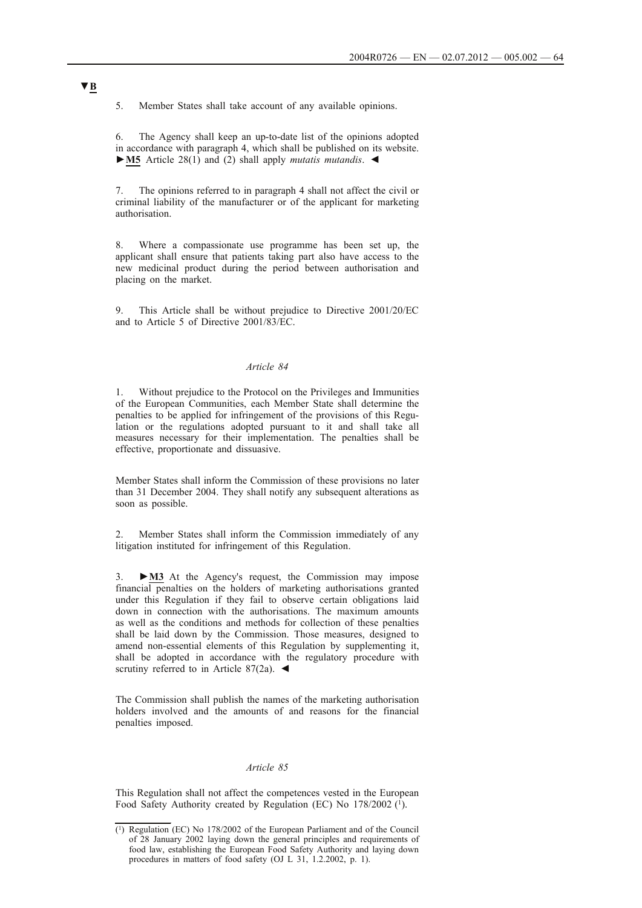▼B

5. Member States shall take account of any available opinions.

6. The Agency shall keep an up-to-date list of the opinions adopted in accordance with paragraph 4, which shall be published on its website. ►M5 Article 28(1) and (2) shall apply *mutatis mutandis*. ◄

7. The opinions referred to in paragraph 4 shall not affect the civil or criminal liability of the manufacturer or of the applicant for marketing authorisation.

8. Where a compassionate use programme has been set up, the applicant shall ensure that patients taking part also have access to the new medicinal product during the period between authorisation and placing on the market.

9. This Article shall be without prejudice to Directive 2001/20/EC and to Article 5 of Directive 2001/83/EC.

*Article 84*

1. Without prejudice to the Protocol on the Privileges and Immunities of the European Communities, each Member State shall determine the penalties to be applied for infringement of the provisions of this Regulation or the regulations adopted pursuant to it and shall take all measures necessary for their implementation. The penalties shall be effective, proportionate and dissuasive.

Member States shall inform the Commission of these provisions no later than 31 December 2004. They shall notify any subsequent alterations as soon as possible.

2. Member States shall inform the Commission immediately of any litigation instituted for infringement of this Regulation.

3. ►M3 At the Agency's request, the Commission may impose financial penalties on the holders of marketing authorisations granted under this Regulation if they fail to observe certain obligations laid down in connection with the authorisations. The maximum amounts as well as the conditions and methods for collection of these penalties shall be laid down by the Commission. Those measures, designed to amend non-essential elements of this Regulation by supplementing it, shall be adopted in accordance with the regulatory procedure with scrutiny referred to in Article 87(2a). ◄

The Commission shall publish the names of the marketing authorisation holders involved and the amounts of and reasons for the financial penalties imposed.

*Article 85*

This Regulation shall not affect the competences vested in the European Food Safety Authority created by Regulation (EC) No 178/2002 [1].

---

[1] Regulation (EC) No 178/2002 of the European Parliament and of the Council of 28 January 2002 laying down the general principles and requirements of food law, establishing the European Food Safety Authority and laying down procedures in matters of food safety (OJ L 31, 1.2.2002, p. 1).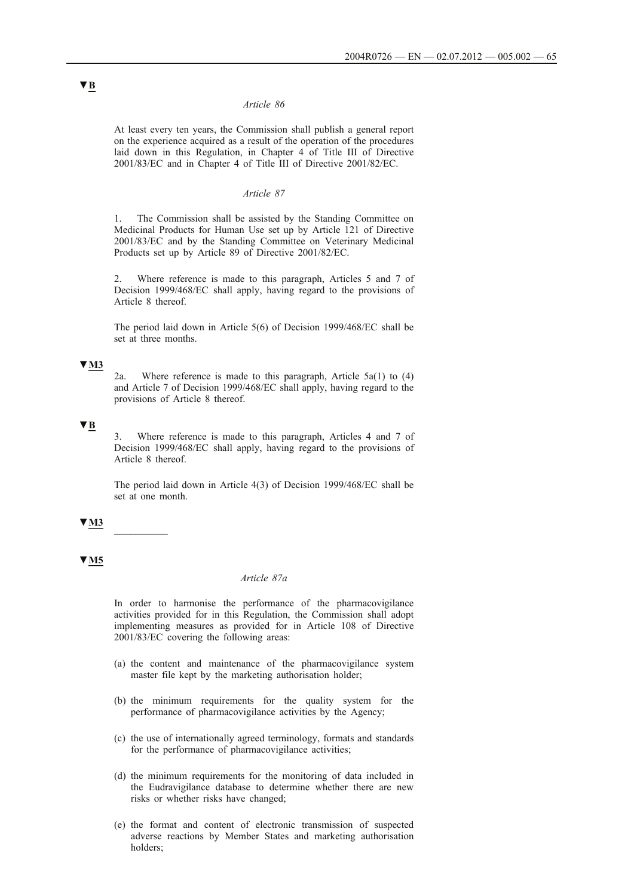▼B

*Article 86*

At least every ten years, the Commission shall publish a general report on the experience acquired as a result of the operation of the procedures laid down in this Regulation, in Chapter 4 of Title III of Directive 2001/83/EC and in Chapter 4 of Title III of Directive 2001/82/EC.

*Article 87*

1. The Commission shall be assisted by the Standing Committee on Medicinal Products for Human Use set up by Article 121 of Directive 2001/83/EC and by the Standing Committee on Veterinary Medicinal Products set up by Article 89 of Directive 2001/82/EC.

2. Where reference is made to this paragraph, Articles 5 and 7 of Decision 1999/468/EC shall apply, having regard to the provisions of Article 8 thereof.

The period laid down in Article 5(6) of Decision 1999/468/EC shall be set at three months.

▼M3

2a. Where reference is made to this paragraph, Article 5a(1) to (4) and Article 7 of Decision 1999/468/EC shall apply, having regard to the provisions of Article 8 thereof.

▼B

3. Where reference is made to this paragraph, Articles 4 and 7 of Decision 1999/468/EC shall apply, having regard to the provisions of Article 8 thereof.

The period laid down in Article 4(3) of Decision 1999/468/EC shall be set at one month.

▼M3

\_\_\_\_\_\_\_\_\_\_

▼M5

*Article 87a*

In order to harmonise the performance of the pharmacovigilance activities provided for in this Regulation, the Commission shall adopt implementing measures as provided for in Article 108 of Directive 2001/83/EC covering the following areas:

(a) the content and maintenance of the pharmacovigilance system master file kept by the marketing authorisation holder;

(b) the minimum requirements for the quality system for the performance of pharmacovigilance activities by the Agency;

(c) the use of internationally agreed terminology, formats and standards for the performance of pharmacovigilance activities;

(d) the minimum requirements for the monitoring of data included in the Eudravigilance database to determine whether there are new risks or whether risks have changed;

(e) the format and content of electronic transmission of suspected adverse reactions by Member States and marketing authorisation holders;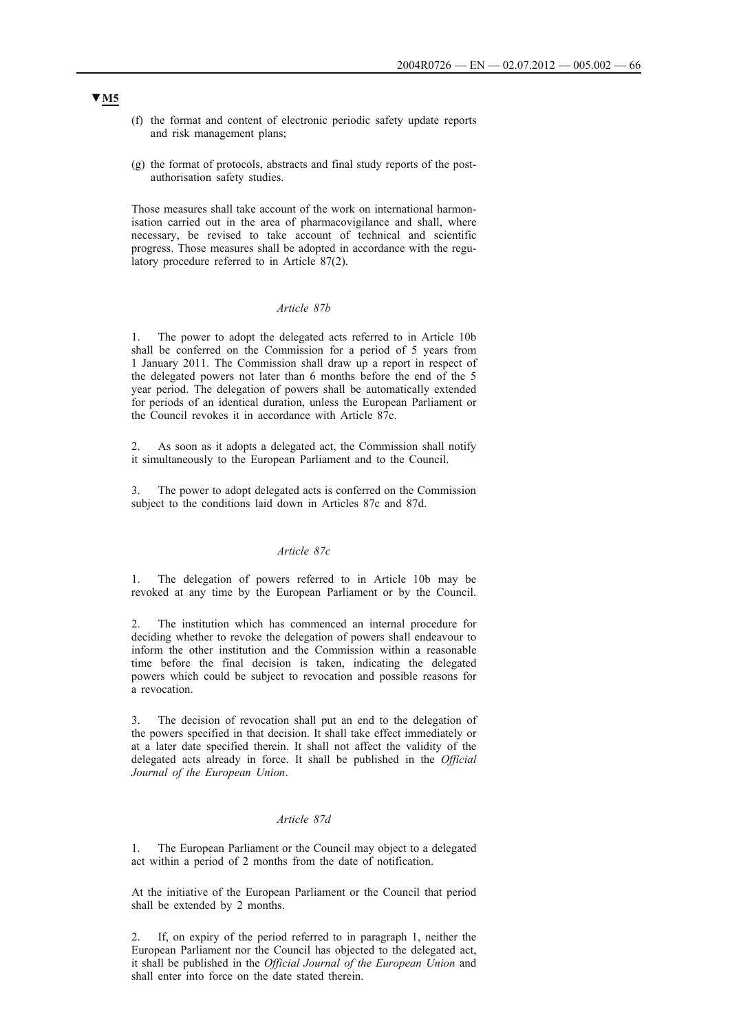▼M5

(f) the format and content of electronic periodic safety update reports and risk management plans;

(g) the format of protocols, abstracts and final study reports of the post-authorisation safety studies.

Those measures shall take account of the work on international harmonisation carried out in the area of pharmacovigilance and shall, where necessary, be revised to take account of technical and scientific progress. Those measures shall be adopted in accordance with the regulatory procedure referred to in Article 87(2).

*Article 87b*

1. The power to adopt the delegated acts referred to in Article 10b shall be conferred on the Commission for a period of 5 years from 1 January 2011. The Commission shall draw up a report in respect of the delegated powers not later than 6 months before the end of the 5 year period. The delegation of powers shall be automatically extended for periods of an identical duration, unless the European Parliament or the Council revokes it in accordance with Article 87c.

2. As soon as it adopts a delegated act, the Commission shall notify it simultaneously to the European Parliament and to the Council.

3. The power to adopt delegated acts is conferred on the Commission subject to the conditions laid down in Articles 87c and 87d.

*Article 87c*

1. The delegation of powers referred to in Article 10b may be revoked at any time by the European Parliament or by the Council.

2. The institution which has commenced an internal procedure for deciding whether to revoke the delegation of powers shall endeavour to inform the other institution and the Commission within a reasonable time before the final decision is taken, indicating the delegated powers which could be subject to revocation and possible reasons for a revocation.

3. The decision of revocation shall put an end to the delegation of the powers specified in that decision. It shall take effect immediately or at a later date specified therein. It shall not affect the validity of the delegated acts already in force. It shall be published in the *Official Journal of the European Union*.

*Article 87d*

1. The European Parliament or the Council may object to a delegated act within a period of 2 months from the date of notification.

At the initiative of the European Parliament or the Council that period shall be extended by 2 months.

2. If, on expiry of the period referred to in paragraph 1, neither the European Parliament nor the Council has objected to the delegated act, it shall be published in the *Official Journal of the European Union* and shall enter into force on the date stated therein.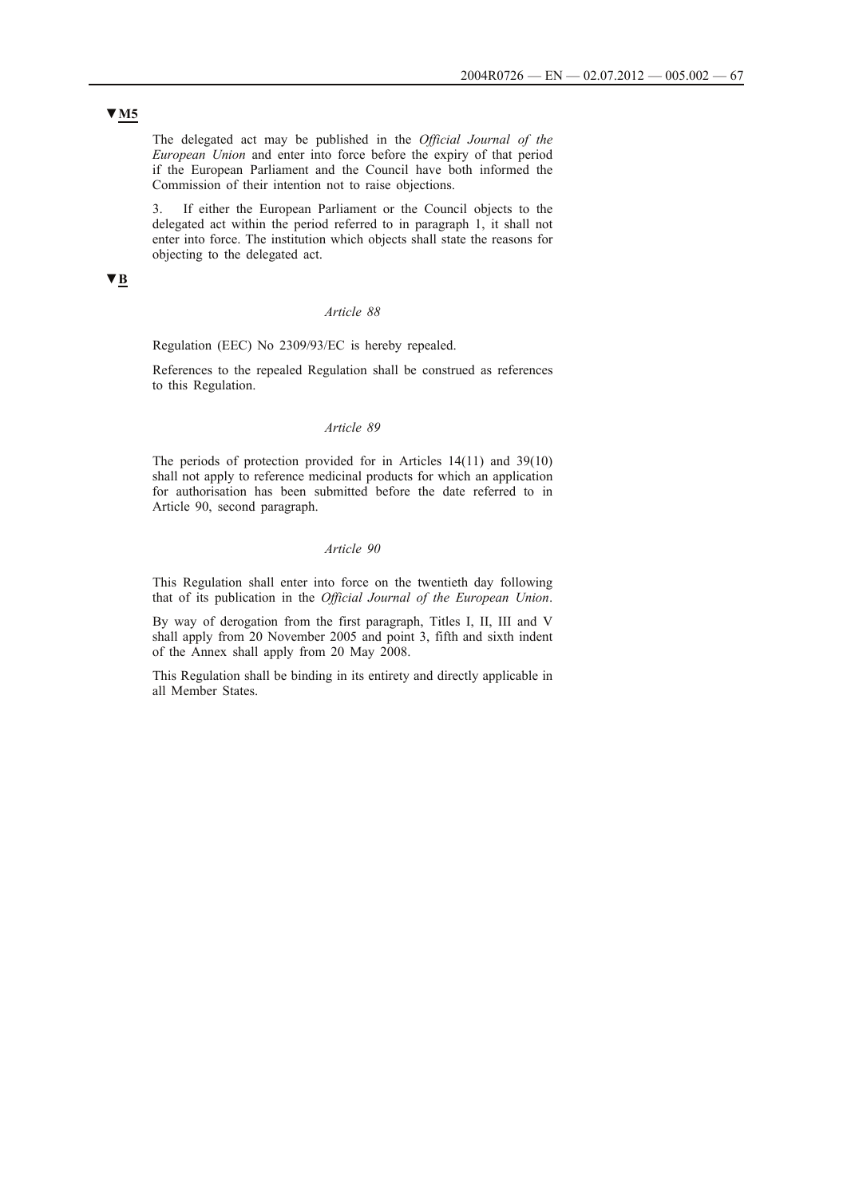**▼M5**

The delegated act may be published in the *Official Journal of the European Union* and enter into force before the expiry of that period if the European Parliament and the Council have both informed the Commission of their intention not to raise objections.

3. If either the European Parliament or the Council objects to the delegated act within the period referred to in paragraph 1, it shall not enter into force. The institution which objects shall state the reasons for objecting to the delegated act.

**▼B**

*Article 88*

Regulation (EEC) No 2309/93/EC is hereby repealed.

References to the repealed Regulation shall be construed as references to this Regulation.

*Article 89*

The periods of protection provided for in Articles 14(11) and 39(10) shall not apply to reference medicinal products for which an application for authorisation has been submitted before the date referred to in Article 90, second paragraph.

*Article 90*

This Regulation shall enter into force on the twentieth day following that of its publication in the *Official Journal of the European Union*.

By way of derogation from the first paragraph, Titles I, II, III and V shall apply from 20 November 2005 and point 3, fifth and sixth indent of the Annex shall apply from 20 May 2008.

This Regulation shall be binding in its entirety and directly applicable in all Member States.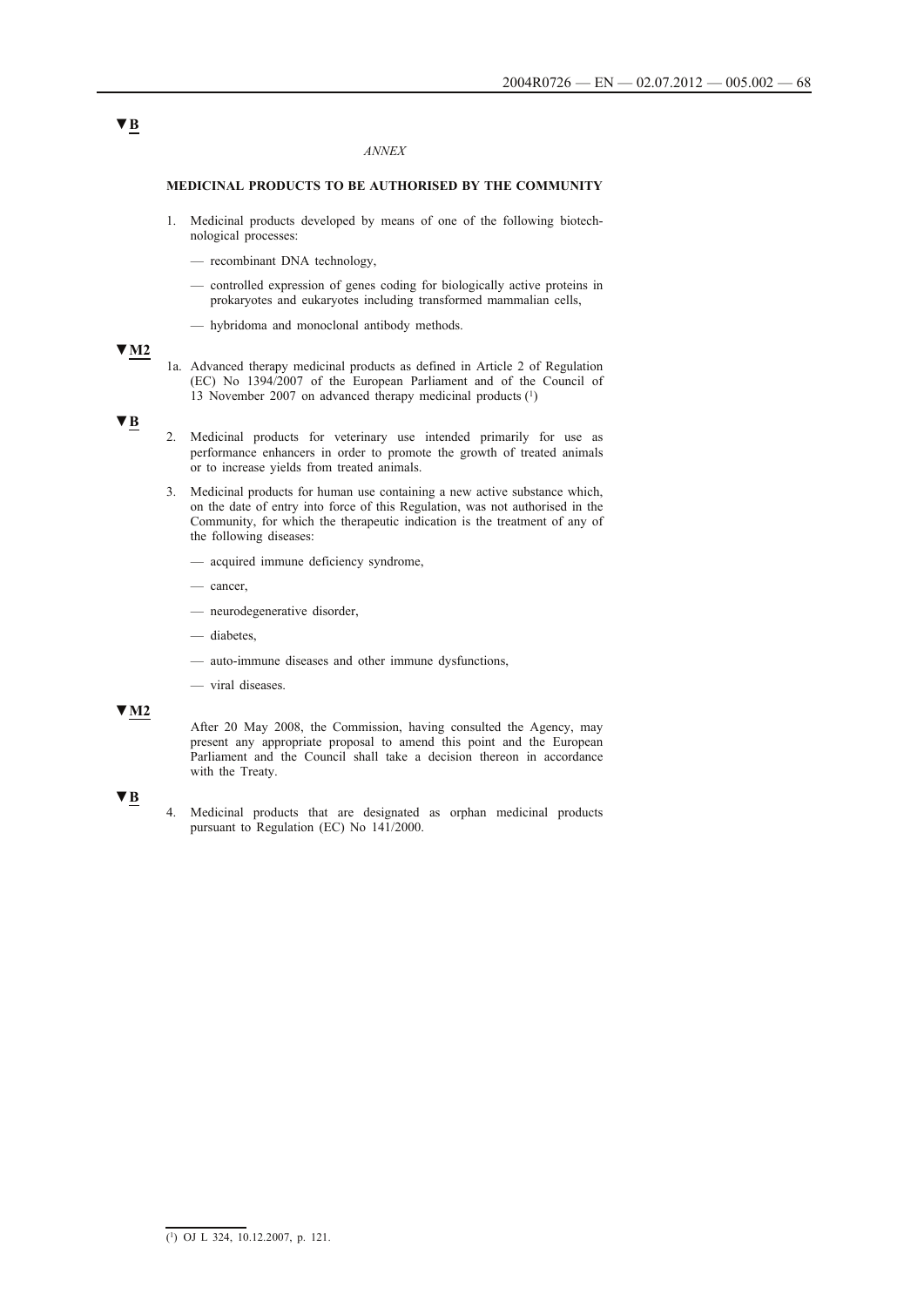▼B

*ANNEX*

**MEDICINAL PRODUCTS TO BE AUTHORISED BY THE COMMUNITY**

1. Medicinal products developed by means of one of the following biotechnological processes:

   — recombinant DNA technology,

   — controlled expression of genes coding for biologically active proteins in prokaryotes and eukaryotes including transformed mammalian cells,

   — hybridoma and monoclonal antibody methods.

▼M2

1a. Advanced therapy medicinal products as defined in Article 2 of Regulation (EC) No 1394/2007 of the European Parliament and of the Council of 13 November 2007 on advanced therapy medicinal products [1]

▼B

2. Medicinal products for veterinary use intended primarily for use as performance enhancers in order to promote the growth of treated animals or to increase yields from treated animals.

3. Medicinal products for human use containing a new active substance which, on the date of entry into force of this Regulation, was not authorised in the Community, for which the therapeutic indication is the treatment of any of the following diseases:

   — acquired immune deficiency syndrome,

   — cancer,

   — neurodegenerative disorder,

   — diabetes,

   — auto-immune diseases and other immune dysfunctions,

   — viral diseases.

▼M2

After 20 May 2008, the Commission, having consulted the Agency, may present any appropriate proposal to amend this point and the European Parliament and the Council shall take a decision thereon in accordance with the Treaty.

▼B

4. Medicinal products that are designated as orphan medicinal products pursuant to Regulation (EC) No 141/2000.

[1] OJ L 324, 10.12.2007, p. 121.